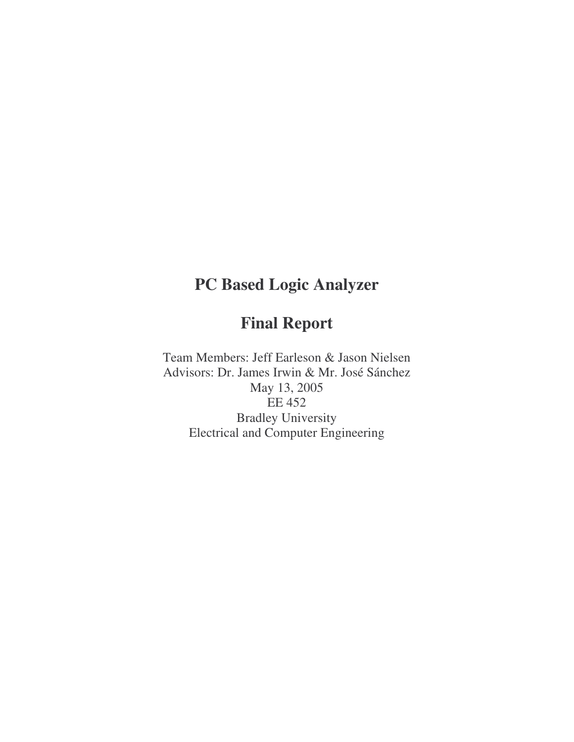# PC Based Logic Analyzer

# Final Report

Team Members: Jeff Earleson & Jason Nielsen
Advisors: Dr. James Irwin & Mr. José Sánchez
May 13, 2005
EE 452
Bradley University
Electrical and Computer Engineering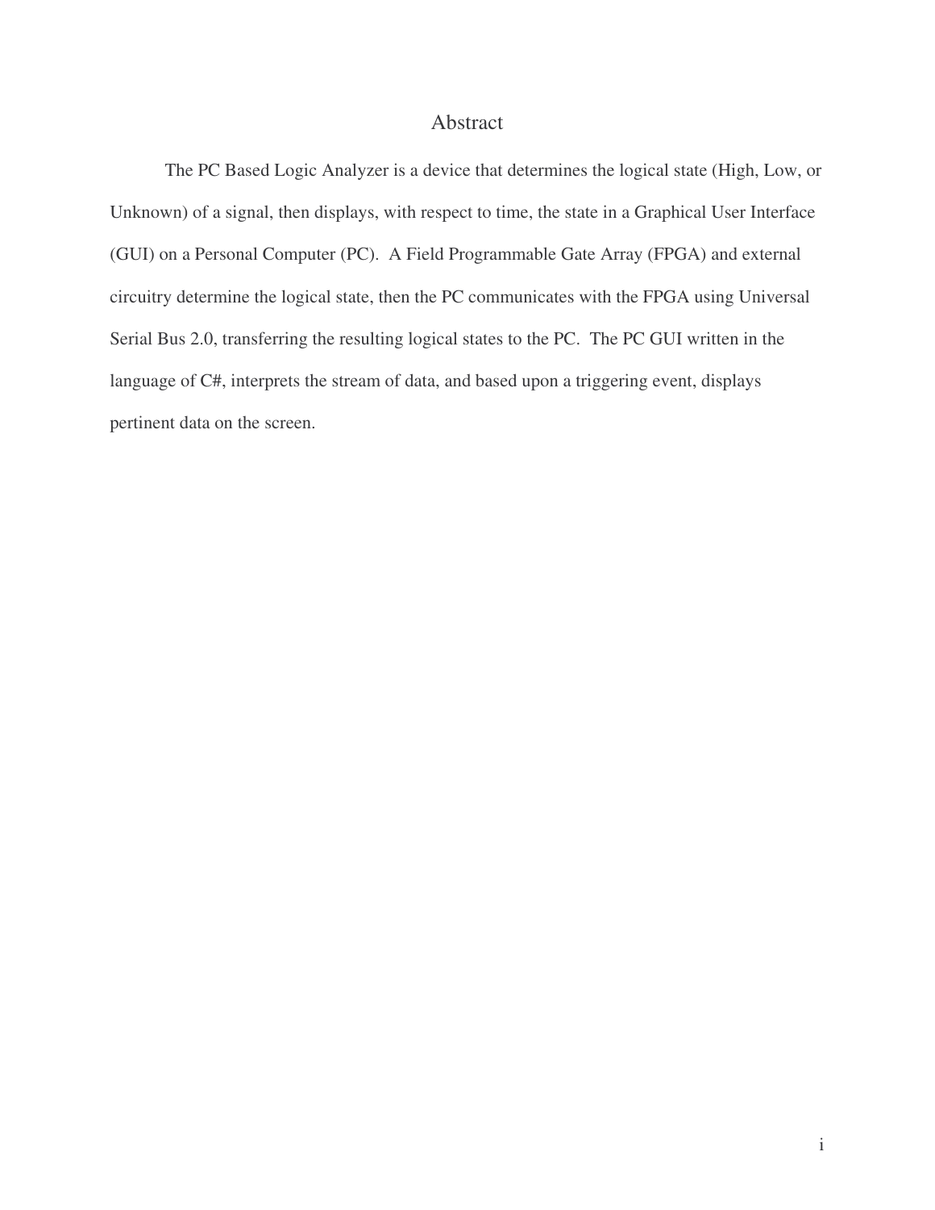# Abstract

The PC Based Logic Analyzer is a device that determines the logical state (High, Low, or Unknown) of a signal, then displays, with respect to time, the state in a Graphical User Interface (GUI) on a Personal Computer (PC). A Field Programmable Gate Array (FPGA) and external circuitry determine the logical state, then the PC communicates with the FPGA using Universal Serial Bus 2.0, transferring the resulting logical states to the PC. The PC GUI written in the language of C#, interprets the stream of data, and based upon a triggering event, displays pertinent data on the screen.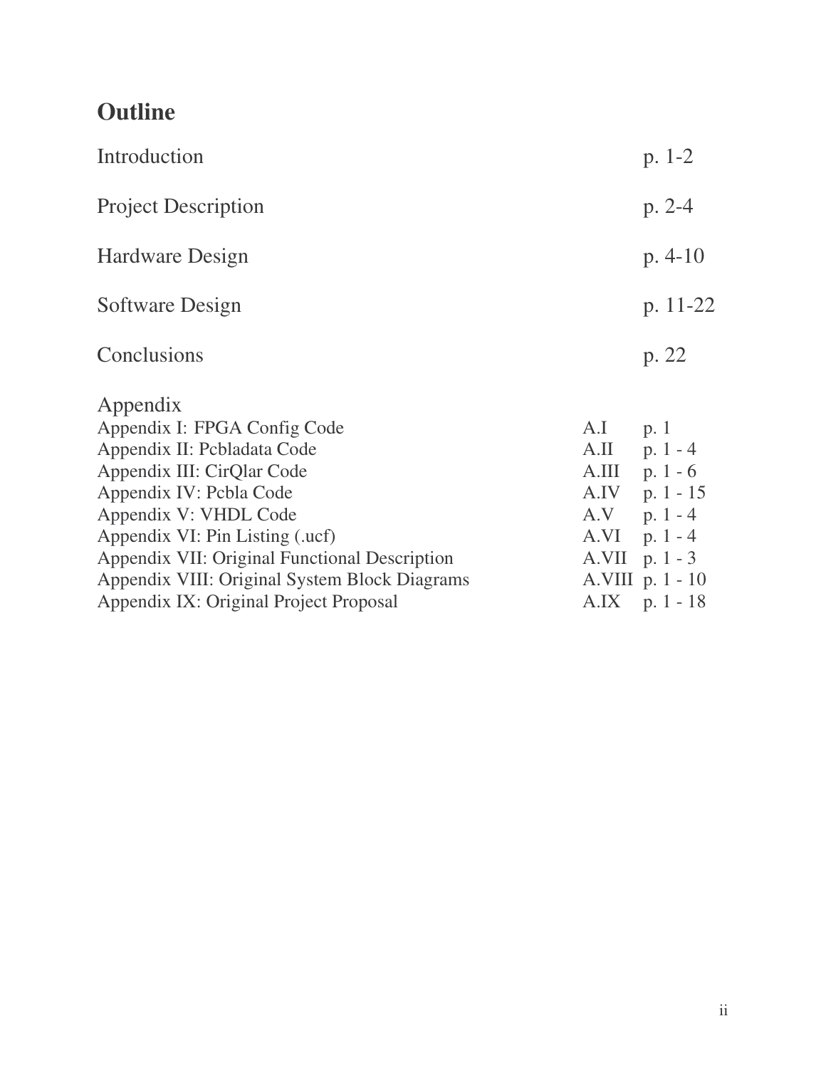# Outline

| | | |
|---|---|---|
| Introduction | | p. 1-2 |
| Project Description | | p. 2-4 |
| Hardware Design | | p. 4-10 |
| Software Design | | p. 11-22 |
| Conclusions | | p. 22 |
| Appendix | | |
| Appendix I: FPGA Config Code | A.I | p. 1 |
| Appendix II: Pcbladata Code | A.II | p. 1 - 4 |
| Appendix III: CirQlar Code | A.III | p. 1 - 6 |
| Appendix IV: Pcbla Code | A.IV | p. 1 - 15 |
| Appendix V: VHDL Code | A.V | p. 1 - 4 |
| Appendix VI: Pin Listing (.ucf) | A.VI | p. 1 - 4 |
| Appendix VII: Original Functional Description | A.VII | p. 1 - 3 |
| Appendix VIII: Original System Block Diagrams | A.VIII | p. 1 - 10 |
| Appendix IX: Original Project Proposal | A.IX | p. 1 - 18 |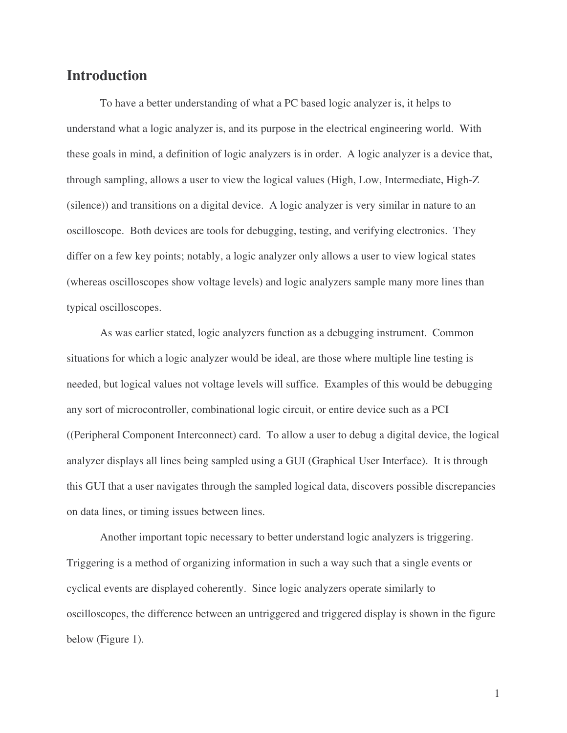## Introduction

To have a better understanding of what a PC based logic analyzer is, it helps to understand what a logic analyzer is, and its purpose in the electrical engineering world. With these goals in mind, a definition of logic analyzers is in order. A logic analyzer is a device that, through sampling, allows a user to view the logical values (High, Low, Intermediate, High-Z (silence)) and transitions on a digital device. A logic analyzer is very similar in nature to an oscilloscope. Both devices are tools for debugging, testing, and verifying electronics. They differ on a few key points; notably, a logic analyzer only allows a user to view logical states (whereas oscilloscopes show voltage levels) and logic analyzers sample many more lines than typical oscilloscopes.

As was earlier stated, logic analyzers function as a debugging instrument. Common situations for which a logic analyzer would be ideal, are those where multiple line testing is needed, but logical values not voltage levels will suffice. Examples of this would be debugging any sort of microcontroller, combinational logic circuit, or entire device such as a PCI ((Peripheral Component Interconnect) card. To allow a user to debug a digital device, the logical analyzer displays all lines being sampled using a GUI (Graphical User Interface). It is through this GUI that a user navigates through the sampled logical data, discovers possible discrepancies on data lines, or timing issues between lines.

Another important topic necessary to better understand logic analyzers is triggering. Triggering is a method of organizing information in such a way such that a single events or cyclical events are displayed coherently. Since logic analyzers operate similarly to oscilloscopes, the difference between an untriggered and triggered display is shown in the figure below (Figure 1).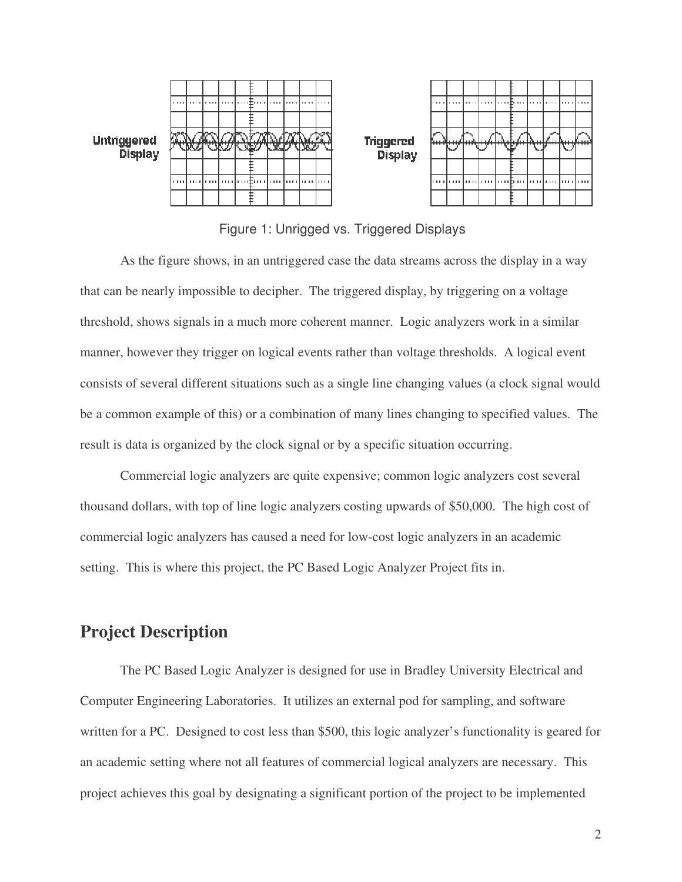Untriggered Display

Triggered Display

Figure 1: Unrigged vs. Triggered Displays

As the figure shows, in an untriggered case the data streams across the display in a way that can be nearly impossible to decipher. The triggered display, by triggering on a voltage threshold, shows signals in a much more coherent manner. Logic analyzers work in a similar manner, however they trigger on logical events rather than voltage thresholds. A logical event consists of several different situations such as a single line changing values (a clock signal would be a common example of this) or a combination of many lines changing to specified values. The result is data is organized by the clock signal or by a specific situation occurring.

Commercial logic analyzers are quite expensive; common logic analyzers cost several thousand dollars, with top of line logic analyzers costing upwards of $50,000. The high cost of commercial logic analyzers has caused a need for low-cost logic analyzers in an academic setting. This is where this project, the PC Based Logic Analyzer Project fits in.

## Project Description

The PC Based Logic Analyzer is designed for use in Bradley University Electrical and Computer Engineering Laboratories. It utilizes an external pod for sampling, and software written for a PC. Designed to cost less than $500, this logic analyzer's functionality is geared for an academic setting where not all features of commercial logical analyzers are necessary. This project achieves this goal by designating a significant portion of the project to be implemented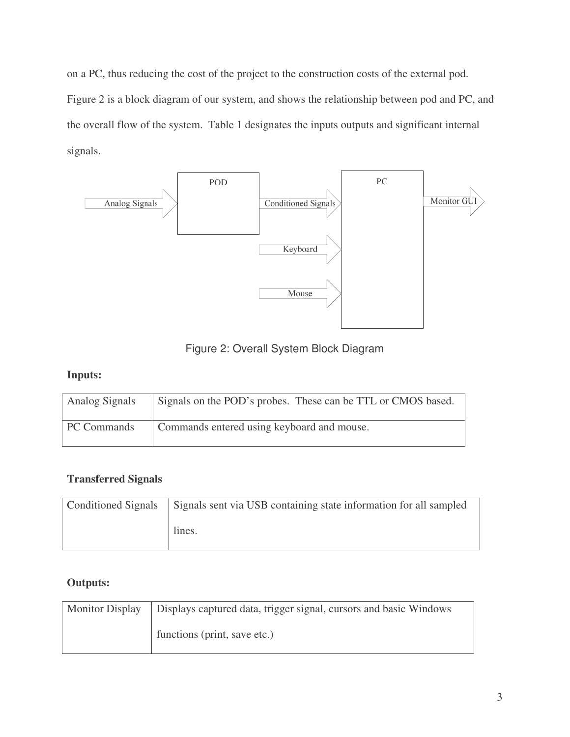on a PC, thus reducing the cost of the project to the construction costs of the external pod. Figure 2 is a block diagram of our system, and shows the relationship between pod and PC, and the overall flow of the system. Table 1 designates the inputs outputs and significant internal signals.

Figure 2: Overall System Block Diagram

**Inputs:**

| Analog Signals | Signals on the POD's probes. These can be TTL or CMOS based. |
|---|---|
| PC Commands | Commands entered using keyboard and mouse. |

**Transferred Signals**

| Conditioned Signals | Signals sent via USB containing state information for all sampled lines. |
|---|---|

**Outputs:**

| Monitor Display | Displays captured data, trigger signal, cursors and basic Windows functions (print, save etc.) |
|---|---|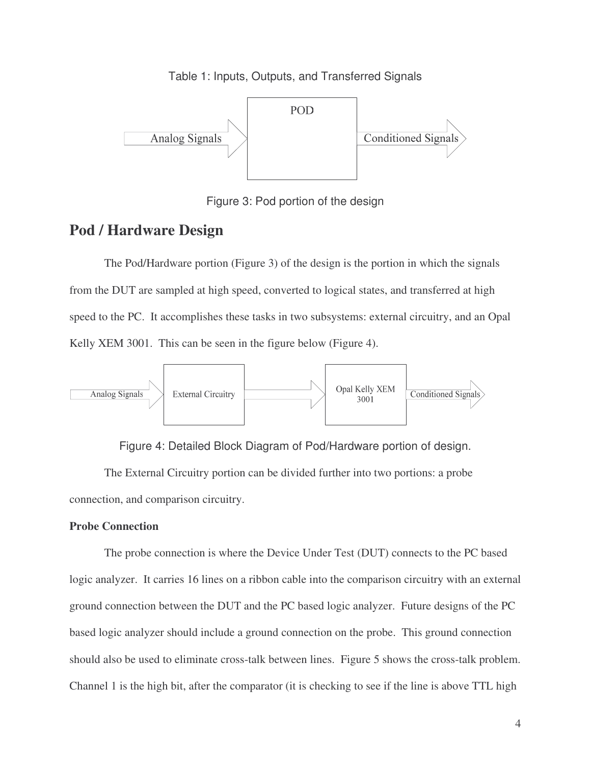Table 1: Inputs, Outputs, and Transferred Signals

Figure 3: Pod portion of the design

## Pod / Hardware Design

The Pod/Hardware portion (Figure 3) of the design is the portion in which the signals from the DUT are sampled at high speed, converted to logical states, and transferred at high speed to the PC. It accomplishes these tasks in two subsystems: external circuitry, and an Opal Kelly XEM 3001. This can be seen in the figure below (Figure 4).

Figure 4: Detailed Block Diagram of Pod/Hardware portion of design.

The External Circuitry portion can be divided further into two portions: a probe connection, and comparison circuitry.

**Probe Connection**

The probe connection is where the Device Under Test (DUT) connects to the PC based logic analyzer. It carries 16 lines on a ribbon cable into the comparison circuitry with an external ground connection between the DUT and the PC based logic analyzer. Future designs of the PC based logic analyzer should include a ground connection on the probe. This ground connection should also be used to eliminate cross-talk between lines. Figure 5 shows the cross-talk problem. Channel 1 is the high bit, after the comparator (it is checking to see if the line is above TTL high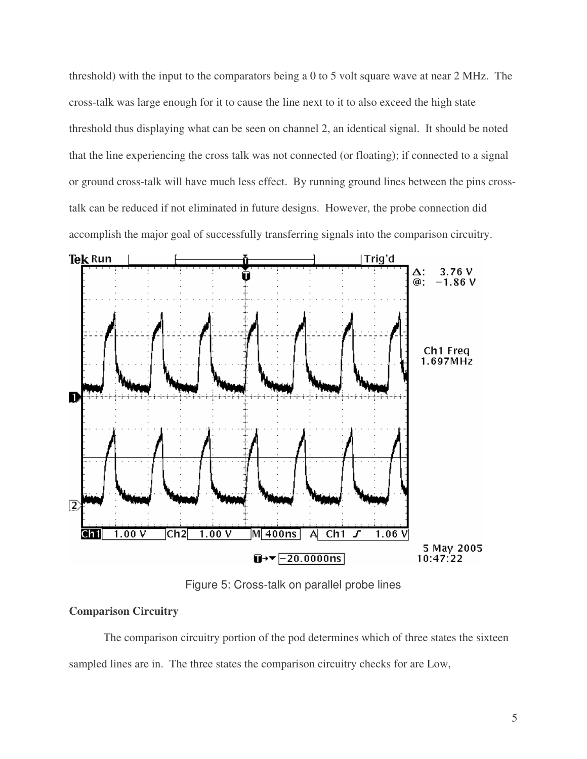threshold) with the input to the comparators being a 0 to 5 volt square wave at near 2 MHz. The cross-talk was large enough for it to cause the line next to it to also exceed the high state threshold thus displaying what can be seen on channel 2, an identical signal. It should be noted that the line experiencing the cross talk was not connected (or floating); if connected to a signal or ground cross-talk will have much less effect. By running ground lines between the pins cross-talk can be reduced if not eliminated in future designs. However, the probe connection did accomplish the major goal of successfully transferring signals into the comparison circuitry.

Figure 5: Cross-talk on parallel probe lines

**Comparison Circuitry**

The comparison circuitry portion of the pod determines which of three states the sixteen sampled lines are in. The three states the comparison circuitry checks for are Low,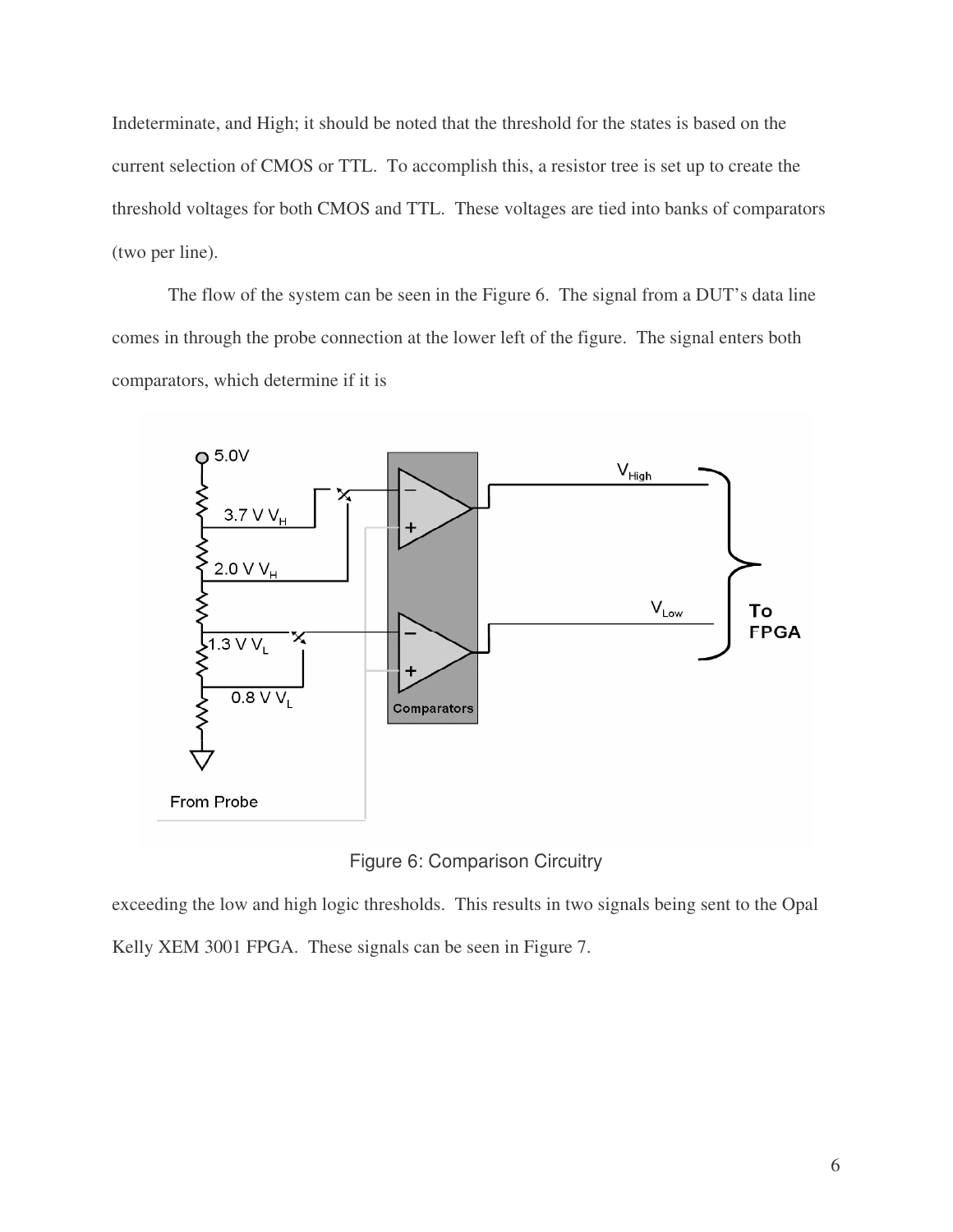Indeterminate, and High; it should be noted that the threshold for the states is based on the current selection of CMOS or TTL. To accomplish this, a resistor tree is set up to create the threshold voltages for both CMOS and TTL. These voltages are tied into banks of comparators (two per line).

The flow of the system can be seen in the Figure 6. The signal from a DUT's data line comes in through the probe connection at the lower left of the figure. The signal enters both comparators, which determine if it is

Figure 6: Comparison Circuitry

exceeding the low and high logic thresholds. This results in two signals being sent to the Opal Kelly XEM 3001 FPGA. These signals can be seen in Figure 7.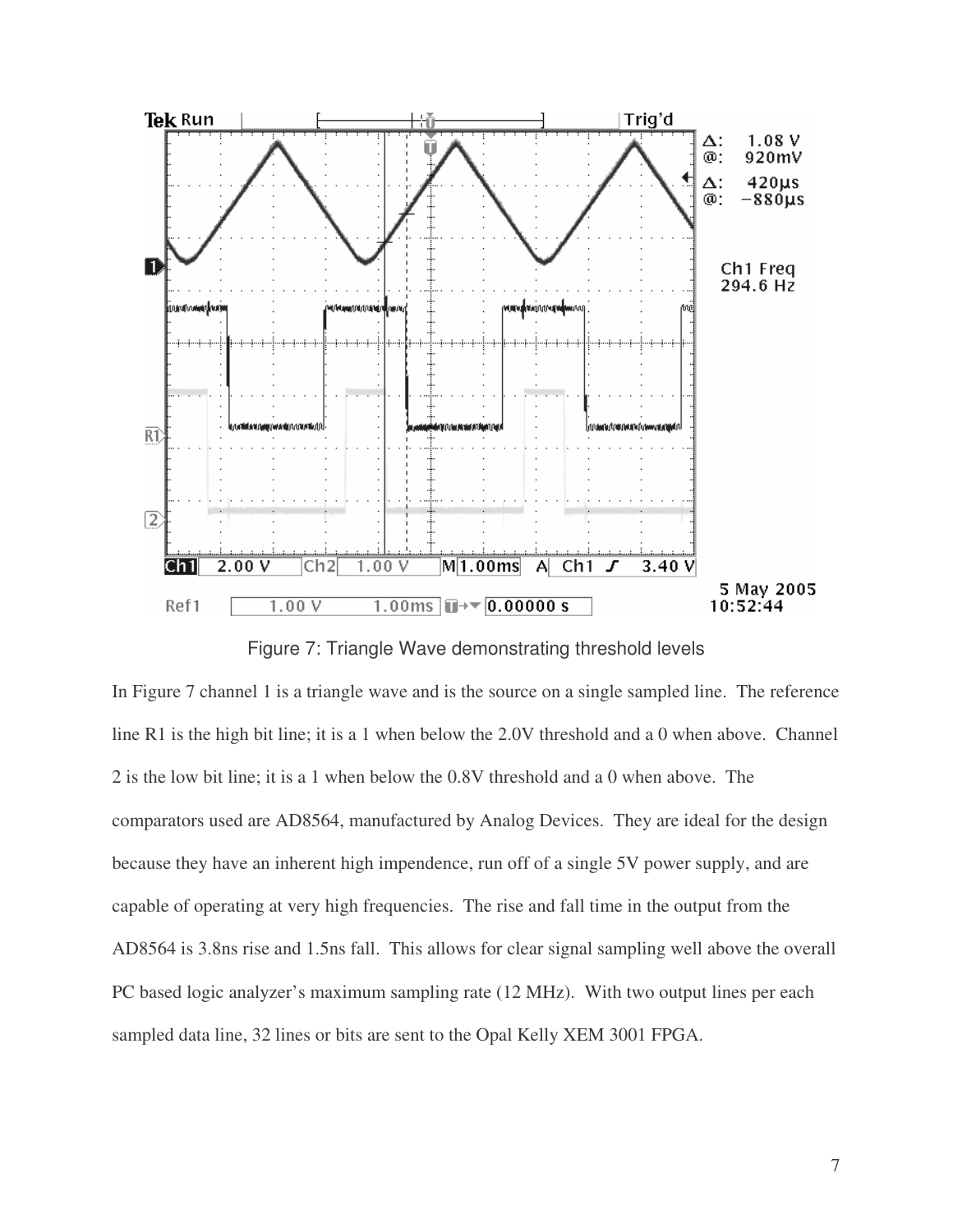Figure 7: Triangle Wave demonstrating threshold levels

In Figure 7 channel 1 is a triangle wave and is the source on a single sampled line. The reference line R1 is the high bit line; it is a 1 when below the 2.0V threshold and a 0 when above. Channel 2 is the low bit line; it is a 1 when below the 0.8V threshold and a 0 when above. The comparators used are AD8564, manufactured by Analog Devices. They are ideal for the design because they have an inherent high impendence, run off of a single 5V power supply, and are capable of operating at very high frequencies. The rise and fall time in the output from the AD8564 is 3.8ns rise and 1.5ns fall. This allows for clear signal sampling well above the overall PC based logic analyzer's maximum sampling rate (12 MHz). With two output lines per each sampled data line, 32 lines or bits are sent to the Opal Kelly XEM 3001 FPGA.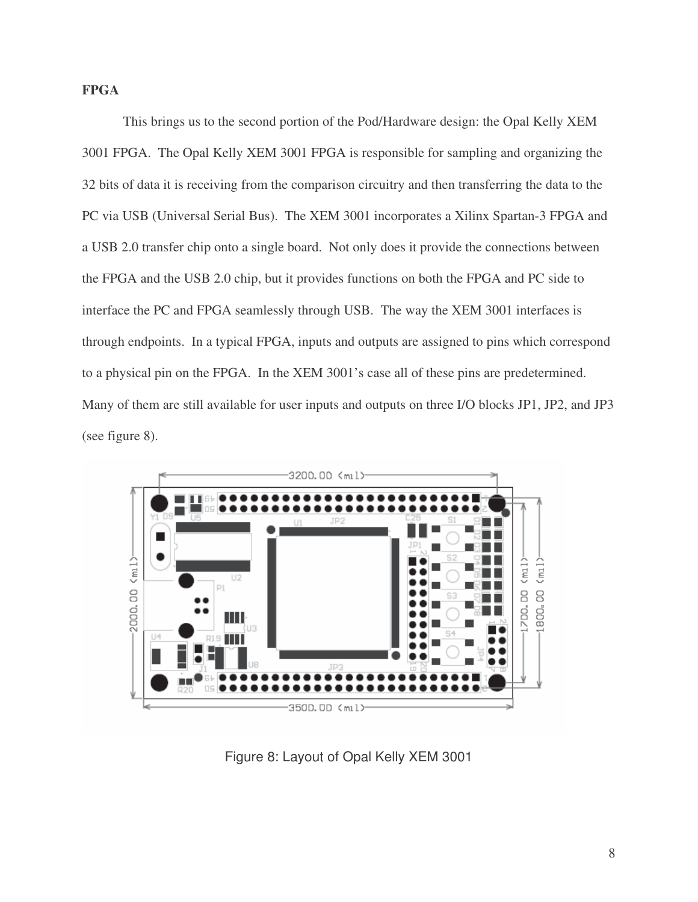**FPGA**

This brings us to the second portion of the Pod/Hardware design: the Opal Kelly XEM 3001 FPGA. The Opal Kelly XEM 3001 FPGA is responsible for sampling and organizing the 32 bits of data it is receiving from the comparison circuitry and then transferring the data to the PC via USB (Universal Serial Bus). The XEM 3001 incorporates a Xilinx Spartan-3 FPGA and a USB 2.0 transfer chip onto a single board. Not only does it provide the connections between the FPGA and the USB 2.0 chip, but it provides functions on both the FPGA and PC side to interface the PC and FPGA seamlessly through USB. The way the XEM 3001 interfaces is through endpoints. In a typical FPGA, inputs and outputs are assigned to pins which correspond to a physical pin on the FPGA. In the XEM 3001's case all of these pins are predetermined. Many of them are still available for user inputs and outputs on three I/O blocks JP1, JP2, and JP3 (see figure 8).

Figure 8: Layout of Opal Kelly XEM 3001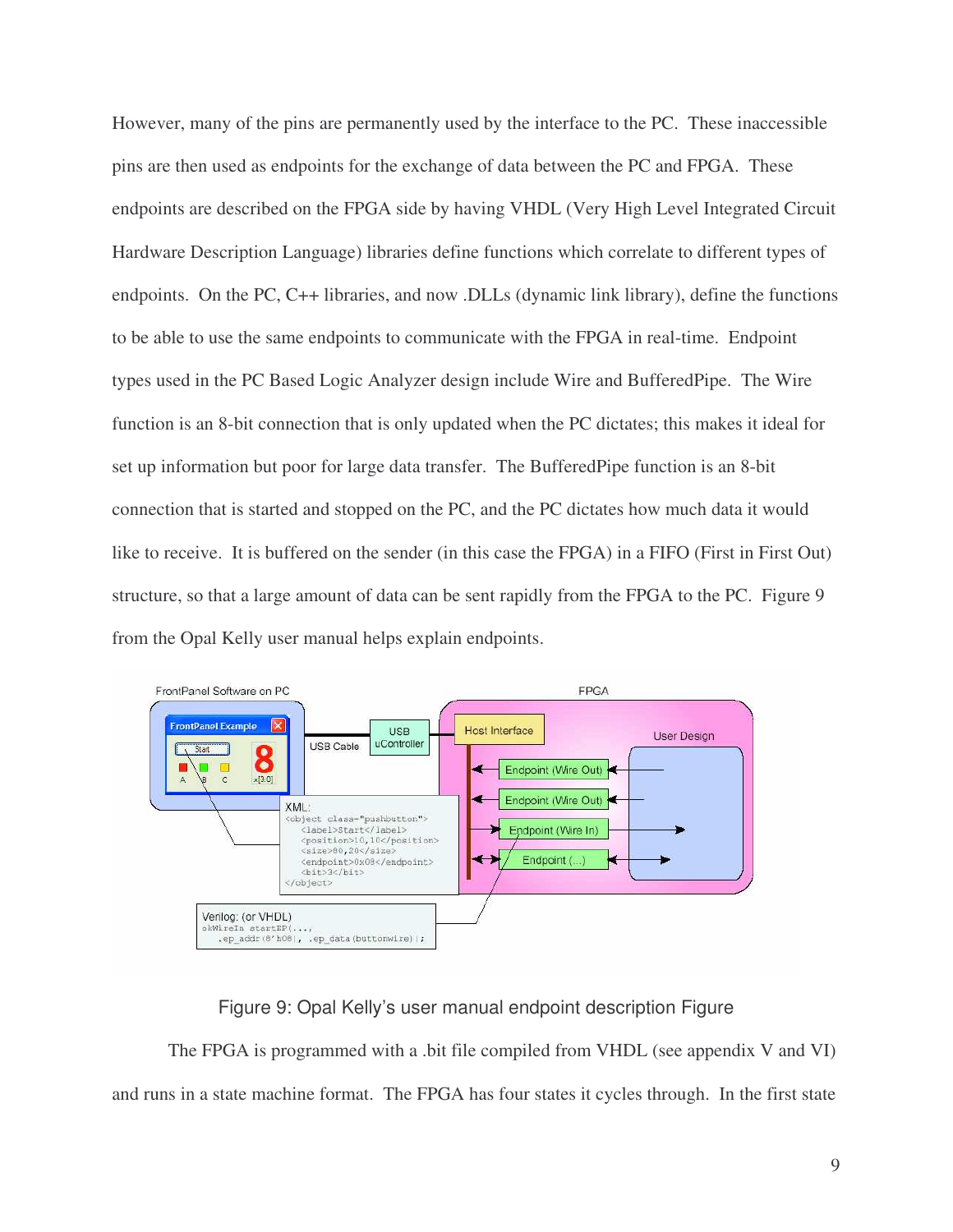However, many of the pins are permanently used by the interface to the PC. These inaccessible pins are then used as endpoints for the exchange of data between the PC and FPGA. These endpoints are described on the FPGA side by having VHDL (Very High Level Integrated Circuit Hardware Description Language) libraries define functions which correlate to different types of endpoints. On the PC, C++ libraries, and now .DLLs (dynamic link library), define the functions to be able to use the same endpoints to communicate with the FPGA in real-time. Endpoint types used in the PC Based Logic Analyzer design include Wire and BufferedPipe. The Wire function is an 8-bit connection that is only updated when the PC dictates; this makes it ideal for set up information but poor for large data transfer. The BufferedPipe function is an 8-bit connection that is started and stopped on the PC, and the PC dictates how much data it would like to receive. It is buffered on the sender (in this case the FPGA) in a FIFO (First in First Out) structure, so that a large amount of data can be sent rapidly from the FPGA to the PC. Figure 9 from the Opal Kelly user manual helps explain endpoints.

Figure 9: Opal Kelly's user manual endpoint description Figure

The FPGA is programmed with a .bit file compiled from VHDL (see appendix V and VI) and runs in a state machine format. The FPGA has four states it cycles through. In the first state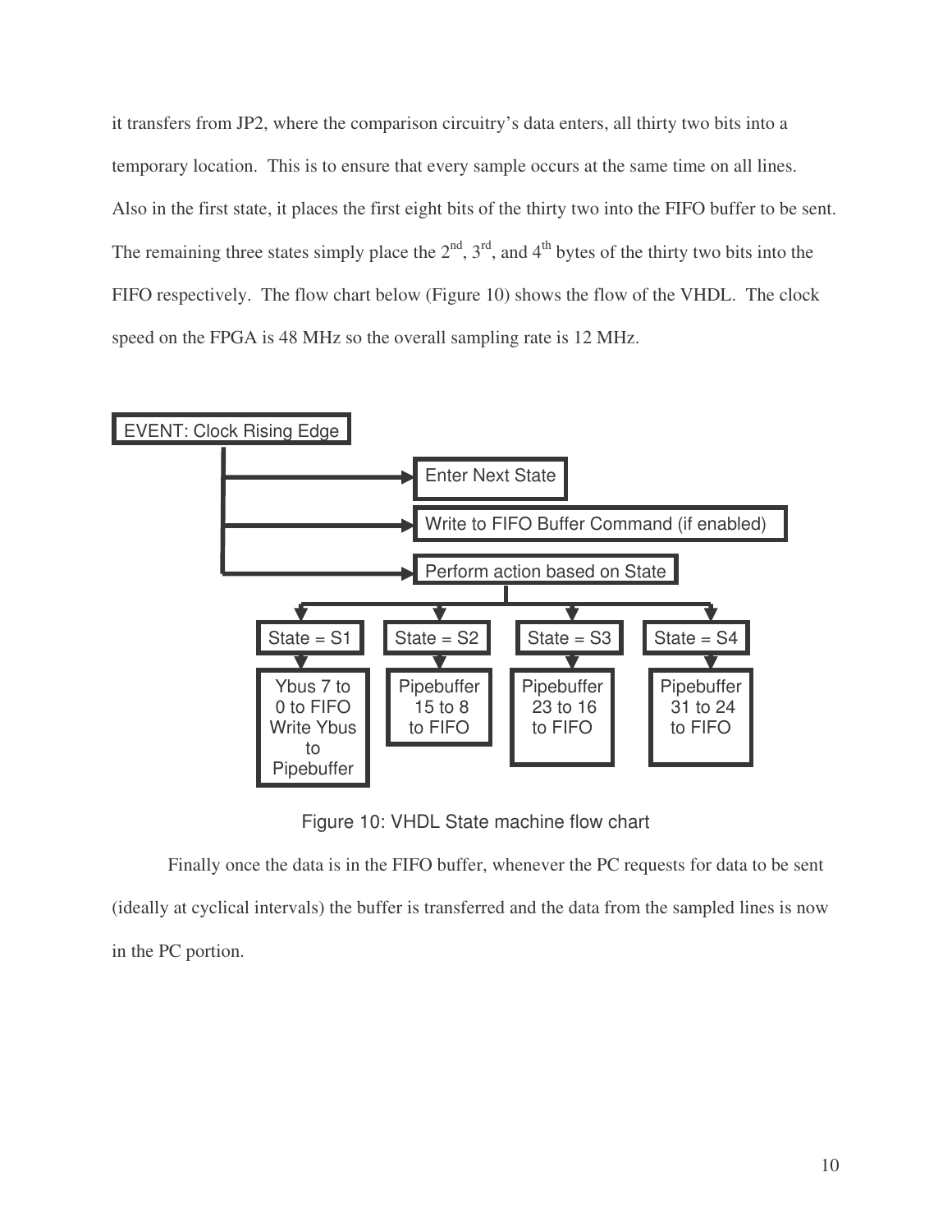it transfers from JP2, where the comparison circuitry's data enters, all thirty two bits into a temporary location. This is to ensure that every sample occurs at the same time on all lines. Also in the first state, it places the first eight bits of the thirty two into the FIFO buffer to be sent. The remaining three states simply place the 2nd, 3rd, and 4th bytes of the thirty two bits into the FIFO respectively. The flow chart below (Figure 10) shows the flow of the VHDL. The clock speed on the FPGA is 48 MHz so the overall sampling rate is 12 MHz.

EVENT: Clock Rising Edge

- Enter Next State
- Write to FIFO Buffer Command (if enabled)
- Perform action based on State
  - State = S1 → Ybus 7 to 0 to FIFO Write Ybus to Pipebuffer
  - State = S2 → Pipebuffer 15 to 8 to FIFO
  - State = S3 → Pipebuffer 23 to 16 to FIFO
  - State = S4 → Pipebuffer 31 to 24 to FIFO

Figure 10: VHDL State machine flow chart

Finally once the data is in the FIFO buffer, whenever the PC requests for data to be sent (ideally at cyclical intervals) the buffer is transferred and the data from the sampled lines is now in the PC portion.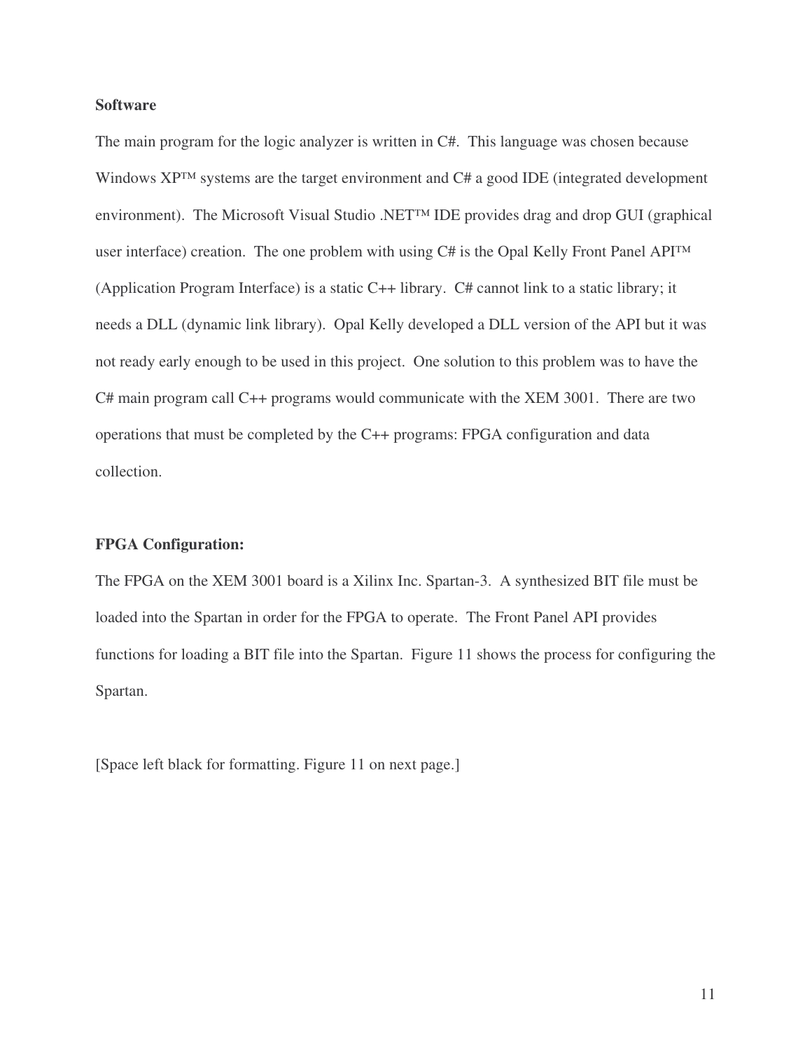**Software**

The main program for the logic analyzer is written in C#. This language was chosen because Windows XP™ systems are the target environment and C# a good IDE (integrated development environment). The Microsoft Visual Studio .NET™ IDE provides drag and drop GUI (graphical user interface) creation. The one problem with using C# is the Opal Kelly Front Panel API™ (Application Program Interface) is a static C++ library. C# cannot link to a static library; it needs a DLL (dynamic link library). Opal Kelly developed a DLL version of the API but it was not ready early enough to be used in this project. One solution to this problem was to have the C# main program call C++ programs would communicate with the XEM 3001. There are two operations that must be completed by the C++ programs: FPGA configuration and data collection.

**FPGA Configuration:**

The FPGA on the XEM 3001 board is a Xilinx Inc. Spartan-3. A synthesized BIT file must be loaded into the Spartan in order for the FPGA to operate. The Front Panel API provides functions for loading a BIT file into the Spartan. Figure 11 shows the process for configuring the Spartan.

[Space left black for formatting. Figure 11 on next page.]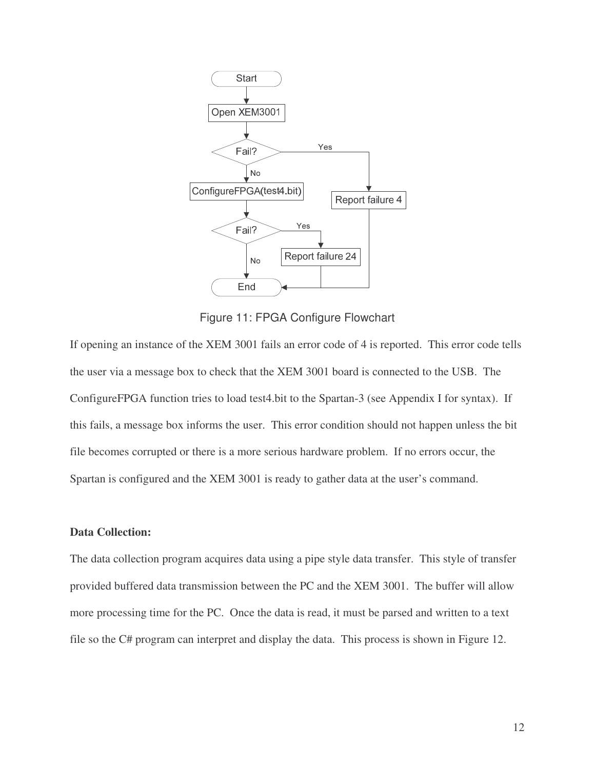Figure 11: FPGA Configure Flowchart

If opening an instance of the XEM 3001 fails an error code of 4 is reported. This error code tells the user via a message box to check that the XEM 3001 board is connected to the USB. The ConfigureFPGA function tries to load test4.bit to the Spartan-3 (see Appendix I for syntax). If this fails, a message box informs the user. This error condition should not happen unless the bit file becomes corrupted or there is a more serious hardware problem. If no errors occur, the Spartan is configured and the XEM 3001 is ready to gather data at the user's command.

**Data Collection:**

The data collection program acquires data using a pipe style data transfer. This style of transfer provided buffered data transmission between the PC and the XEM 3001. The buffer will allow more processing time for the PC. Once the data is read, it must be parsed and written to a text file so the C# program can interpret and display the data. This process is shown in Figure 12.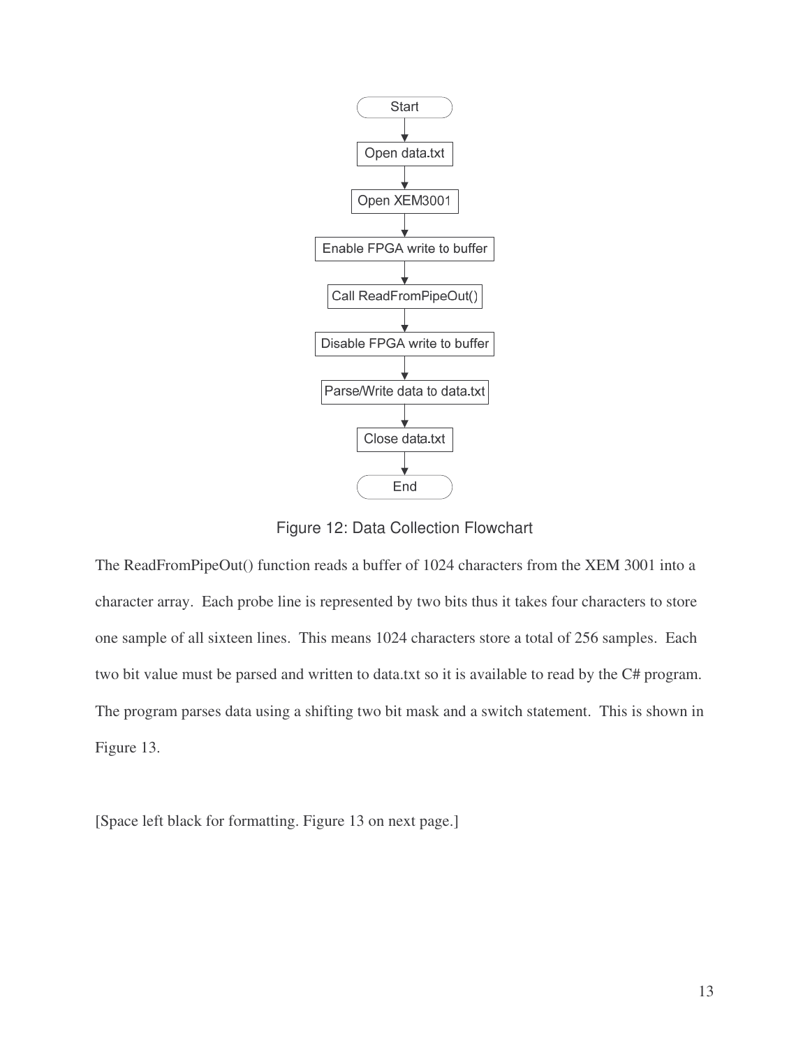Start

Open data.txt

Open XEM3001

Enable FPGA write to buffer

Call ReadFromPipeOut()

Disable FPGA write to buffer

Parse/Write data to data.txt

Close data.txt

End

Figure 12: Data Collection Flowchart

The ReadFromPipeOut() function reads a buffer of 1024 characters from the XEM 3001 into a character array. Each probe line is represented by two bits thus it takes four characters to store one sample of all sixteen lines. This means 1024 characters store a total of 256 samples. Each two bit value must be parsed and written to data.txt so it is available to read by the C# program. The program parses data using a shifting two bit mask and a switch statement. This is shown in Figure 13.

[Space left black for formatting. Figure 13 on next page.]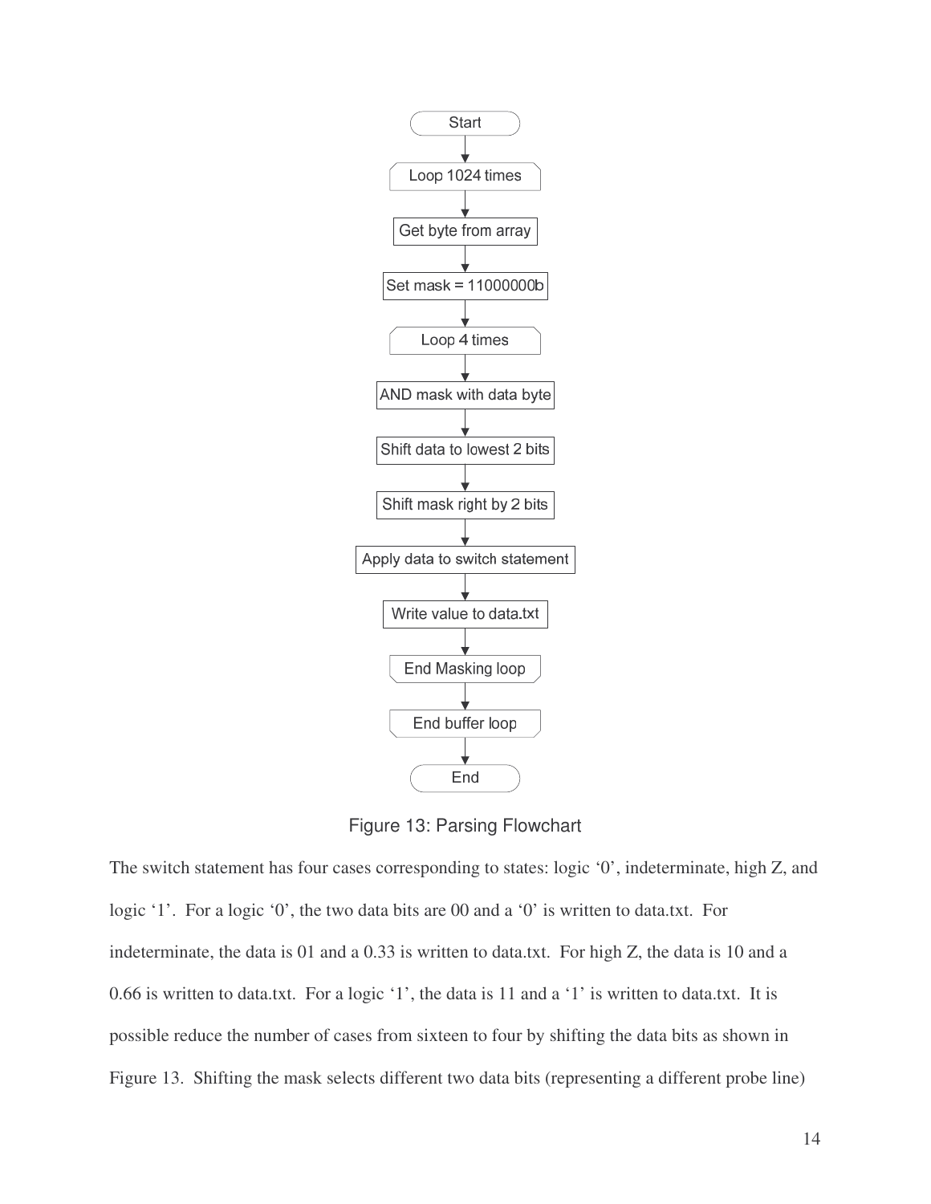```
Start
  ↓
Loop 1024 times
  ↓
Get byte from array
  ↓
Set mask = 11000000b
  ↓
Loop 4 times
  ↓
AND mask with data byte
  ↓
Shift data to lowest 2 bits
  ↓
Shift mask right by 2 bits
  ↓
Apply data to switch statement
  ↓
Write value to data.txt
  ↓
End Masking loop
  ↓
End buffer loop
  ↓
End
```

Figure 13: Parsing Flowchart

The switch statement has four cases corresponding to states: logic ‘0’, indeterminate, high Z, and logic ‘1’. For a logic ‘0’, the two data bits are 00 and a ‘0’ is written to data.txt. For indeterminate, the data is 01 and a 0.33 is written to data.txt. For high Z, the data is 10 and a 0.66 is written to data.txt. For a logic ‘1’, the data is 11 and a ‘1’ is written to data.txt. It is possible reduce the number of cases from sixteen to four by shifting the data bits as shown in Figure 13. Shifting the mask selects different two data bits (representing a different probe line)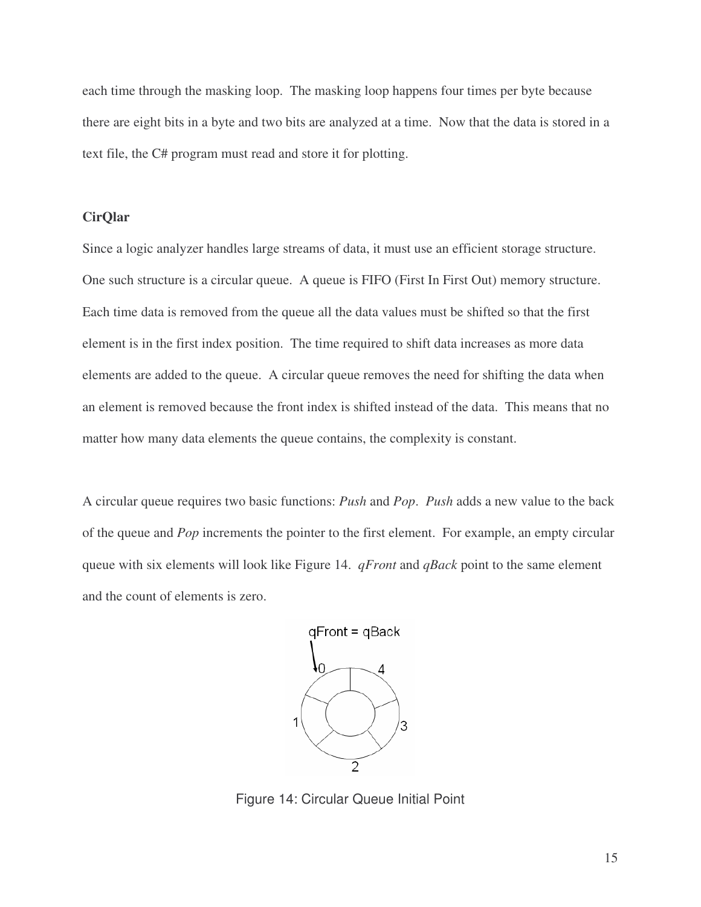each time through the masking loop. The masking loop happens four times per byte because there are eight bits in a byte and two bits are analyzed at a time. Now that the data is stored in a text file, the C# program must read and store it for plotting.

**CirQlar**

Since a logic analyzer handles large streams of data, it must use an efficient storage structure. One such structure is a circular queue. A queue is FIFO (First In First Out) memory structure. Each time data is removed from the queue all the data values must be shifted so that the first element is in the first index position. The time required to shift data increases as more data elements are added to the queue. A circular queue removes the need for shifting the data when an element is removed because the front index is shifted instead of the data. This means that no matter how many data elements the queue contains, the complexity is constant.

A circular queue requires two basic functions: *Push* and *Pop*. *Push* adds a new value to the back of the queue and *Pop* increments the pointer to the first element. For example, an empty circular queue with six elements will look like Figure 14. *qFront* and *qBack* point to the same element and the count of elements is zero.

Figure 14: Circular Queue Initial Point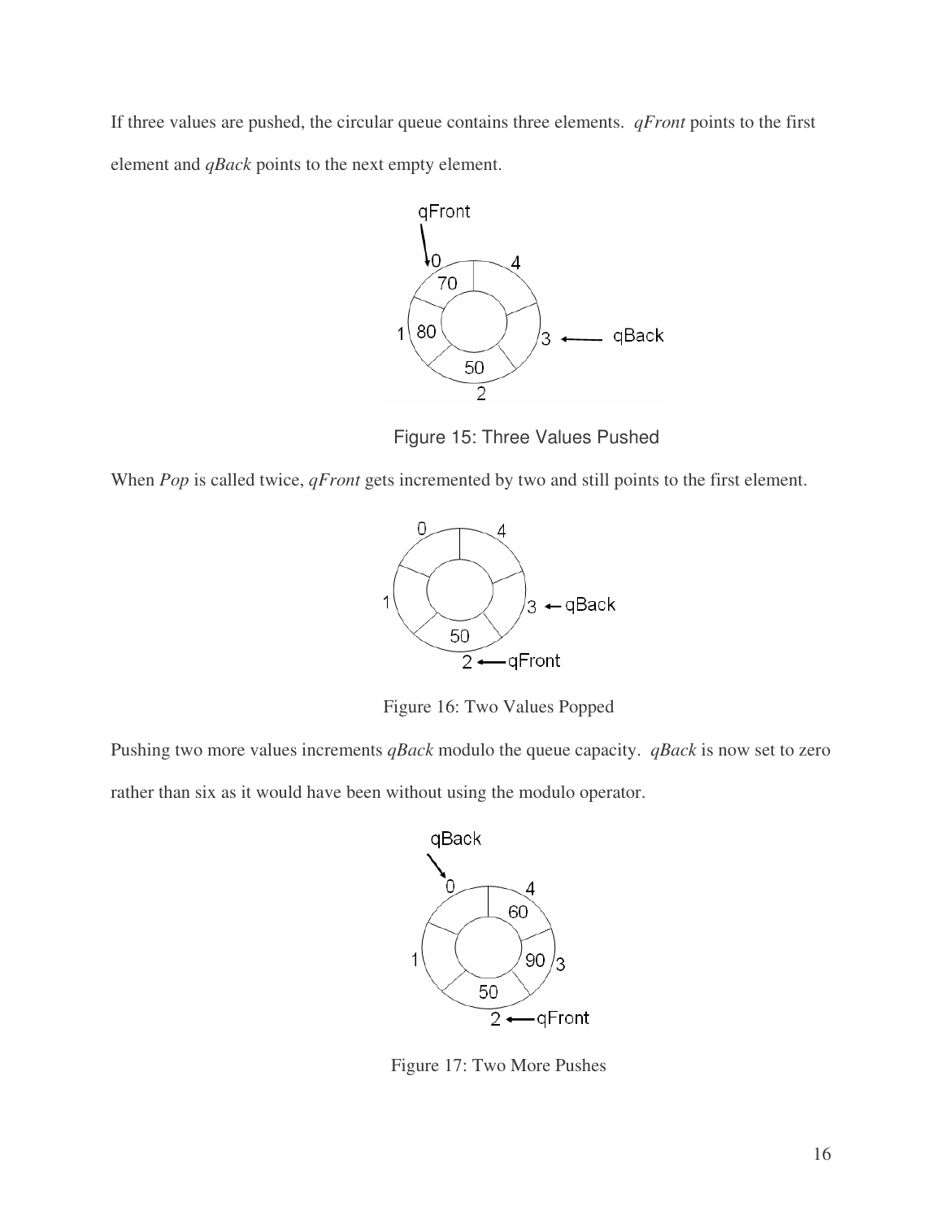If three values are pushed, the circular queue contains three elements. *qFront* points to the first element and *qBack* points to the next empty element.

Figure 15: Three Values Pushed

When *Pop* is called twice, *qFront* gets incremented by two and still points to the first element.

Figure 16: Two Values Popped

Pushing two more values increments *qBack* modulo the queue capacity. *qBack* is now set to zero rather than six as it would have been without using the modulo operator.

Figure 17: Two More Pushes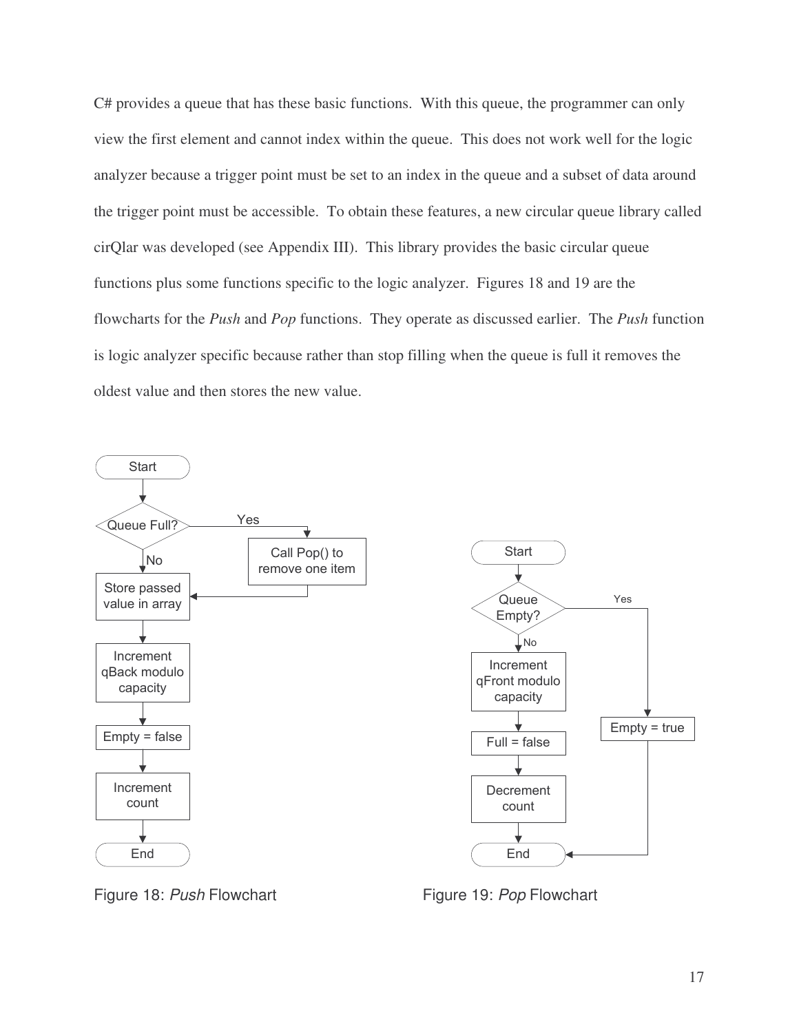C# provides a queue that has these basic functions. With this queue, the programmer can only view the first element and cannot index within the queue. This does not work well for the logic analyzer because a trigger point must be set to an index in the queue and a subset of data around the trigger point must be accessible. To obtain these features, a new circular queue library called cirQlar was developed (see Appendix III). This library provides the basic circular queue functions plus some functions specific to the logic analyzer. Figures 18 and 19 are the flowcharts for the *Push* and *Pop* functions. They operate as discussed earlier. The *Push* function is logic analyzer specific because rather than stop filling when the queue is full it removes the oldest value and then stores the new value.

Figure 18: *Push* Flowchart

Figure 19: *Pop* Flowchart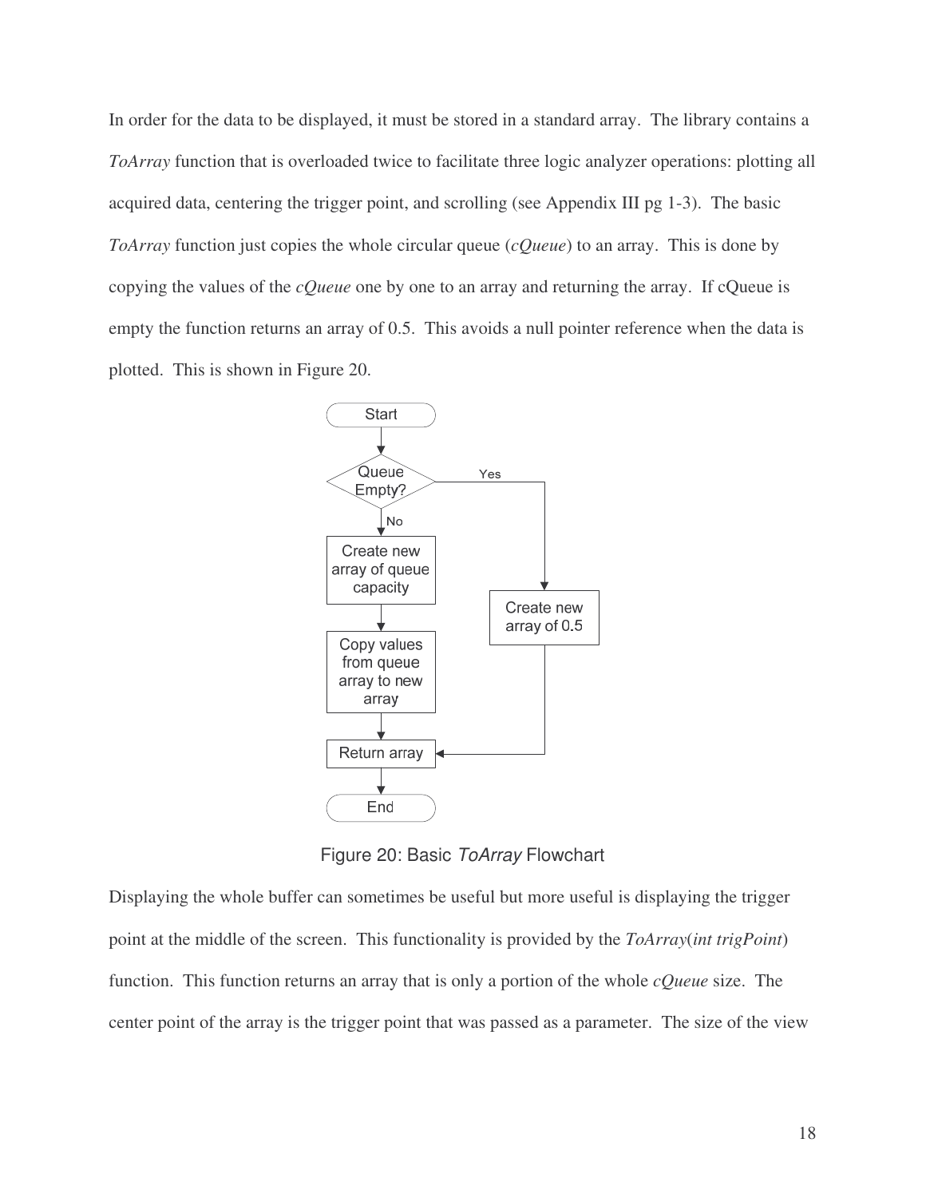In order for the data to be displayed, it must be stored in a standard array. The library contains a *ToArray* function that is overloaded twice to facilitate three logic analyzer operations: plotting all acquired data, centering the trigger point, and scrolling (see Appendix III pg 1-3). The basic *ToArray* function just copies the whole circular queue (*cQueue*) to an array. This is done by copying the values of the *cQueue* one by one to an array and returning the array. If cQueue is empty the function returns an array of 0.5. This avoids a null pointer reference when the data is plotted. This is shown in Figure 20.

Figure 20: Basic *ToArray* Flowchart

Displaying the whole buffer can sometimes be useful but more useful is displaying the trigger point at the middle of the screen. This functionality is provided by the *ToArray*(*int trigPoint*) function. This function returns an array that is only a portion of the whole *cQueue* size. The center point of the array is the trigger point that was passed as a parameter. The size of the view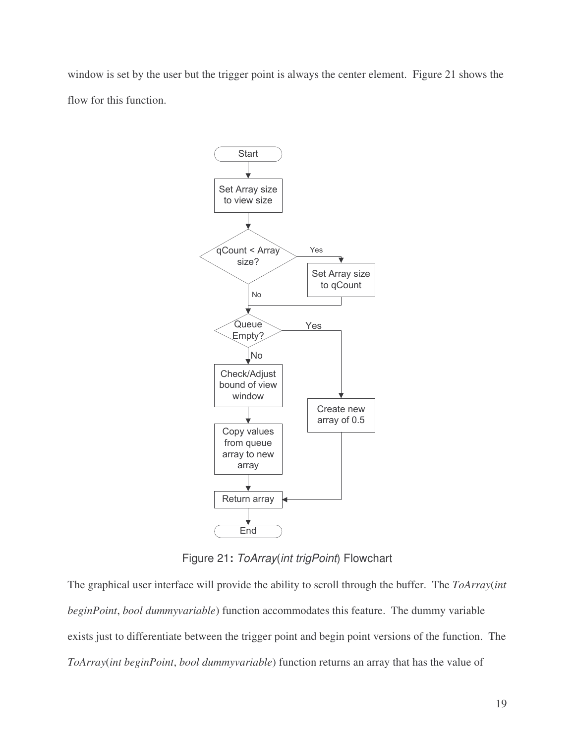window is set by the user but the trigger point is always the center element. Figure 21 shows the flow for this function.

Figure 21**:** *ToArray*(*int trigPoint*) Flowchart

The graphical user interface will provide the ability to scroll through the buffer. The *ToArray*(*int beginPoint*, *bool dummyvariable*) function accommodates this feature. The dummy variable exists just to differentiate between the trigger point and begin point versions of the function. The *ToArray*(*int beginPoint*, *bool dummyvariable*) function returns an array that has the value of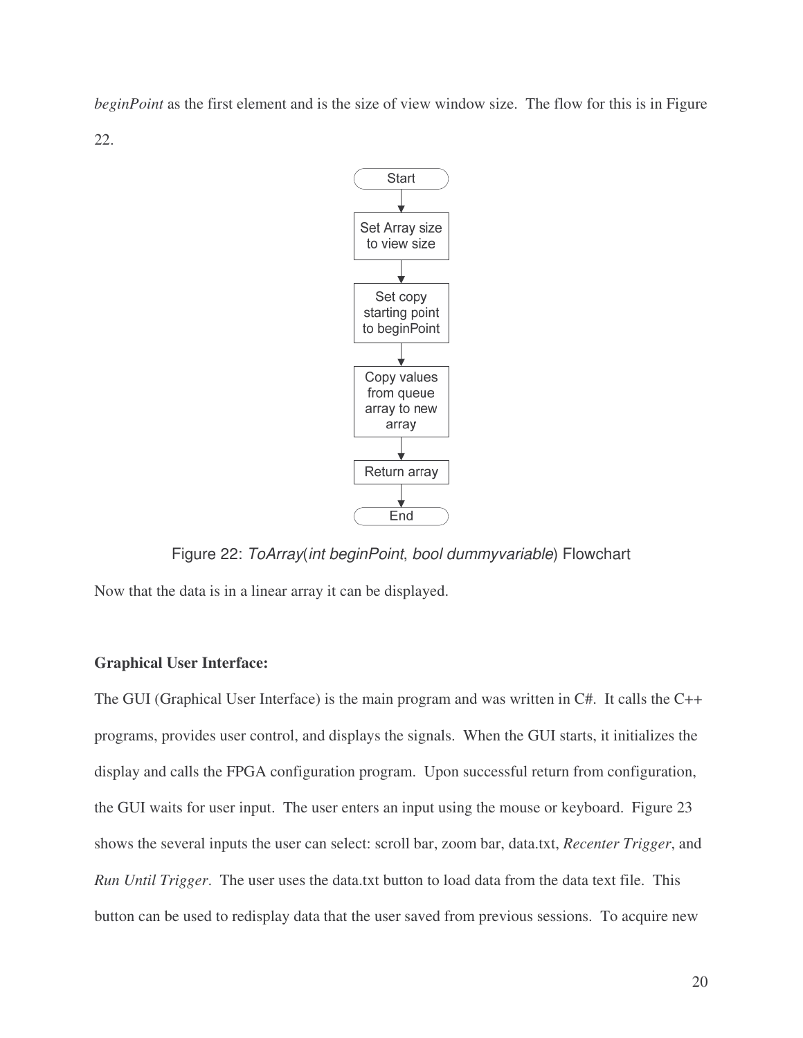*beginPoint* as the first element and is the size of view window size. The flow for this is in Figure 22.

Figure 22: *ToArray*(*int beginPoint*, *bool dummyvariable*) Flowchart

Now that the data is in a linear array it can be displayed.

**Graphical User Interface:**

The GUI (Graphical User Interface) is the main program and was written in C#. It calls the C++ programs, provides user control, and displays the signals. When the GUI starts, it initializes the display and calls the FPGA configuration program. Upon successful return from configuration, the GUI waits for user input. The user enters an input using the mouse or keyboard. Figure 23 shows the several inputs the user can select: scroll bar, zoom bar, data.txt, *Recenter Trigger*, and *Run Until Trigger*. The user uses the data.txt button to load data from the data text file. This button can be used to redisplay data that the user saved from previous sessions. To acquire new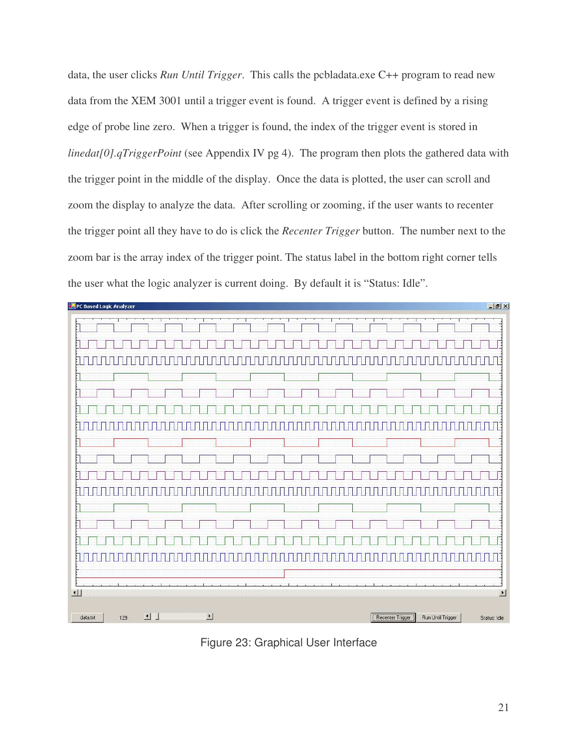data, the user clicks *Run Until Trigger*. This calls the pcbladata.exe C++ program to read new data from the XEM 3001 until a trigger event is found. A trigger event is defined by a rising edge of probe line zero. When a trigger is found, the index of the trigger event is stored in *linedat[0].qTriggerPoint* (see Appendix IV pg 4). The program then plots the gathered data with the trigger point in the middle of the display. Once the data is plotted, the user can scroll and zoom the display to analyze the data. After scrolling or zooming, if the user wants to recenter the trigger point all they have to do is click the *Recenter Trigger* button. The number next to the zoom bar is the array index of the trigger point. The status label in the bottom right corner tells the user what the logic analyzer is current doing. By default it is "Status: Idle".

Figure 23: Graphical User Interface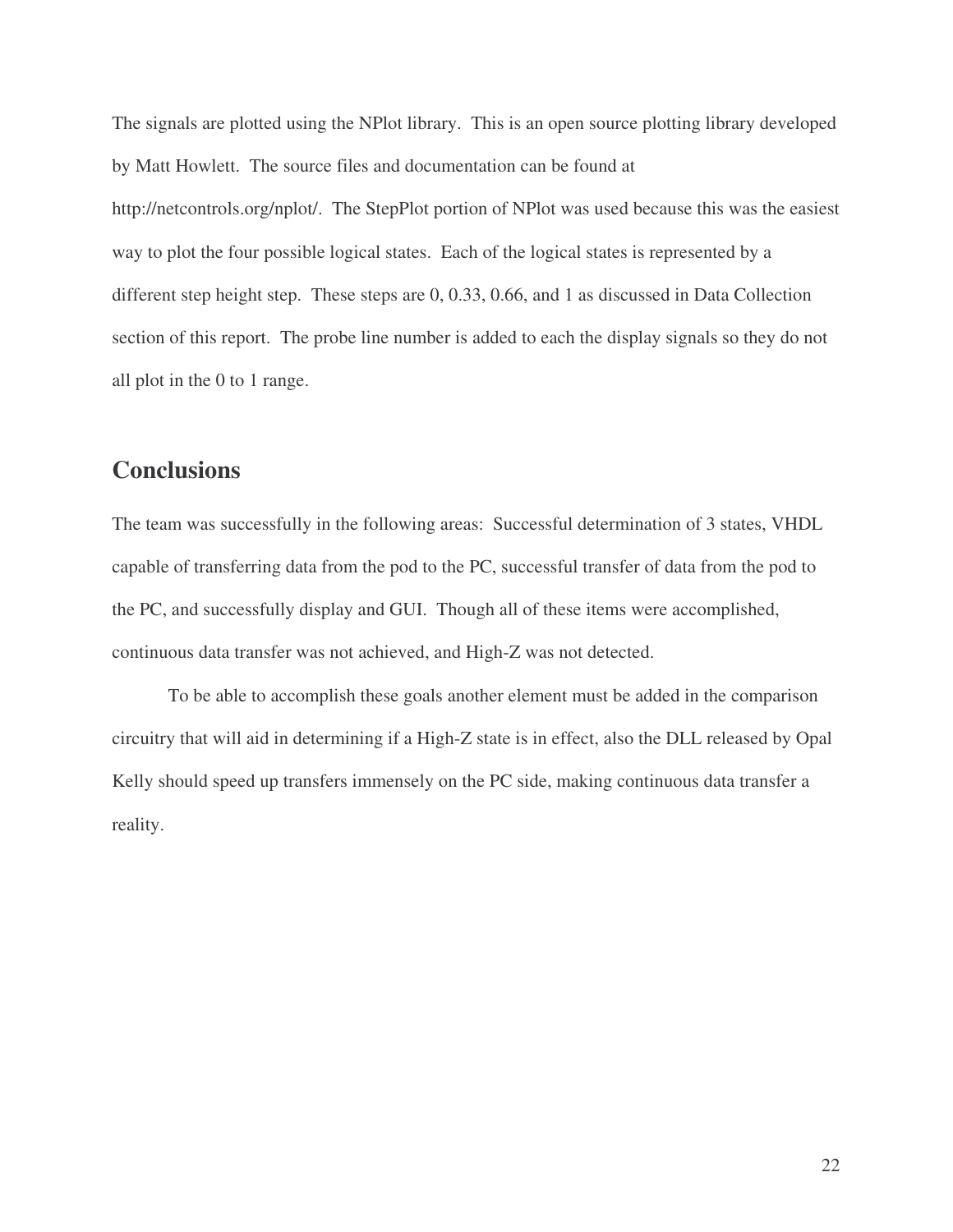The signals are plotted using the NPlot library. This is an open source plotting library developed by Matt Howlett. The source files and documentation can be found at http://netcontrols.org/nplot/. The StepPlot portion of NPlot was used because this was the easiest way to plot the four possible logical states. Each of the logical states is represented by a different step height step. These steps are 0, 0.33, 0.66, and 1 as discussed in Data Collection section of this report. The probe line number is added to each the display signals so they do not all plot in the 0 to 1 range.

## Conclusions

The team was successfully in the following areas: Successful determination of 3 states, VHDL capable of transferring data from the pod to the PC, successful transfer of data from the pod to the PC, and successfully display and GUI. Though all of these items were accomplished, continuous data transfer was not achieved, and High-Z was not detected.

To be able to accomplish these goals another element must be added in the comparison circuitry that will aid in determining if a High-Z state is in effect, also the DLL released by Opal Kelly should speed up transfers immensely on the PC side, making continuous data transfer a reality.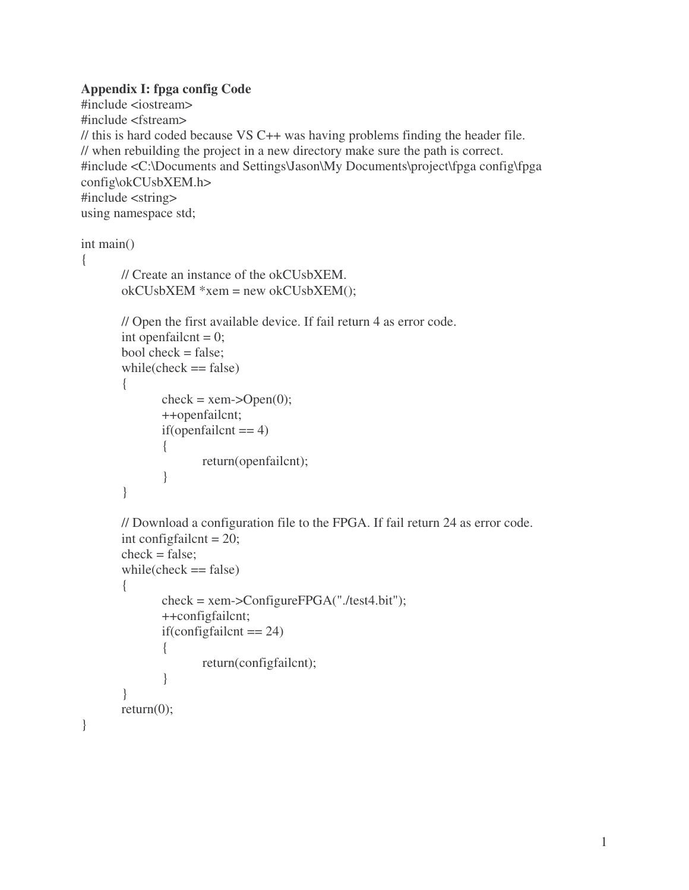**Appendix I: fpga config Code**

```
#include <iostream>
#include <fstream>
// this is hard coded because VS C++ was having problems finding the header file.
// when rebuilding the project in a new directory make sure the path is correct.
#include <C:\Documents and Settings\Jason\My Documents\project\fpga config\fpga
config\okCUsbXEM.h>
#include <string>
using namespace std;

int main()
{
        // Create an instance of the okCUsbXEM.
        okCUsbXEM *xem = new okCUsbXEM();

        // Open the first available device. If fail return 4 as error code.
        int openfailcnt = 0;
        bool check = false;
        while(check == false)
        {
                check = xem->Open(0);
                ++openfailcnt;
                if(openfailcnt == 4)
                {
                        return(openfailcnt);
                }
        }

        // Download a configuration file to the FPGA. If fail return 24 as error code.
        int configfailcnt = 20;
        check = false;
        while(check == false)
        {
                check = xem->ConfigureFPGA("./test4.bit");
                ++configfailcnt;
                if(configfailcnt == 24)
                {
                        return(configfailcnt);
                }
        }
        return(0);
}
```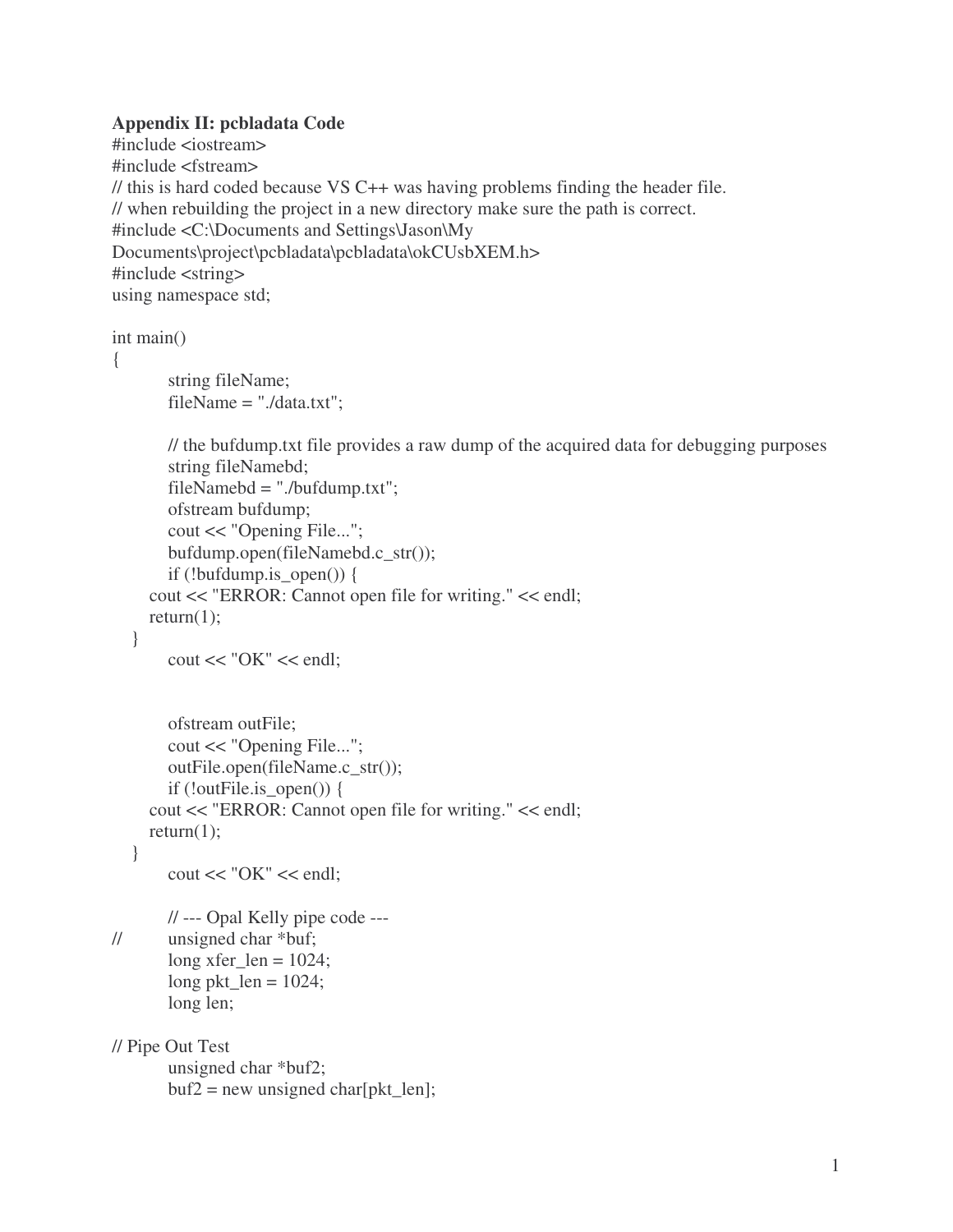**Appendix II: pcbladata Code**

```
#include <iostream>
#include <fstream>
// this is hard coded because VS C++ was having problems finding the header file.
// when rebuilding the project in a new directory make sure the path is correct.
#include <C:\Documents and Settings\Jason\My Documents\project\pcbladata\pcbladata\okCUsbXEM.h>
#include <string>
using namespace std;

int main()
{
	string fileName;
	fileName = "./data.txt";

	// the bufdump.txt file provides a raw dump of the acquired data for debugging purposes
	string fileNamebd;
	fileNamebd = "./bufdump.txt";
	ofstream bufdump;
	cout << "Opening File...";
	bufdump.open(fileNamebd.c_str());
	if (!bufdump.is_open()) {
      cout << "ERROR: Cannot open file for writing." << endl;
      return(1);
   }
	cout << "OK" << endl;


	ofstream outFile;
	cout << "Opening File...";
	outFile.open(fileName.c_str());
	if (!outFile.is_open()) {
      cout << "ERROR: Cannot open file for writing." << endl;
      return(1);
   }
	cout << "OK" << endl;

	// --- Opal Kelly pipe code ---
//	unsigned char *buf;
	long xfer_len = 1024;
	long pkt_len = 1024;
	long len;

// Pipe Out Test
	unsigned char *buf2;
	buf2 = new unsigned char[pkt_len];
```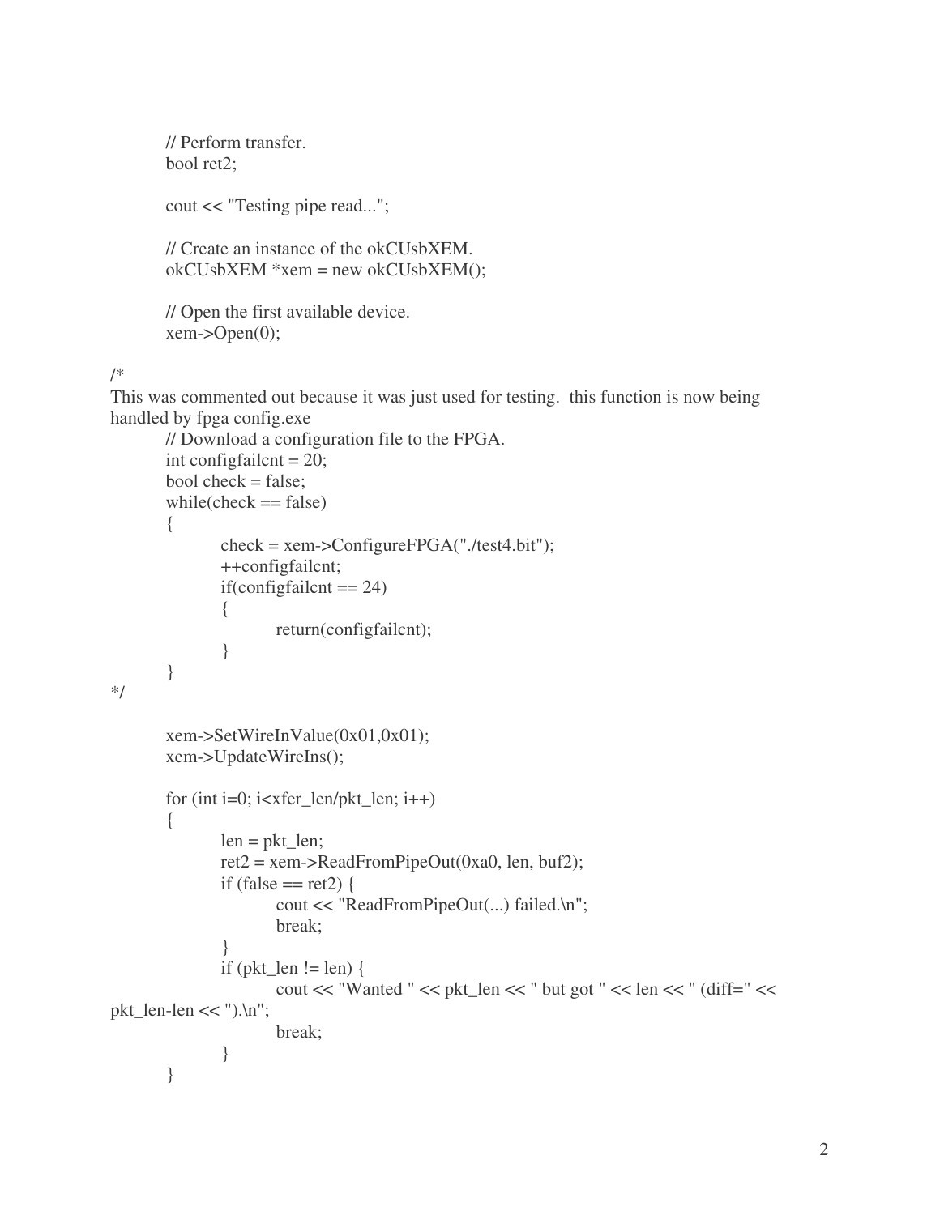```
	// Perform transfer.
	bool ret2;

	cout << "Testing pipe read...";

	// Create an instance of the okCUsbXEM.
	okCUsbXEM *xem = new okCUsbXEM();

	// Open the first available device.
	xem->Open(0);

/*
This was commented out because it was just used for testing.  this function is now being
handled by fpga config.exe
	// Download a configuration file to the FPGA.
	int configfailcnt = 20;
	bool check = false;
	while(check == false)
	{
		check = xem->ConfigureFPGA("./test4.bit");
		++configfailcnt;
		if(configfailcnt == 24)
		{
			return(configfailcnt);
		}
	}
*/

	xem->SetWireInValue(0x01,0x01);
	xem->UpdateWireIns();

	for (int i=0; i<xfer_len/pkt_len; i++)
	{
		len = pkt_len;
		ret2 = xem->ReadFromPipeOut(0xa0, len, buf2);
		if (false == ret2) {
			cout << "ReadFromPipeOut(...) failed.\n";
			break;
		}
		if (pkt_len != len) {
			cout << "Wanted " << pkt_len << " but got " << len << " (diff=" <<
pkt_len-len << ").\n";
			break;
		}
	}
```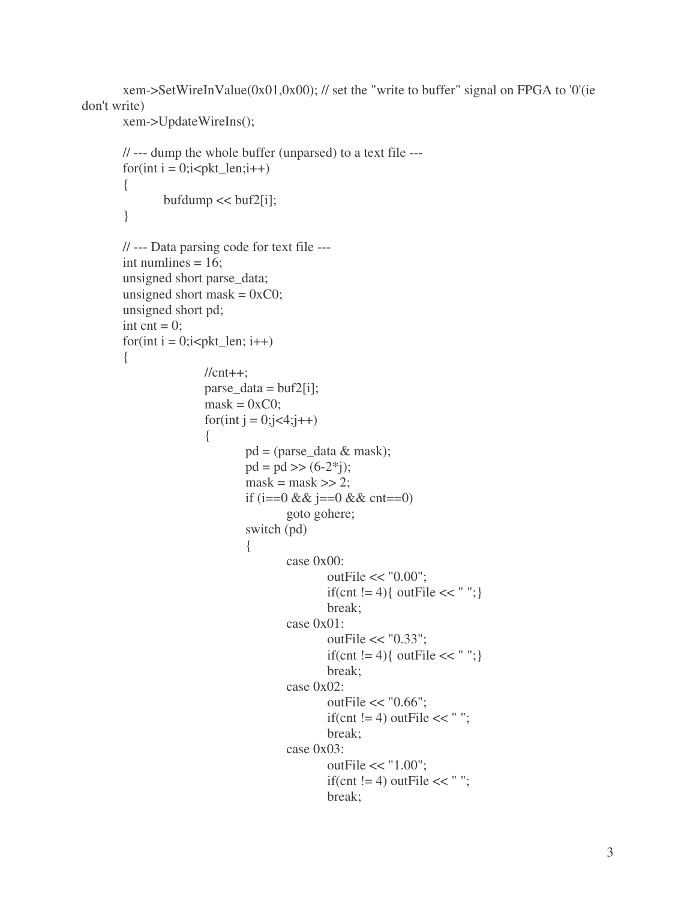```
        xem->SetWireInValue(0x01,0x00); // set the "write to buffer" signal on FPGA to '0'(ie
don't write)
        xem->UpdateWireIns();

        // --- dump the whole buffer (unparsed) to a text file ---
        for(int i = 0;i<pkt_len;i++)
        {
                bufdump << buf2[i];
        }

        // --- Data parsing code for text file ---
        int numlines = 16;
        unsigned short parse_data;
        unsigned short mask = 0xC0;
        unsigned short pd;
        int cnt = 0;
        for(int i = 0;i<pkt_len; i++)
        {
                        //cnt++;
                        parse_data = buf2[i];
                        mask = 0xC0;
                        for(int j = 0;j<4;j++)
                        {
                                pd = (parse_data & mask);
                                pd = pd >> (6-2*j);
                                mask = mask >> 2;
                                if (i==0 && j==0 && cnt==0)
                                        goto gohere;
                                switch (pd)
                                {
                                        case 0x00:
                                                outFile << "0.00";
                                                if(cnt != 4){ outFile << " ";}
                                                break;
                                        case 0x01:
                                                outFile << "0.33";
                                                if(cnt != 4){ outFile << " ";}
                                                break;
                                        case 0x02:
                                                outFile << "0.66";
                                                if(cnt != 4) outFile << " ";
                                                break;
                                        case 0x03:
                                                outFile << "1.00";
                                                if(cnt != 4) outFile << " ";
                                                break;
```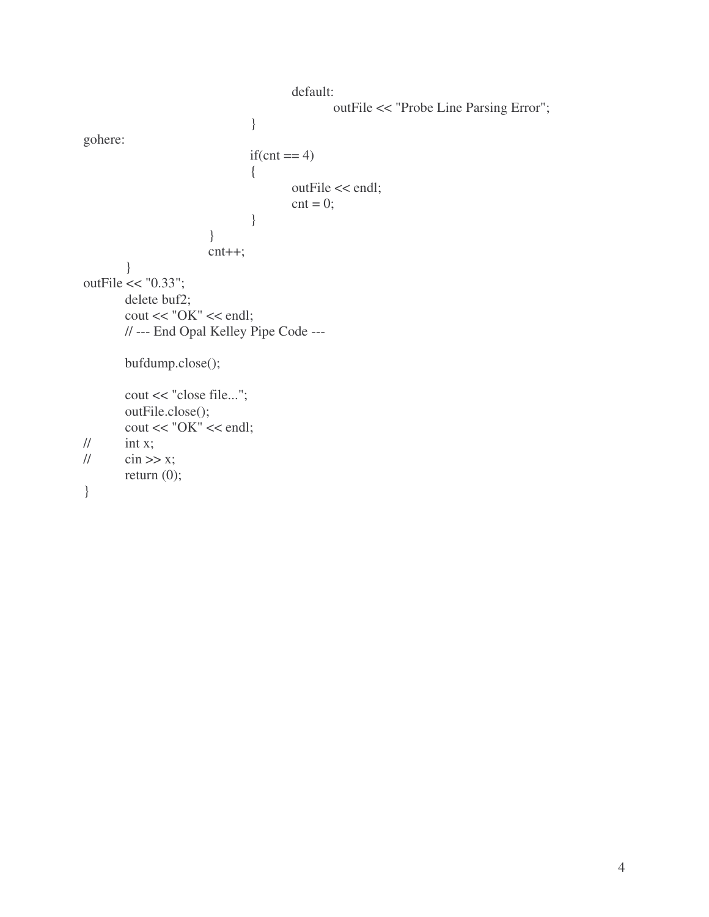```
                        default:
                            outFile << "Probe Line Parsing Error";
                    }
gohere:
                    if(cnt == 4)
                    {
                        outFile << endl;
                        cnt = 0;
                    }
                }
                cnt++;
        }
outFile << "0.33";
        delete buf2;
        cout << "OK" << endl;
        // --- End Opal Kelley Pipe Code ---

        bufdump.close();

        cout << "close file...";
        outFile.close();
        cout << "OK" << endl;
//      int x;
//      cin >> x;
        return (0);
}
```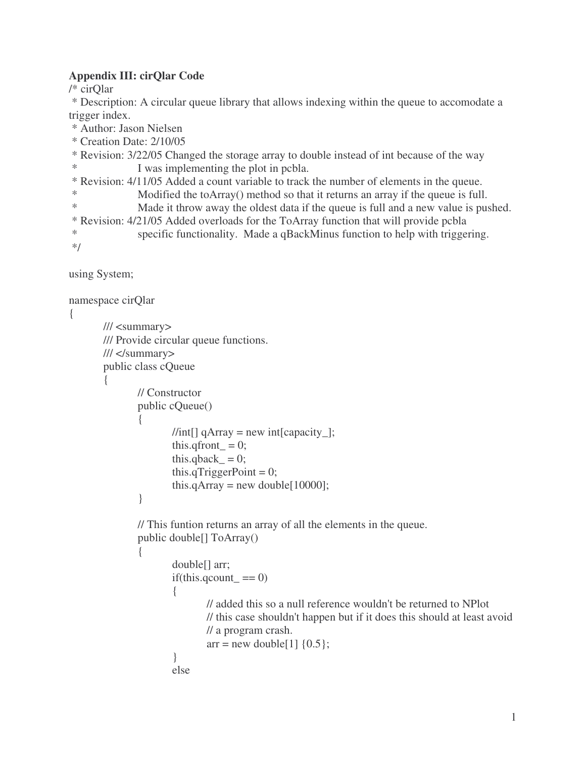**Appendix III: cirQlar Code**

```
/* cirQlar
 * Description: A circular queue library that allows indexing within the queue to accomodate a
trigger index.
 * Author: Jason Nielsen
 * Creation Date: 2/10/05
 * Revision: 3/22/05 Changed the storage array to double instead of int because of the way
 *              I was implementing the plot in pcbla.
 * Revision: 4/11/05 Added a count variable to track the number of elements in the queue.
 *              Modified the toArray() method so that it returns an array if the queue is full.
 *              Made it throw away the oldest data if the queue is full and a new value is pushed.
 * Revision: 4/21/05 Added overloads for the ToArray function that will provide pcbla
 *              specific functionality.  Made a qBackMinus function to help with triggering.
 */

using System;

namespace cirQlar
{
	/// <summary>
	/// Provide circular queue functions.
	/// </summary>
	public class cQueue
	{
		// Constructor
		public cQueue()
		{
			//int[] qArray = new int[capacity_];
			this.qfront_ = 0;
			this.qback_ = 0;
			this.qTriggerPoint = 0;
			this.qArray = new double[10000];
		}

		// This funtion returns an array of all the elements in the queue.
		public double[] ToArray()
		{
			double[] arr;
			if(this.qcount_ == 0)
			{
				// added this so a null reference wouldn't be returned to NPlot
				// this case shouldn't happen but if it does this should at least avoid
				// a program crash.
				arr = new double[1] {0.5};
			}
			else
```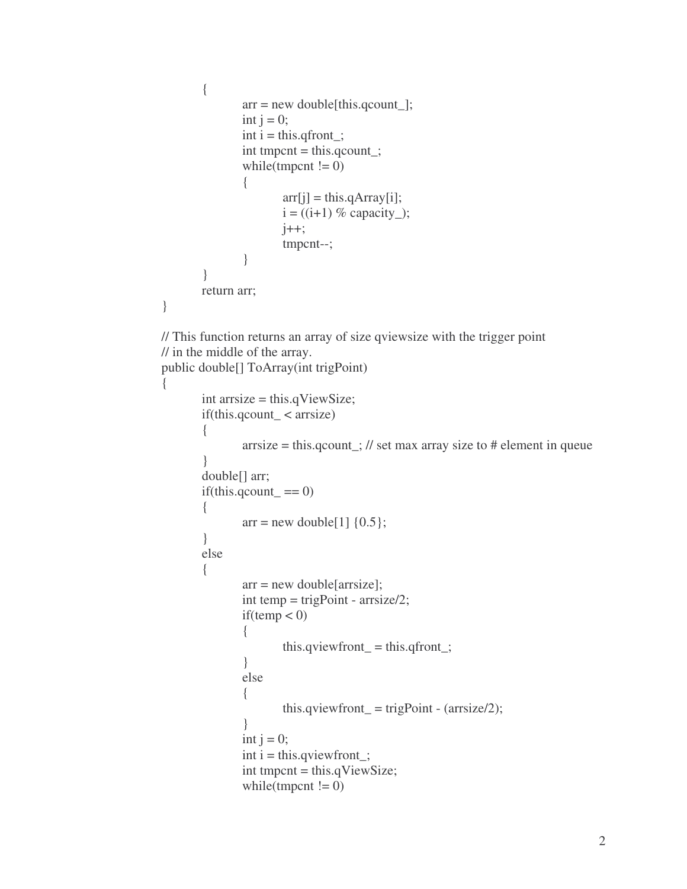```
        {
            arr = new double[this.qcount_];
            int j = 0;
            int i = this.qfront_;
            int tmpcnt = this.qcount_;
            while(tmpcnt != 0)
            {
                arr[j] = this.qArray[i];
                i = ((i+1) % capacity_);
                j++;
                tmpcnt--;
            }
        }
        return arr;
    }

    // This function returns an array of size qviewsize with the trigger point
    // in the middle of the array.
    public double[] ToArray(int trigPoint)
    {
        int arrsize = this.qViewSize;
        if(this.qcount_ < arrsize)
        {
            arrsize = this.qcount_; // set max array size to # element in queue
        }
        double[] arr;
        if(this.qcount_ == 0)
        {
            arr = new double[1] {0.5};
        }
        else
        {
            arr = new double[arrsize];
            int temp = trigPoint - arrsize/2;
            if(temp < 0)
            {
                this.qviewfront_ = this.qfront_;
            }
            else
            {
                this.qviewfront_ = trigPoint - (arrsize/2);
            }
            int j = 0;
            int i = this.qviewfront_;
            int tmpcnt = this.qViewSize;
            while(tmpcnt != 0)
```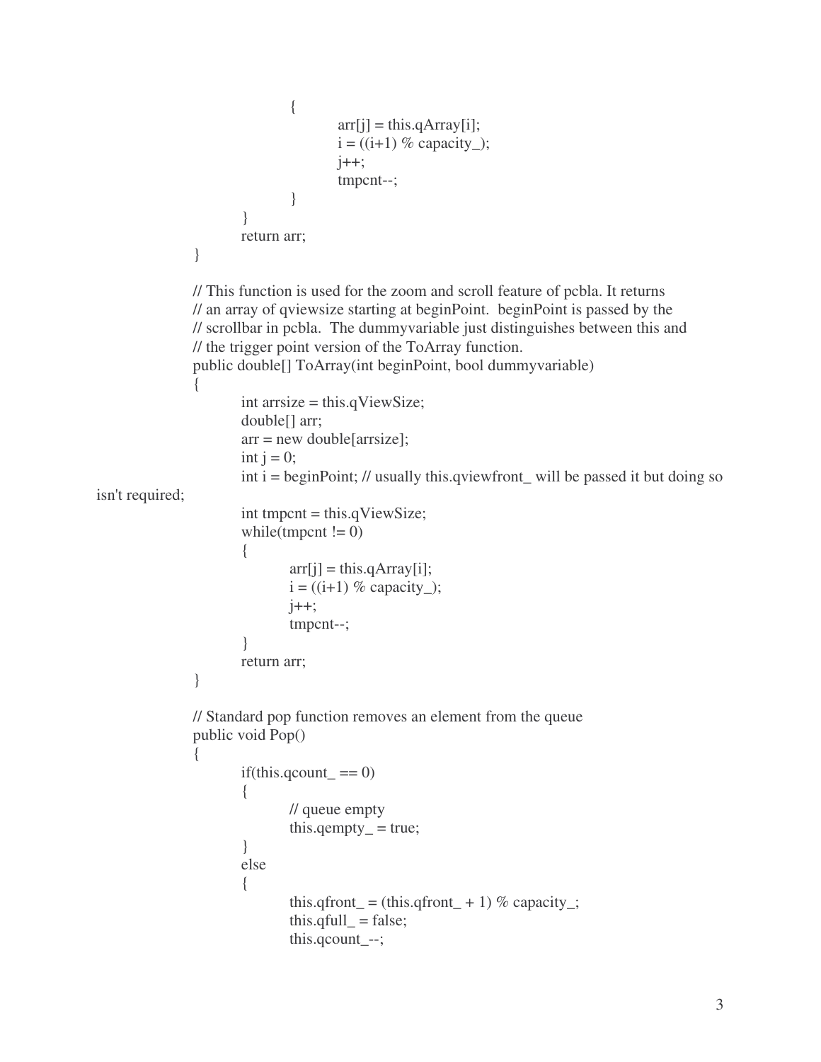```
				{
					arr[j] = this.qArray[i];
					i = ((i+1) % capacity_);
					j++;
					tmpcnt--;
				}
			}
			return arr;
		}

		// This function is used for the zoom and scroll feature of pcbla. It returns
		// an array of qviewsize starting at beginPoint.  beginPoint is passed by the
		// scrollbar in pcbla.  The dummyvariable just distinguishes between this and
		// the trigger point version of the ToArray function.
		public double[] ToArray(int beginPoint, bool dummyvariable)
		{
			int arrsize = this.qViewSize;
			double[] arr;
			arr = new double[arrsize];
			int j = 0;
			int i = beginPoint; // usually this.qviewfront_ will be passed it but doing so
isn't required;
			int tmpcnt = this.qViewSize;
			while(tmpcnt != 0)
			{
				arr[j] = this.qArray[i];
				i = ((i+1) % capacity_);
				j++;
				tmpcnt--;
			}
			return arr;
		}

		// Standard pop function removes an element from the queue
		public void Pop()
		{
			if(this.qcount_ == 0)
			{
				// queue empty
				this.qempty_ = true;
			}
			else
			{
				this.qfront_ = (this.qfront_ + 1) % capacity_;
				this.qfull_ = false;
				this.qcount_--;
```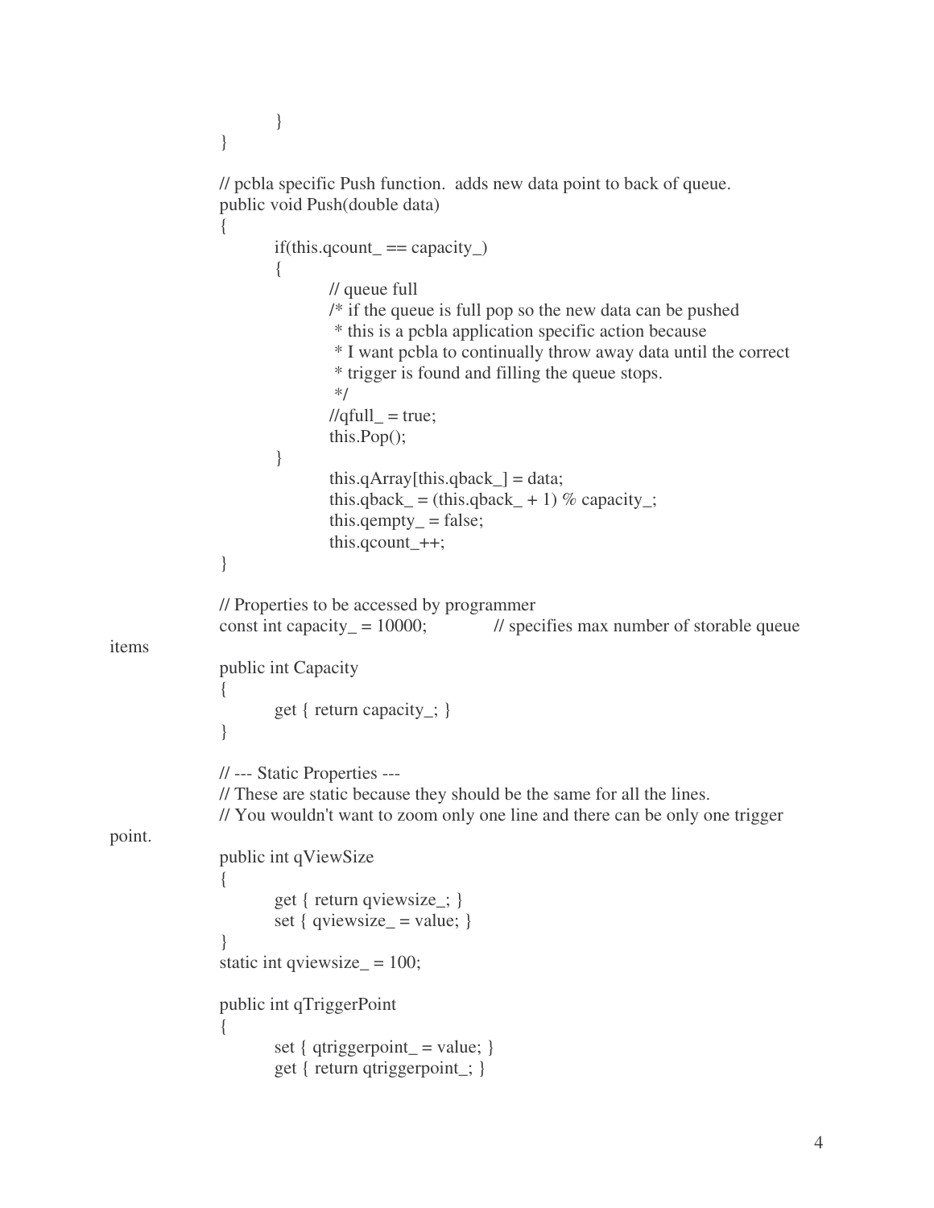```
        }
    }

    // pcbla specific Push function.  adds new data point to back of queue.
    public void Push(double data)
    {
        if(this.qcount_ == capacity_)
        {
            // queue full
            /* if the queue is full pop so the new data can be pushed
             * this is a pcbla application specific action because
             * I want pcbla to continually throw away data until the correct
             * trigger is found and filling the queue stops.
             */
            //qfull_ = true;
            this.Pop();
        }
            this.qArray[this.qback_] = data;
            this.qback_ = (this.qback_ + 1) % capacity_;
            this.qempty_ = false;
            this.qcount_++;
    }

    // Properties to be accessed by programmer
    const int capacity_ = 10000;        // specifies max number of storable queue
items
    public int Capacity
    {
        get { return capacity_; }
    }

    // --- Static Properties ---
    // These are static because they should be the same for all the lines.
    // You wouldn't want to zoom only one line and there can be only one trigger
point.
    public int qViewSize
    {
        get { return qviewsize_; }
        set { qviewsize_ = value; }
    }
    static int qviewsize_ = 100;

    public int qTriggerPoint
    {
        set { qtriggerpoint_ = value; }
        get { return qtriggerpoint_; }
```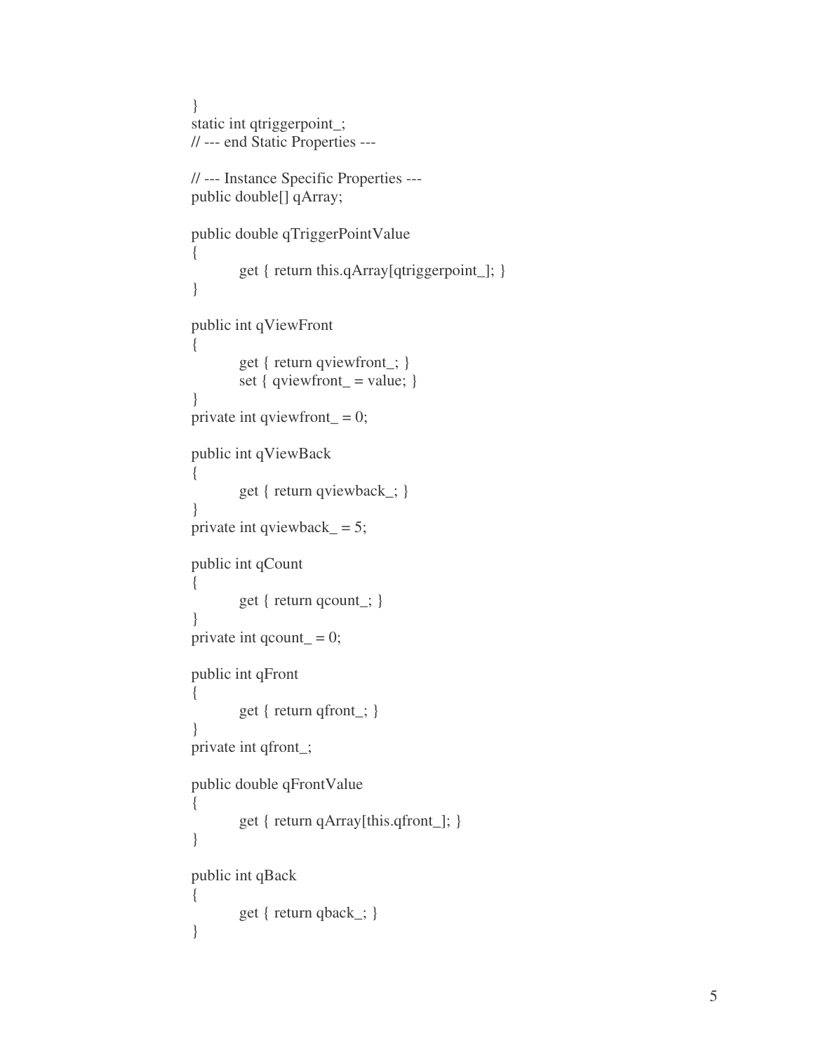```
}
static int qtriggerpoint_;
// --- end Static Properties ---

// --- Instance Specific Properties ---
public double[] qArray;

public double qTriggerPointValue
{
        get { return this.qArray[qtriggerpoint_]; }
}

public int qViewFront
{
        get { return qviewfront_; }
        set { qviewfront_ = value; }
}
private int qviewfront_ = 0;

public int qViewBack
{
        get { return qviewback_; }
}
private int qviewback_ = 5;

public int qCount
{
        get { return qcount_; }
}
private int qcount_ = 0;

public int qFront
{
        get { return qfront_; }
}
private int qfront_;

public double qFrontValue
{
        get { return qArray[this.qfront_]; }
}

public int qBack
{
        get { return qback_; }
}
```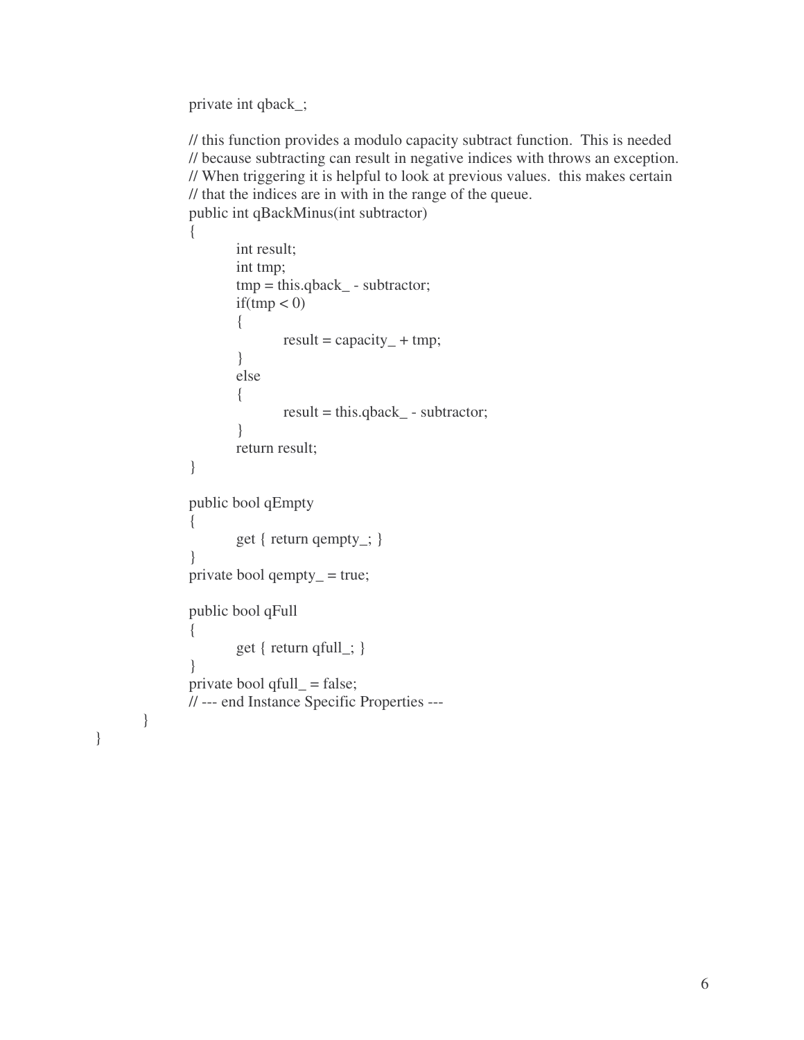```
            private int qback_;

            // this function provides a modulo capacity subtract function.  This is needed
            // because subtracting can result in negative indices with throws an exception.
            // When triggering it is helpful to look at previous values.  this makes certain
            // that the indices are in with in the range of the queue.
            public int qBackMinus(int subtractor)
            {
                    int result;
                    int tmp;
                    tmp = this.qback_ - subtractor;
                    if(tmp < 0)
                    {
                            result = capacity_ + tmp;
                    }
                    else
                    {
                            result = this.qback_ - subtractor;
                    }
                    return result;
            }

            public bool qEmpty
            {
                    get { return qempty_; }
            }
            private bool qempty_ = true;

            public bool qFull
            {
                    get { return qfull_; }
            }
            private bool qfull_ = false;
            // --- end Instance Specific Properties ---
    }
}
```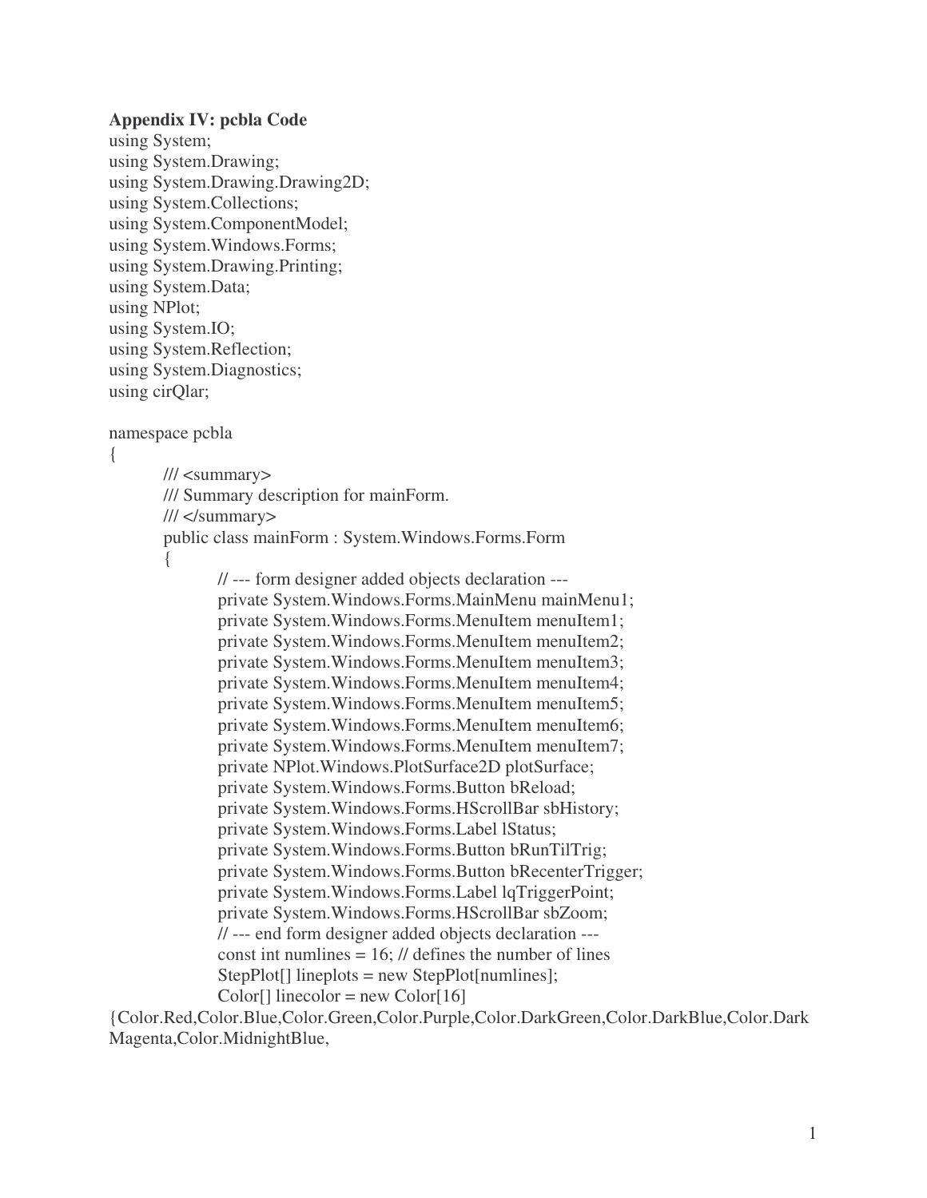**Appendix IV: pcbla Code**

```
using System;
using System.Drawing;
using System.Drawing.Drawing2D;
using System.Collections;
using System.ComponentModel;
using System.Windows.Forms;
using System.Drawing.Printing;
using System.Data;
using NPlot;
using System.IO;
using System.Reflection;
using System.Diagnostics;
using cirQlar;

namespace pcbla
{
	/// <summary>
	/// Summary description for mainForm.
	/// </summary>
	public class mainForm : System.Windows.Forms.Form
	{
		// --- form designer added objects declaration ---
		private System.Windows.Forms.MainMenu mainMenu1;
		private System.Windows.Forms.MenuItem menuItem1;
		private System.Windows.Forms.MenuItem menuItem2;
		private System.Windows.Forms.MenuItem menuItem3;
		private System.Windows.Forms.MenuItem menuItem4;
		private System.Windows.Forms.MenuItem menuItem5;
		private System.Windows.Forms.MenuItem menuItem6;
		private System.Windows.Forms.MenuItem menuItem7;
		private NPlot.Windows.PlotSurface2D plotSurface;
		private System.Windows.Forms.Button bReload;
		private System.Windows.Forms.HScrollBar sbHistory;
		private System.Windows.Forms.Label lStatus;
		private System.Windows.Forms.Button bRunTilTrig;
		private System.Windows.Forms.Button bRecenterTrigger;
		private System.Windows.Forms.Label lqTriggerPoint;
		private System.Windows.Forms.HScrollBar sbZoom;
		// --- end form designer added objects declaration ---
		const int numlines = 16; // defines the number of lines
		StepPlot[] lineplots = new StepPlot[numlines];
		Color[] linecolor = new Color[16]
{Color.Red,Color.Blue,Color.Green,Color.Purple,Color.DarkGreen,Color.DarkBlue,Color.Dark
Magenta,Color.MidnightBlue,
```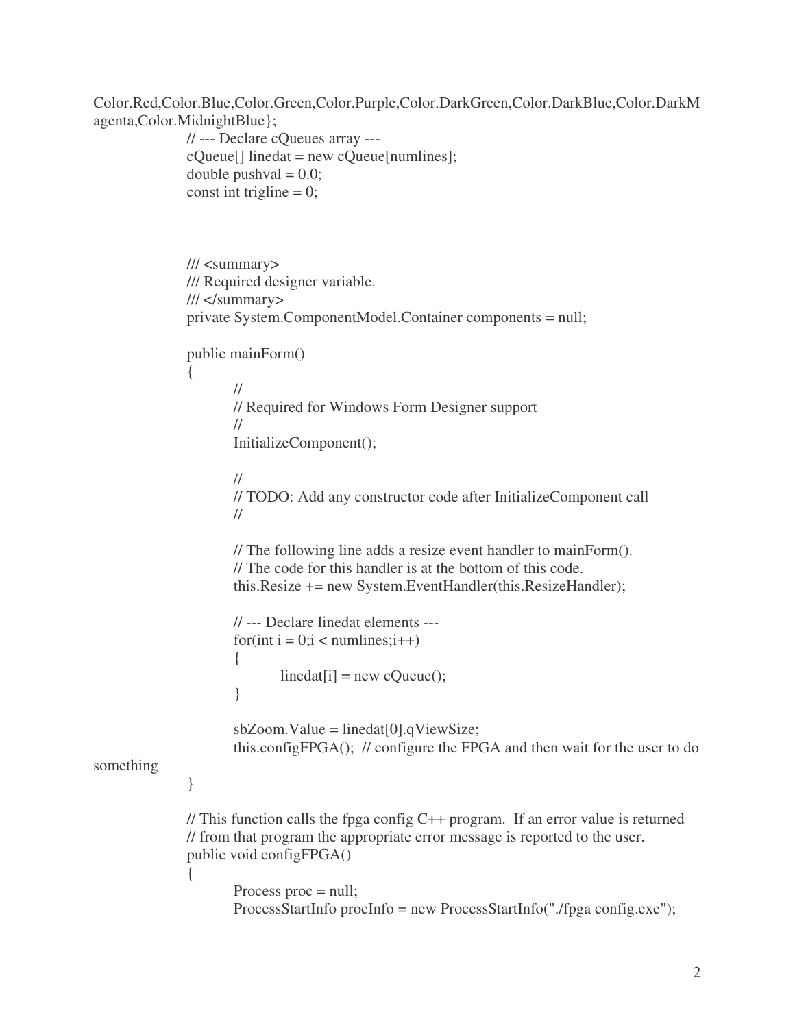```
Color.Red,Color.Blue,Color.Green,Color.Purple,Color.DarkGreen,Color.DarkBlue,Color.DarkMagenta,Color.MidnightBlue};
		// --- Declare cQueues array ---
		cQueue[] linedat = new cQueue[numlines];
		double pushval = 0.0;
		const int trigline = 0;



		/// <summary>
		/// Required designer variable.
		/// </summary>
		private System.ComponentModel.Container components = null;

		public mainForm()
		{
			//
			// Required for Windows Form Designer support
			//
			InitializeComponent();

			//
			// TODO: Add any constructor code after InitializeComponent call
			//

			// The following line adds a resize event handler to mainForm().
			// The code for this handler is at the bottom of this code.
			this.Resize += new System.EventHandler(this.ResizeHandler);

			// --- Declare linedat elements ---
			for(int i = 0;i < numlines;i++)
			{
				linedat[i] = new cQueue();
			}

			sbZoom.Value = linedat[0].qViewSize;
			this.configFPGA();  // configure the FPGA and then wait for the user to do 
something
		}

		// This function calls the fpga config C++ program.  If an error value is returned
		// from that program the appropriate error message is reported to the user.
		public void configFPGA()
		{
			Process proc = null;
			ProcessStartInfo procInfo = new ProcessStartInfo("./fpga config.exe");
```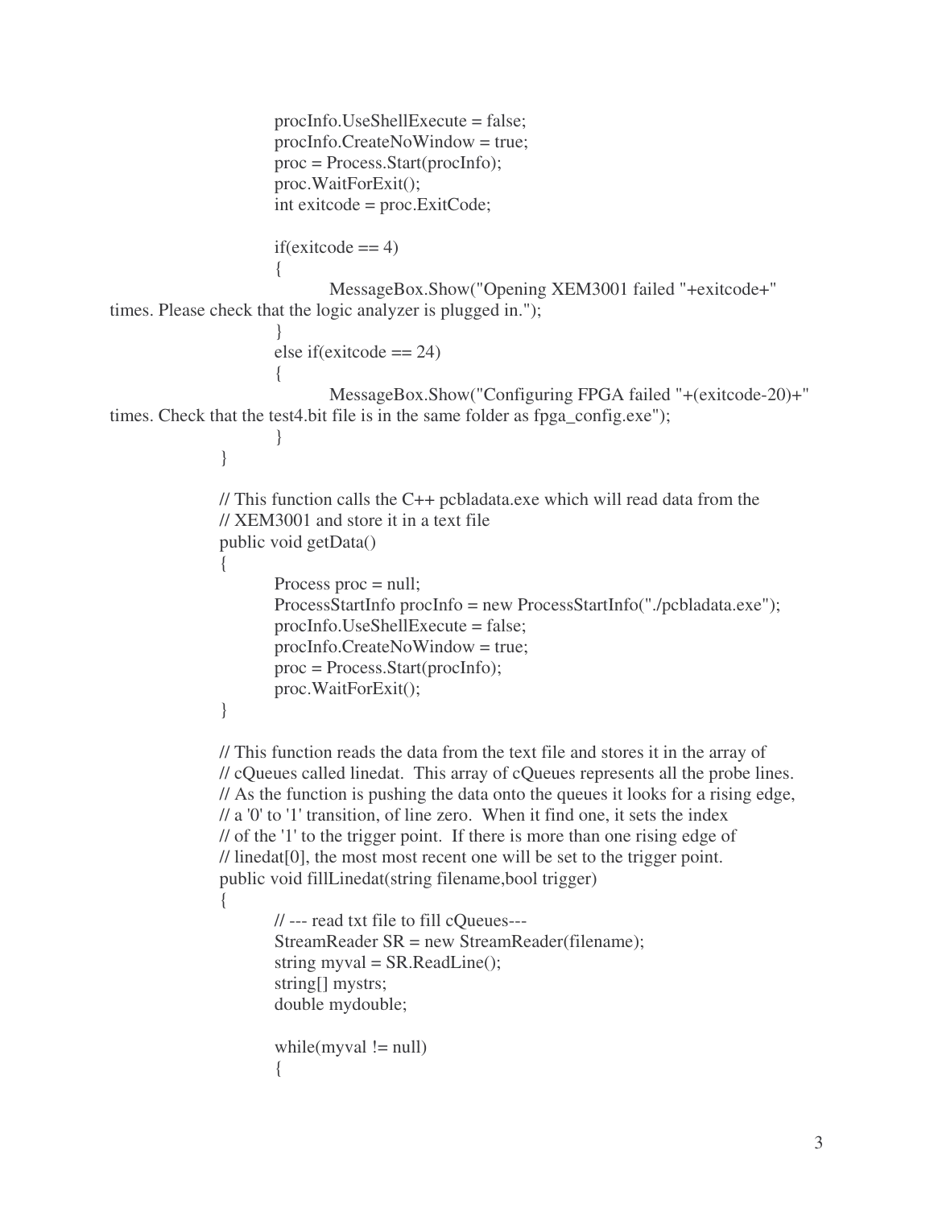```
                procInfo.UseShellExecute = false;
                procInfo.CreateNoWindow = true;
                proc = Process.Start(procInfo);
                proc.WaitForExit();
                int exitcode = proc.ExitCode;

                if(exitcode == 4)
                {
                        MessageBox.Show("Opening XEM3001 failed "+exitcode+"
times. Please check that the logic analyzer is plugged in.");
                }
                else if(exitcode == 24)
                {
                        MessageBox.Show("Configuring FPGA failed "+(exitcode-20)+"
times. Check that the test4.bit file is in the same folder as fpga_config.exe");
                }
        }

        // This function calls the C++ pcbladata.exe which will read data from the
        // XEM3001 and store it in a text file
        public void getData()
        {
                Process proc = null;
                ProcessStartInfo procInfo = new ProcessStartInfo("./pcbladata.exe");
                procInfo.UseShellExecute = false;
                procInfo.CreateNoWindow = true;
                proc = Process.Start(procInfo);
                proc.WaitForExit();
        }

        // This function reads the data from the text file and stores it in the array of
        // cQueues called linedat.  This array of cQueues represents all the probe lines.
        // As the function is pushing the data onto the queues it looks for a rising edge,
        // a '0' to '1' transition, of line zero.  When it find one, it sets the index
        // of the '1' to the trigger point.  If there is more than one rising edge of
        // linedat[0], the most most recent one will be set to the trigger point.
        public void fillLinedat(string filename,bool trigger)
        {
                // --- read txt file to fill cQueues---
                StreamReader SR = new StreamReader(filename);
                string myval = SR.ReadLine();
                string[] mystrs;
                double mydouble;

                while(myval != null)
                {
```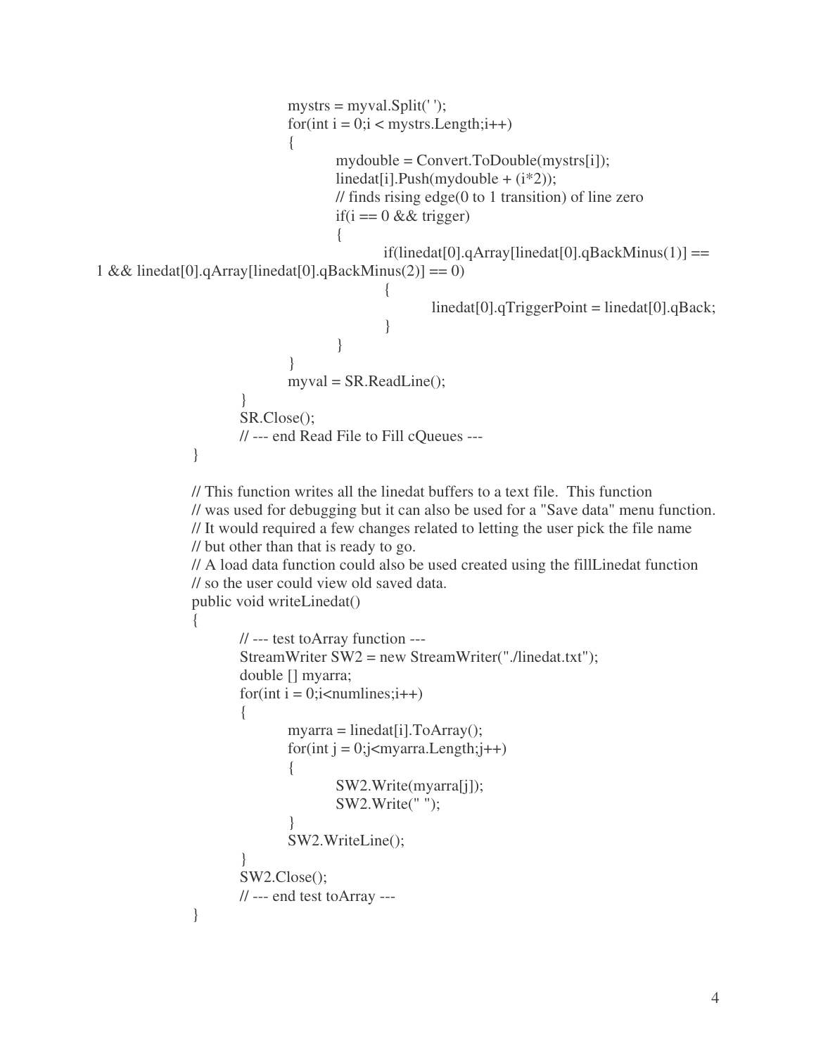```
                mystrs = myval.Split(' ');
                for(int i = 0;i < mystrs.Length;i++)
                {
                        mydouble = Convert.ToDouble(mystrs[i]);
                        linedat[i].Push(mydouble + (i*2));
                        // finds rising edge(0 to 1 transition) of line zero
                        if(i == 0 && trigger)
                        {
                                if(linedat[0].qArray[linedat[0].qBackMinus(1)] ==
1 && linedat[0].qArray[linedat[0].qBackMinus(2)] == 0)
                                {
                                        linedat[0].qTriggerPoint = linedat[0].qBack;
                                }
                        }
                }
                myval = SR.ReadLine();
        }
        SR.Close();
        // --- end Read File to Fill cQueues ---
}

// This function writes all the linedat buffers to a text file.  This function
// was used for debugging but it can also be used for a "Save data" menu function.
// It would required a few changes related to letting the user pick the file name
// but other than that is ready to go.
// A load data function could also be used created using the fillLinedat function
// so the user could view old saved data.
public void writeLinedat()
{
        // --- test toArray function ---
        StreamWriter SW2 = new StreamWriter("./linedat.txt");
        double [] myarra;
        for(int i = 0;i<numlines;i++)
        {
                myarra = linedat[i].ToArray();
                for(int j = 0;j<myarra.Length;j++)
                {
                        SW2.Write(myarra[j]);
                        SW2.Write(" ");
                }
                SW2.WriteLine();
        }
        SW2.Close();
        // --- end test toArray ---
}
```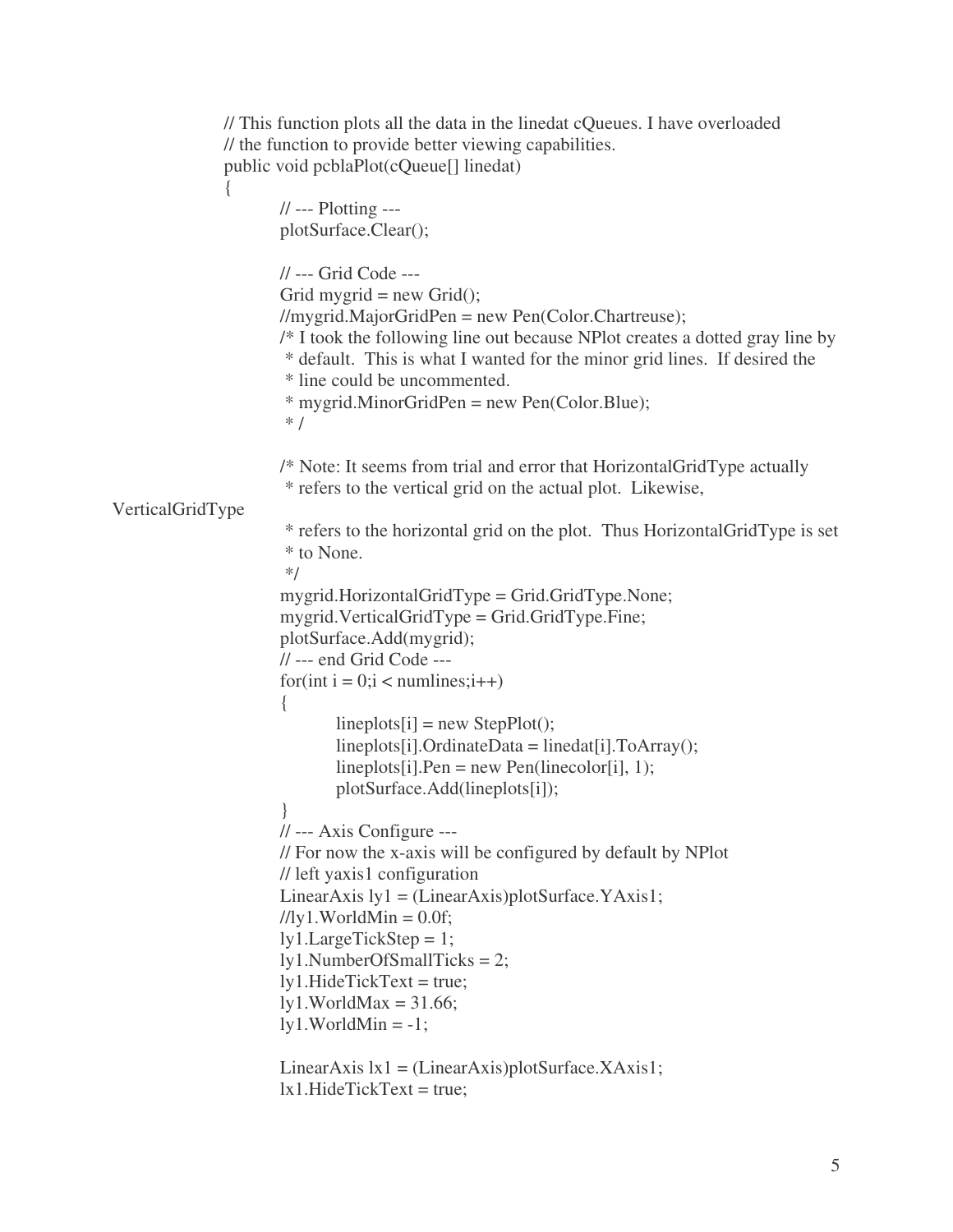```
// This function plots all the data in the linedat cQueues. I have overloaded
// the function to provide better viewing capabilities.
public void pcblaPlot(cQueue[] linedat)
{
        // --- Plotting ---
        plotSurface.Clear();

        // --- Grid Code ---
        Grid mygrid = new Grid();
        //mygrid.MajorGridPen = new Pen(Color.Chartreuse);
        /* I took the following line out because NPlot creates a dotted gray line by
         * default.  This is what I wanted for the minor grid lines.  If desired the
         * line could be uncommented.
         * mygrid.MinorGridPen = new Pen(Color.Blue);
         * /

        /* Note: It seems from trial and error that HorizontalGridType actually
         * refers to the vertical grid on the actual plot.  Likewise,
VerticalGridType
         * refers to the horizontal grid on the plot.  Thus HorizontalGridType is set
         * to None.
         */
        mygrid.HorizontalGridType = Grid.GridType.None;
        mygrid.VerticalGridType = Grid.GridType.Fine;
        plotSurface.Add(mygrid);
        // --- end Grid Code ---
        for(int i = 0;i < numlines;i++)
        {
                lineplots[i] = new StepPlot();
                lineplots[i].OrdinateData = linedat[i].ToArray();
                lineplots[i].Pen = new Pen(linecolor[i], 1);
                plotSurface.Add(lineplots[i]);
        }
        // --- Axis Configure ---
        // For now the x-axis will be configured by default by NPlot
        // left yaxis1 configuration
        LinearAxis ly1 = (LinearAxis)plotSurface.YAxis1;
        //ly1.WorldMin = 0.0f;
        ly1.LargeTickStep = 1;
        ly1.NumberOfSmallTicks = 2;
        ly1.HideTickText = true;
        ly1.WorldMax = 31.66;
        ly1.WorldMin = -1;

        LinearAxis lx1 = (LinearAxis)plotSurface.XAxis1;
        lx1.HideTickText = true;
```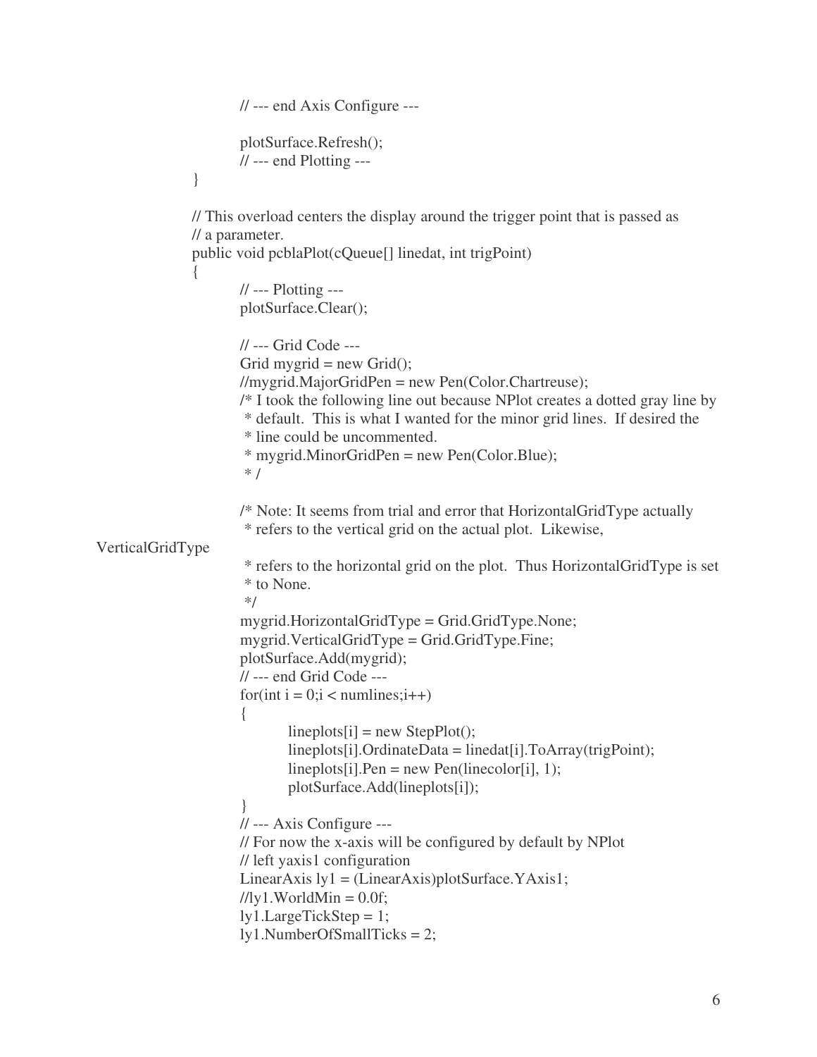```
            // --- end Axis Configure ---

            plotSurface.Refresh();
            // --- end Plotting ---
        }

        // This overload centers the display around the trigger point that is passed as
        // a parameter.
        public void pcblaPlot(cQueue[] linedat, int trigPoint)
        {
            // --- Plotting ---
            plotSurface.Clear();

            // --- Grid Code ---
            Grid mygrid = new Grid();
            //mygrid.MajorGridPen = new Pen(Color.Chartreuse);
            /* I took the following line out because NPlot creates a dotted gray line by
             * default.  This is what I wanted for the minor grid lines.  If desired the
             * line could be uncommented.
             * mygrid.MinorGridPen = new Pen(Color.Blue);
             * /

            /* Note: It seems from trial and error that HorizontalGridType actually
             * refers to the vertical grid on the actual plot.  Likewise,
VerticalGridType
             * refers to the horizontal grid on the plot.  Thus HorizontalGridType is set
             * to None.
             */
            mygrid.HorizontalGridType = Grid.GridType.None;
            mygrid.VerticalGridType = Grid.GridType.Fine;
            plotSurface.Add(mygrid);
            // --- end Grid Code ---
            for(int i = 0;i < numlines;i++)
            {
                lineplots[i] = new StepPlot();
                lineplots[i].OrdinateData = linedat[i].ToArray(trigPoint);
                lineplots[i].Pen = new Pen(linecolor[i], 1);
                plotSurface.Add(lineplots[i]);
            }
            // --- Axis Configure ---
            // For now the x-axis will be configured by default by NPlot
            // left yaxis1 configuration
            LinearAxis ly1 = (LinearAxis)plotSurface.YAxis1;
            //ly1.WorldMin = 0.0f;
            ly1.LargeTickStep = 1;
            ly1.NumberOfSmallTicks = 2;
```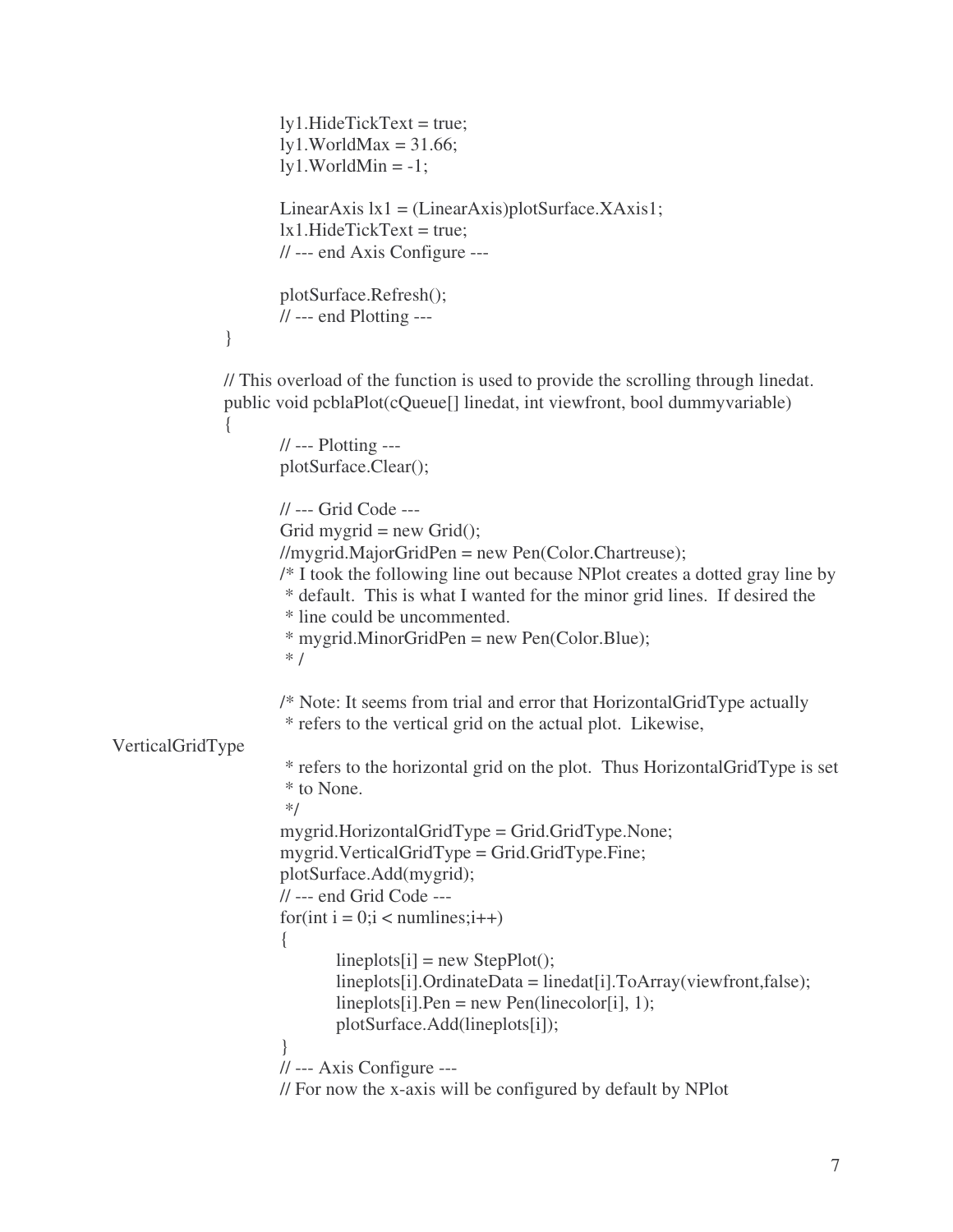```
            ly1.HideTickText = true;
            ly1.WorldMax = 31.66;
            ly1.WorldMin = -1;

            LinearAxis lx1 = (LinearAxis)plotSurface.XAxis1;
            lx1.HideTickText = true;
            // --- end Axis Configure ---

            plotSurface.Refresh();
            // --- end Plotting ---
        }

        // This overload of the function is used to provide the scrolling through linedat.
        public void pcblaPlot(cQueue[] linedat, int viewfront, bool dummyvariable)
        {
            // --- Plotting ---
            plotSurface.Clear();

            // --- Grid Code ---
            Grid mygrid = new Grid();
            //mygrid.MajorGridPen = new Pen(Color.Chartreuse);
            /* I took the following line out because NPlot creates a dotted gray line by
             * default.  This is what I wanted for the minor grid lines.  If desired the
             * line could be uncommented.
             * mygrid.MinorGridPen = new Pen(Color.Blue);
             * /

            /* Note: It seems from trial and error that HorizontalGridType actually
             * refers to the vertical grid on the actual plot.  Likewise,
VerticalGridType
             * refers to the horizontal grid on the plot.  Thus HorizontalGridType is set
             * to None.
             */
            mygrid.HorizontalGridType = Grid.GridType.None;
            mygrid.VerticalGridType = Grid.GridType.Fine;
            plotSurface.Add(mygrid);
            // --- end Grid Code ---
            for(int i = 0;i < numlines;i++)
            {
                lineplots[i] = new StepPlot();
                lineplots[i].OrdinateData = linedat[i].ToArray(viewfront,false);
                lineplots[i].Pen = new Pen(linecolor[i], 1);
                plotSurface.Add(lineplots[i]);
            }
            // --- Axis Configure ---
            // For now the x-axis will be configured by default by NPlot
```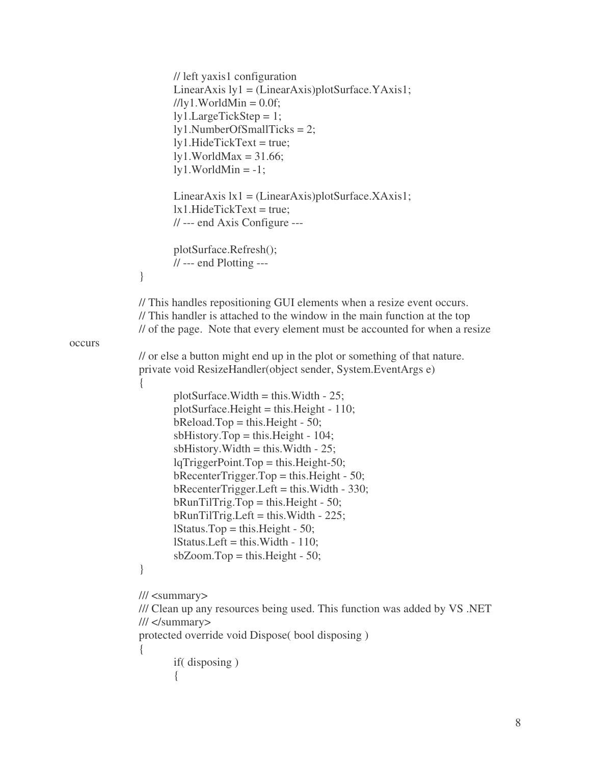```
        // left yaxis1 configuration
        LinearAxis ly1 = (LinearAxis)plotSurface.YAxis1;
        //ly1.WorldMin = 0.0f;
        ly1.LargeTickStep = 1;
        ly1.NumberOfSmallTicks = 2;
        ly1.HideTickText = true;
        ly1.WorldMax = 31.66;
        ly1.WorldMin = -1;

        LinearAxis lx1 = (LinearAxis)plotSurface.XAxis1;
        lx1.HideTickText = true;
        // --- end Axis Configure ---

        plotSurface.Refresh();
        // --- end Plotting ---
    }

    // This handles repositioning GUI elements when a resize event occurs.
    // This handler is attached to the window in the main function at the top
    // of the page.  Note that every element must be accounted for when a resize
occurs
    // or else a button might end up in the plot or something of that nature.
    private void ResizeHandler(object sender, System.EventArgs e)
    {
        plotSurface.Width = this.Width - 25;
        plotSurface.Height = this.Height - 110;
        bReload.Top = this.Height - 50;
        sbHistory.Top = this.Height - 104;
        sbHistory.Width = this.Width - 25;
        lqTriggerPoint.Top = this.Height-50;
        bRecenterTrigger.Top = this.Height - 50;
        bRecenterTrigger.Left = this.Width - 330;
        bRunTilTrig.Top = this.Height - 50;
        bRunTilTrig.Left = this.Width - 225;
        lStatus.Top = this.Height - 50;
        lStatus.Left = this.Width - 110;
        sbZoom.Top = this.Height - 50;
    }

    /// <summary>
    /// Clean up any resources being used. This function was added by VS .NET
    /// </summary>
    protected override void Dispose( bool disposing )
    {
        if( disposing )
        {
```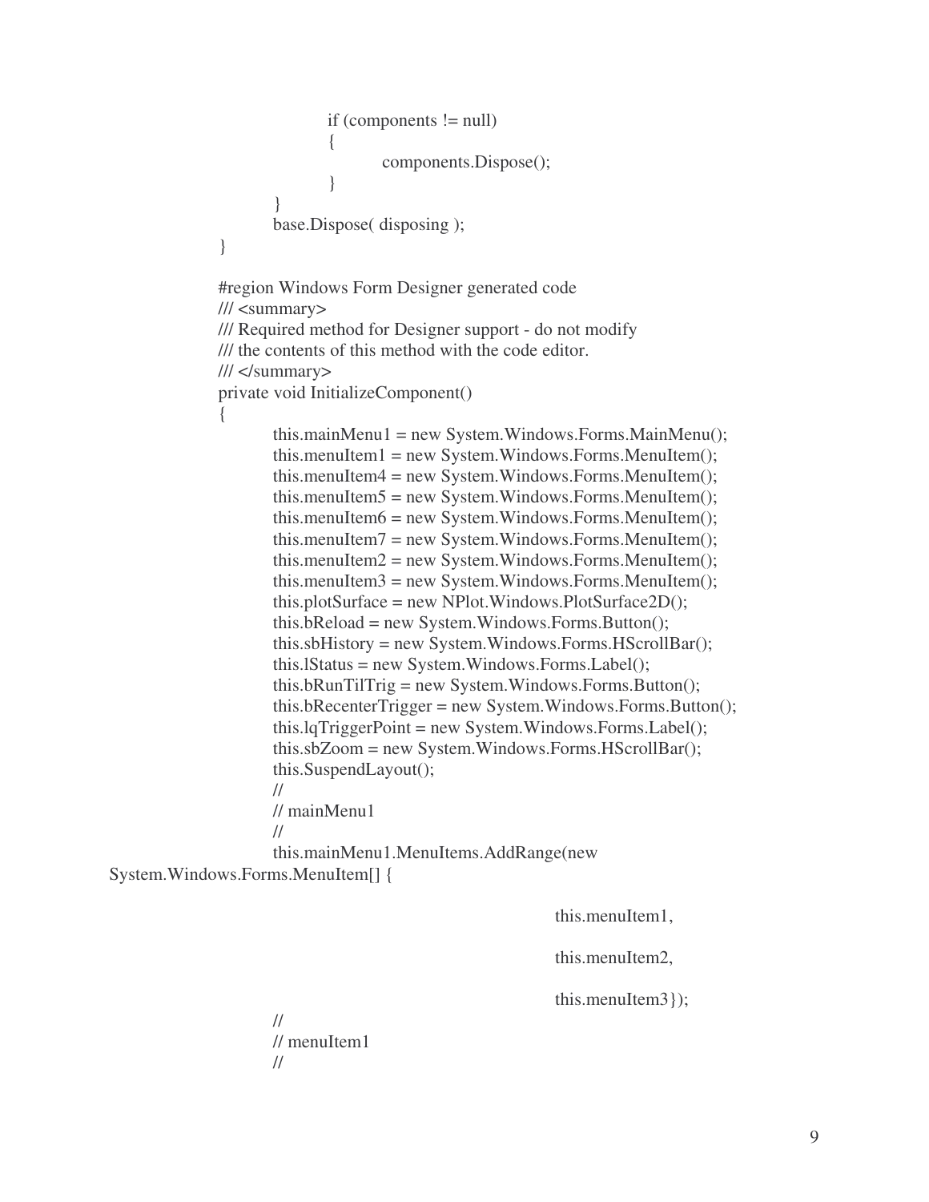```
			if (components != null)
			{
				components.Dispose();
			}
		}
		base.Dispose( disposing );
	}

	#region Windows Form Designer generated code
	/// <summary>
	/// Required method for Designer support - do not modify
	/// the contents of this method with the code editor.
	/// </summary>
	private void InitializeComponent()
	{
		this.mainMenu1 = new System.Windows.Forms.MainMenu();
		this.menuItem1 = new System.Windows.Forms.MenuItem();
		this.menuItem4 = new System.Windows.Forms.MenuItem();
		this.menuItem5 = new System.Windows.Forms.MenuItem();
		this.menuItem6 = new System.Windows.Forms.MenuItem();
		this.menuItem7 = new System.Windows.Forms.MenuItem();
		this.menuItem2 = new System.Windows.Forms.MenuItem();
		this.menuItem3 = new System.Windows.Forms.MenuItem();
		this.plotSurface = new NPlot.Windows.PlotSurface2D();
		this.bReload = new System.Windows.Forms.Button();
		this.sbHistory = new System.Windows.Forms.HScrollBar();
		this.lStatus = new System.Windows.Forms.Label();
		this.bRunTilTrig = new System.Windows.Forms.Button();
		this.bRecenterTrigger = new System.Windows.Forms.Button();
		this.lqTriggerPoint = new System.Windows.Forms.Label();
		this.sbZoom = new System.Windows.Forms.HScrollBar();
		this.SuspendLayout();
		//
		// mainMenu1
		//
		this.mainMenu1.MenuItems.AddRange(new
System.Windows.Forms.MenuItem[] {

								this.menuItem1,

								this.menuItem2,

								this.menuItem3});
		//
		// menuItem1
		//
```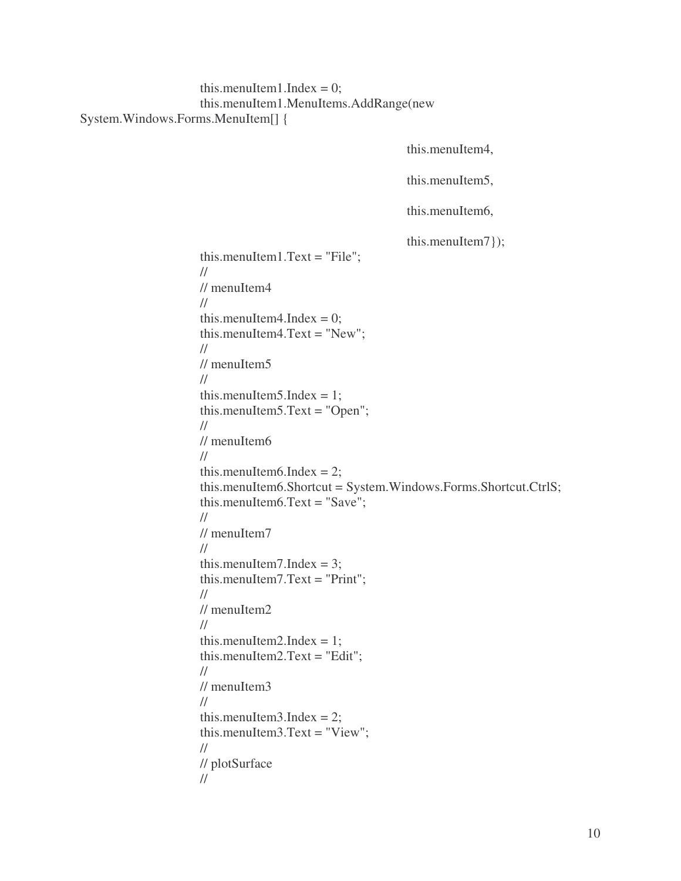```
			this.menuItem1.Index = 0;
			this.menuItem1.MenuItems.AddRange(new
System.Windows.Forms.MenuItem[] {

										this.menuItem4,

										this.menuItem5,

										this.menuItem6,

										this.menuItem7});
			this.menuItem1.Text = "File";
			//
			// menuItem4
			//
			this.menuItem4.Index = 0;
			this.menuItem4.Text = "New";
			//
			// menuItem5
			//
			this.menuItem5.Index = 1;
			this.menuItem5.Text = "Open";
			//
			// menuItem6
			//
			this.menuItem6.Index = 2;
			this.menuItem6.Shortcut = System.Windows.Forms.Shortcut.CtrlS;
			this.menuItem6.Text = "Save";
			//
			// menuItem7
			//
			this.menuItem7.Index = 3;
			this.menuItem7.Text = "Print";
			//
			// menuItem2
			//
			this.menuItem2.Index = 1;
			this.menuItem2.Text = "Edit";
			//
			// menuItem3
			//
			this.menuItem3.Index = 2;
			this.menuItem3.Text = "View";
			//
			// plotSurface
			//
```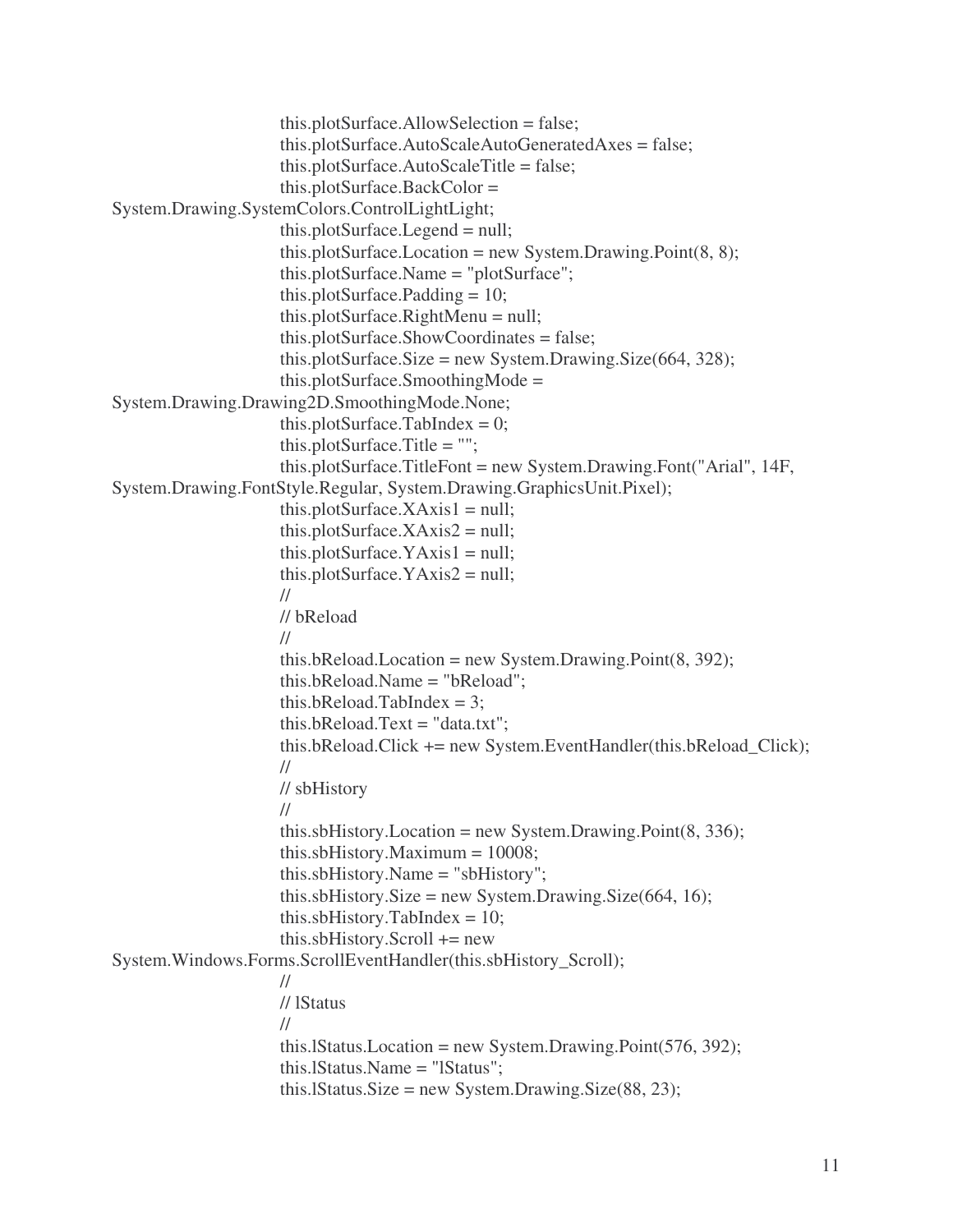```
			this.plotSurface.AllowSelection = false;
			this.plotSurface.AutoScaleAutoGeneratedAxes = false;
			this.plotSurface.AutoScaleTitle = false;
			this.plotSurface.BackColor =
System.Drawing.SystemColors.ControlLightLight;
			this.plotSurface.Legend = null;
			this.plotSurface.Location = new System.Drawing.Point(8, 8);
			this.plotSurface.Name = "plotSurface";
			this.plotSurface.Padding = 10;
			this.plotSurface.RightMenu = null;
			this.plotSurface.ShowCoordinates = false;
			this.plotSurface.Size = new System.Drawing.Size(664, 328);
			this.plotSurface.SmoothingMode =
System.Drawing.Drawing2D.SmoothingMode.None;
			this.plotSurface.TabIndex = 0;
			this.plotSurface.Title = "";
			this.plotSurface.TitleFont = new System.Drawing.Font("Arial", 14F,
System.Drawing.FontStyle.Regular, System.Drawing.GraphicsUnit.Pixel);
			this.plotSurface.XAxis1 = null;
			this.plotSurface.XAxis2 = null;
			this.plotSurface.YAxis1 = null;
			this.plotSurface.YAxis2 = null;
			//
			// bReload
			//
			this.bReload.Location = new System.Drawing.Point(8, 392);
			this.bReload.Name = "bReload";
			this.bReload.TabIndex = 3;
			this.bReload.Text = "data.txt";
			this.bReload.Click += new System.EventHandler(this.bReload_Click);
			//
			// sbHistory
			//
			this.sbHistory.Location = new System.Drawing.Point(8, 336);
			this.sbHistory.Maximum = 10008;
			this.sbHistory.Name = "sbHistory";
			this.sbHistory.Size = new System.Drawing.Size(664, 16);
			this.sbHistory.TabIndex = 10;
			this.sbHistory.Scroll += new
System.Windows.Forms.ScrollEventHandler(this.sbHistory_Scroll);
			//
			// lStatus
			//
			this.lStatus.Location = new System.Drawing.Point(576, 392);
			this.lStatus.Name = "lStatus";
			this.lStatus.Size = new System.Drawing.Size(88, 23);
```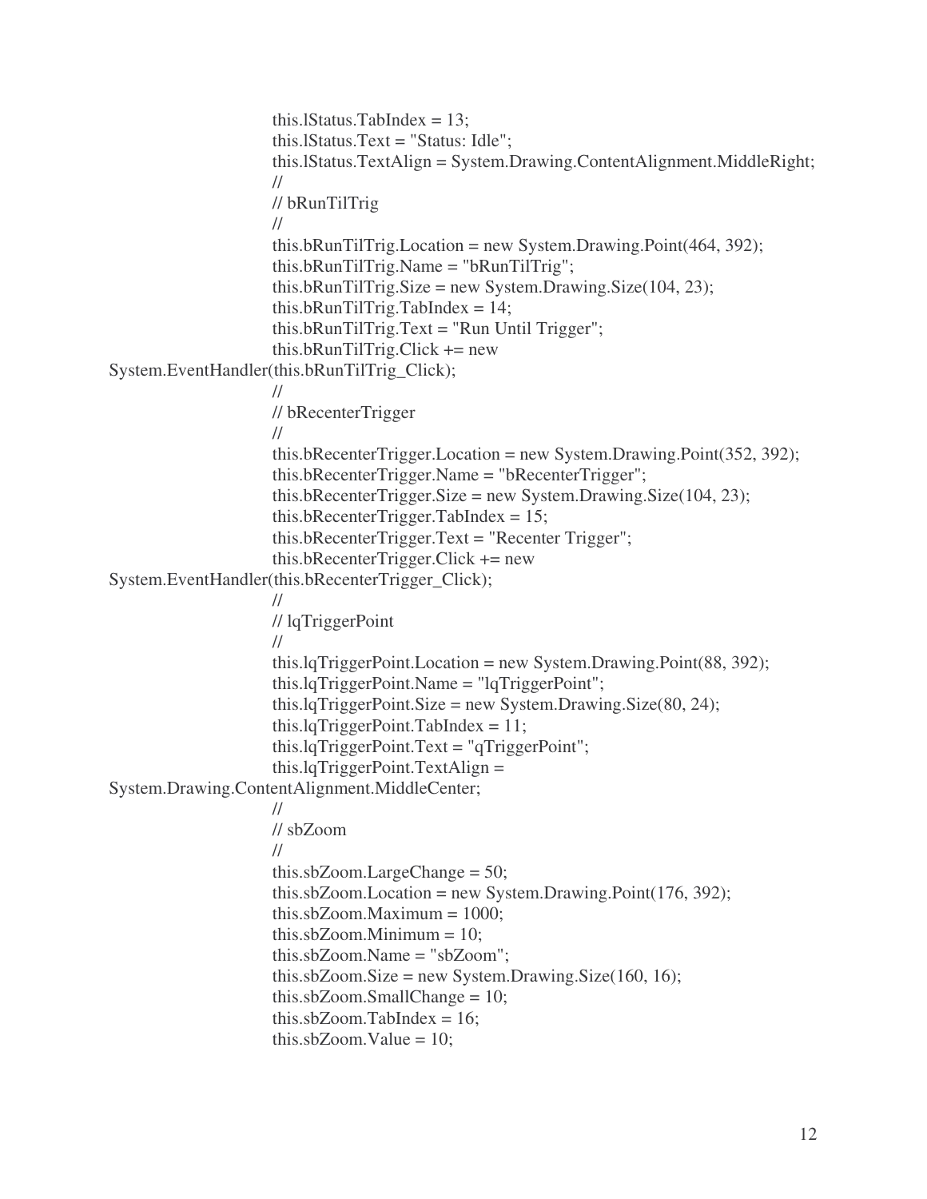```
this.lStatus.TabIndex = 13;
this.lStatus.Text = "Status: Idle";
this.lStatus.TextAlign = System.Drawing.ContentAlignment.MiddleRight;
//
// bRunTilTrig
//
this.bRunTilTrig.Location = new System.Drawing.Point(464, 392);
this.bRunTilTrig.Name = "bRunTilTrig";
this.bRunTilTrig.Size = new System.Drawing.Size(104, 23);
this.bRunTilTrig.TabIndex = 14;
this.bRunTilTrig.Text = "Run Until Trigger";
this.bRunTilTrig.Click += new
System.EventHandler(this.bRunTilTrig_Click);
//
// bRecenterTrigger
//
this.bRecenterTrigger.Location = new System.Drawing.Point(352, 392);
this.bRecenterTrigger.Name = "bRecenterTrigger";
this.bRecenterTrigger.Size = new System.Drawing.Size(104, 23);
this.bRecenterTrigger.TabIndex = 15;
this.bRecenterTrigger.Text = "Recenter Trigger";
this.bRecenterTrigger.Click += new
System.EventHandler(this.bRecenterTrigger_Click);
//
// lqTriggerPoint
//
this.lqTriggerPoint.Location = new System.Drawing.Point(88, 392);
this.lqTriggerPoint.Name = "lqTriggerPoint";
this.lqTriggerPoint.Size = new System.Drawing.Size(80, 24);
this.lqTriggerPoint.TabIndex = 11;
this.lqTriggerPoint.Text = "qTriggerPoint";
this.lqTriggerPoint.TextAlign =
System.Drawing.ContentAlignment.MiddleCenter;
//
// sbZoom
//
this.sbZoom.LargeChange = 50;
this.sbZoom.Location = new System.Drawing.Point(176, 392);
this.sbZoom.Maximum = 1000;
this.sbZoom.Minimum = 10;
this.sbZoom.Name = "sbZoom";
this.sbZoom.Size = new System.Drawing.Size(160, 16);
this.sbZoom.SmallChange = 10;
this.sbZoom.TabIndex = 16;
this.sbZoom.Value = 10;
```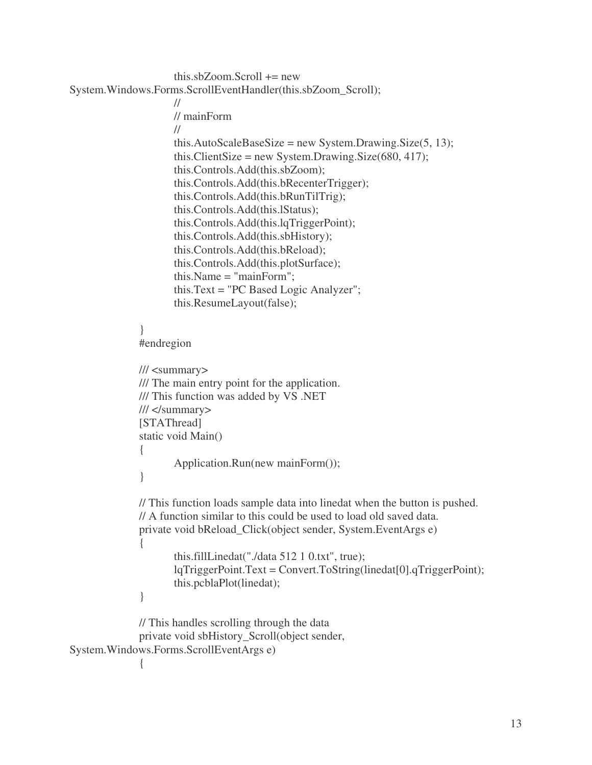```
			this.sbZoom.Scroll += new
System.Windows.Forms.ScrollEventHandler(this.sbZoom_Scroll);
			//
			// mainForm
			//
			this.AutoScaleBaseSize = new System.Drawing.Size(5, 13);
			this.ClientSize = new System.Drawing.Size(680, 417);
			this.Controls.Add(this.sbZoom);
			this.Controls.Add(this.bRecenterTrigger);
			this.Controls.Add(this.bRunTilTrig);
			this.Controls.Add(this.lStatus);
			this.Controls.Add(this.lqTriggerPoint);
			this.Controls.Add(this.sbHistory);
			this.Controls.Add(this.bReload);
			this.Controls.Add(this.plotSurface);
			this.Name = "mainForm";
			this.Text = "PC Based Logic Analyzer";
			this.ResumeLayout(false);

		}
		#endregion

		/// <summary>
		/// The main entry point for the application.
		/// This function was added by VS .NET
		/// </summary>
		[STAThread]
		static void Main()
		{
			Application.Run(new mainForm());
		}

		// This function loads sample data into linedat when the button is pushed.
		// A function similar to this could be used to load old saved data.
		private void bReload_Click(object sender, System.EventArgs e)
		{
			this.fillLinedat("./data 512 1 0.txt", true);
			lqTriggerPoint.Text = Convert.ToString(linedat[0].qTriggerPoint);
			this.pcblaPlot(linedat);
		}

		// This handles scrolling through the data
		private void sbHistory_Scroll(object sender,
System.Windows.Forms.ScrollEventArgs e)
		{
```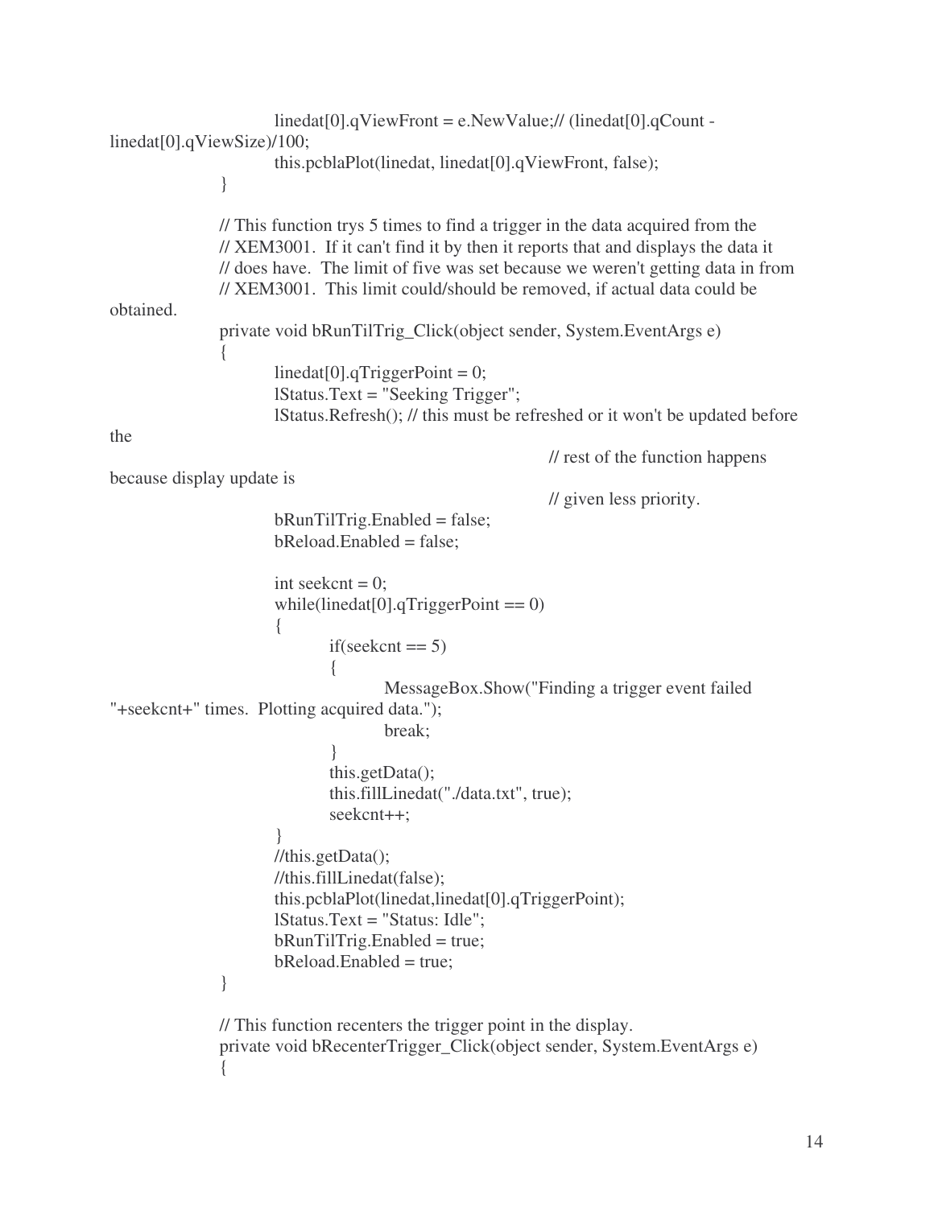```
			linedat[0].qViewFront = e.NewValue;// (linedat[0].qCount -
linedat[0].qViewSize)/100;
			this.pcblaPlot(linedat, linedat[0].qViewFront, false);
		}

		// This function trys 5 times to find a trigger in the data acquired from the
		// XEM3001.  If it can't find it by then it reports that and displays the data it
		// does have.  The limit of five was set because we weren't getting data in from
		// XEM3001.  This limit could/should be removed, if actual data could be
obtained.
		private void bRunTilTrig_Click(object sender, System.EventArgs e)
		{
			linedat[0].qTriggerPoint = 0;
			lStatus.Text = "Seeking Trigger";
			lStatus.Refresh(); // this must be refreshed or it won't be updated before
the
							// rest of the function happens
because display update is
							// given less priority.
			bRunTilTrig.Enabled = false;
			bReload.Enabled = false;

			int seekcnt = 0;
			while(linedat[0].qTriggerPoint == 0)
			{
				if(seekcnt == 5)
				{
					MessageBox.Show("Finding a trigger event failed
"+seekcnt+" times.  Plotting acquired data.");
					break;
				}
				this.getData();
				this.fillLinedat("./data.txt", true);
				seekcnt++;
			}
			//this.getData();
			//this.fillLinedat(false);
			this.pcblaPlot(linedat,linedat[0].qTriggerPoint);
			lStatus.Text = "Status: Idle";
			bRunTilTrig.Enabled = true;
			bReload.Enabled = true;
		}

		// This function recenters the trigger point in the display.
		private void bRecenterTrigger_Click(object sender, System.EventArgs e)
		{
```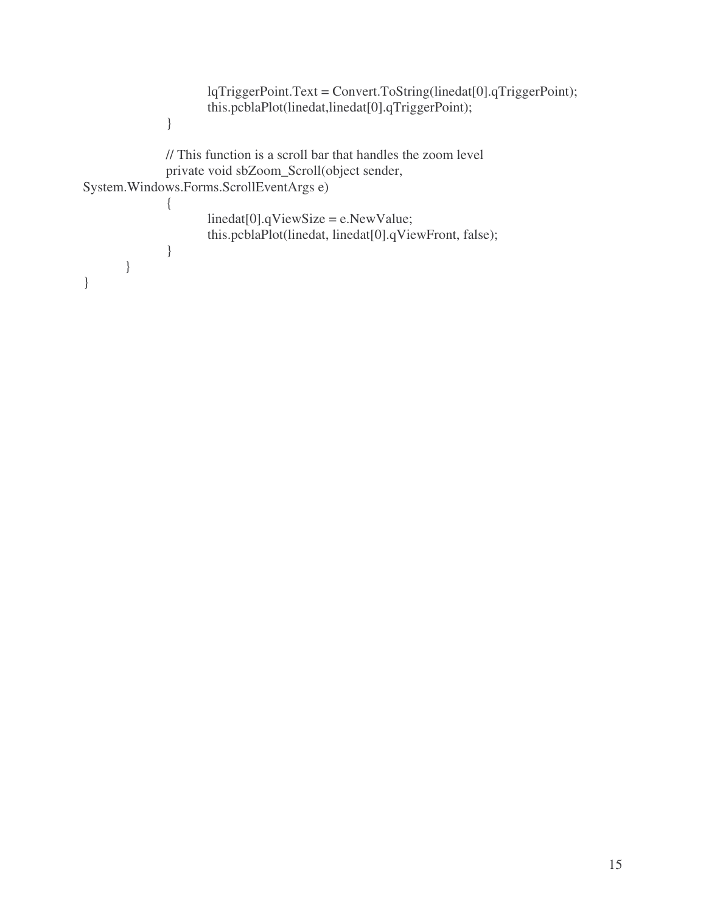```
            lqTriggerPoint.Text = Convert.ToString(linedat[0].qTriggerPoint);
            this.pcblaPlot(linedat,linedat[0].qTriggerPoint);
        }

        // This function is a scroll bar that handles the zoom level
        private void sbZoom_Scroll(object sender,
System.Windows.Forms.ScrollEventArgs e)
        {
            linedat[0].qViewSize = e.NewValue;
            this.pcblaPlot(linedat, linedat[0].qViewFront, false);
        }
    }
}
```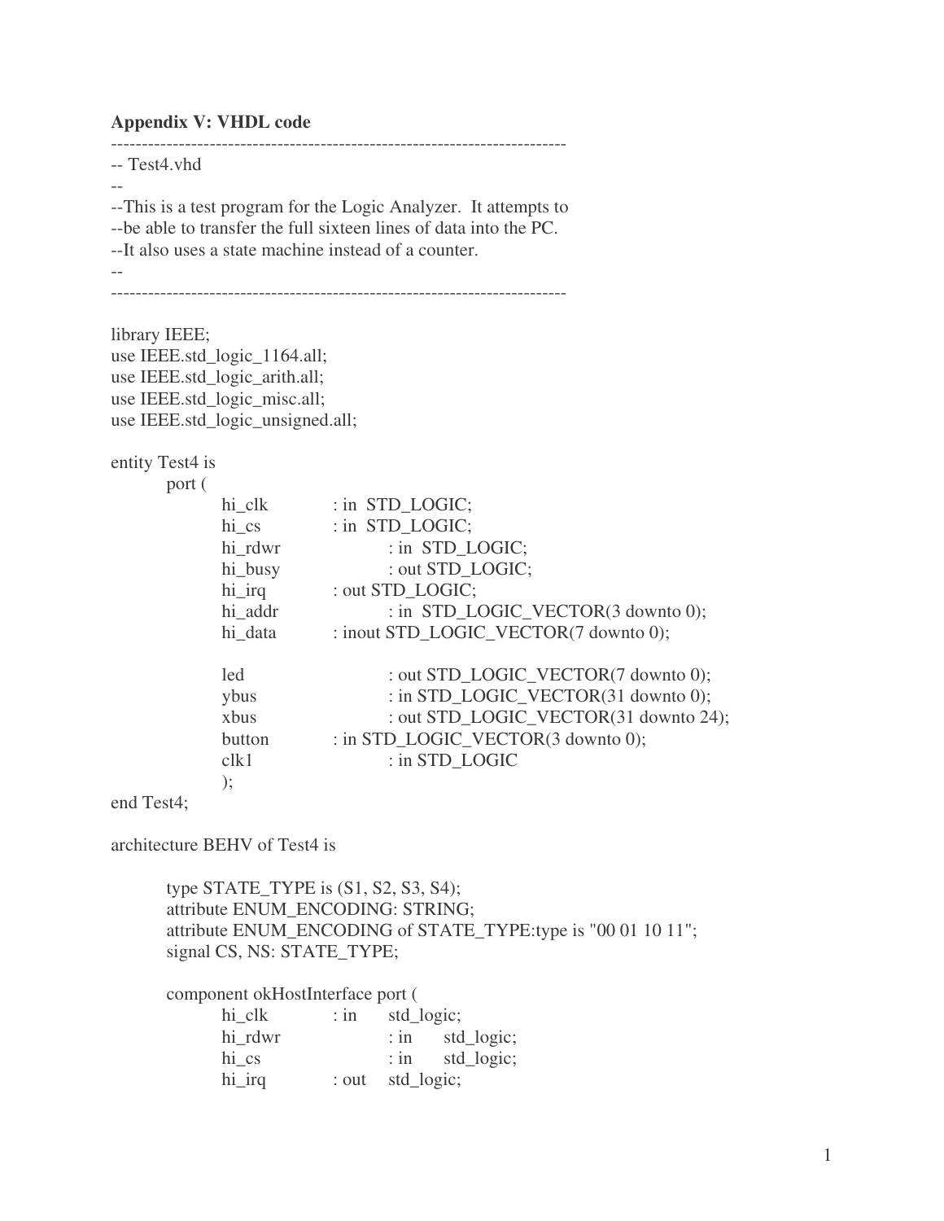**Appendix V: VHDL code**

```
--------------------------------------------------------------------------
-- Test4.vhd
--
--This is a test program for the Logic Analyzer.  It attempts to
--be able to transfer the full sixteen lines of data into the PC.
--It also uses a state machine instead of a counter.
--
--------------------------------------------------------------------------

library IEEE;
use IEEE.std_logic_1164.all;
use IEEE.std_logic_arith.all;
use IEEE.std_logic_misc.all;
use IEEE.std_logic_unsigned.all;

entity Test4 is
	port (
		hi_clk		: in  STD_LOGIC;
		hi_cs		: in  STD_LOGIC;
		hi_rdwr		: in  STD_LOGIC;
		hi_busy		: out STD_LOGIC;
		hi_irq		: out STD_LOGIC;
		hi_addr		: in  STD_LOGIC_VECTOR(3 downto 0);
		hi_data		: inout STD_LOGIC_VECTOR(7 downto 0);

		led		: out STD_LOGIC_VECTOR(7 downto 0);
		ybus		: in STD_LOGIC_VECTOR(31 downto 0);
		xbus		: out STD_LOGIC_VECTOR(31 downto 24);
		button		: in STD_LOGIC_VECTOR(3 downto 0);
		clk1		: in STD_LOGIC
		);
end Test4;

architecture BEHV of Test4 is

	type STATE_TYPE is (S1, S2, S3, S4);
	attribute ENUM_ENCODING: STRING;
	attribute ENUM_ENCODING of STATE_TYPE:type is "00 01 10 11";
	signal CS, NS: STATE_TYPE;

	component okHostInterface port (
		hi_clk		: in	std_logic;
		hi_rdwr		: in	std_logic;
		hi_cs		: in	std_logic;
		hi_irq		: out	std_logic;
```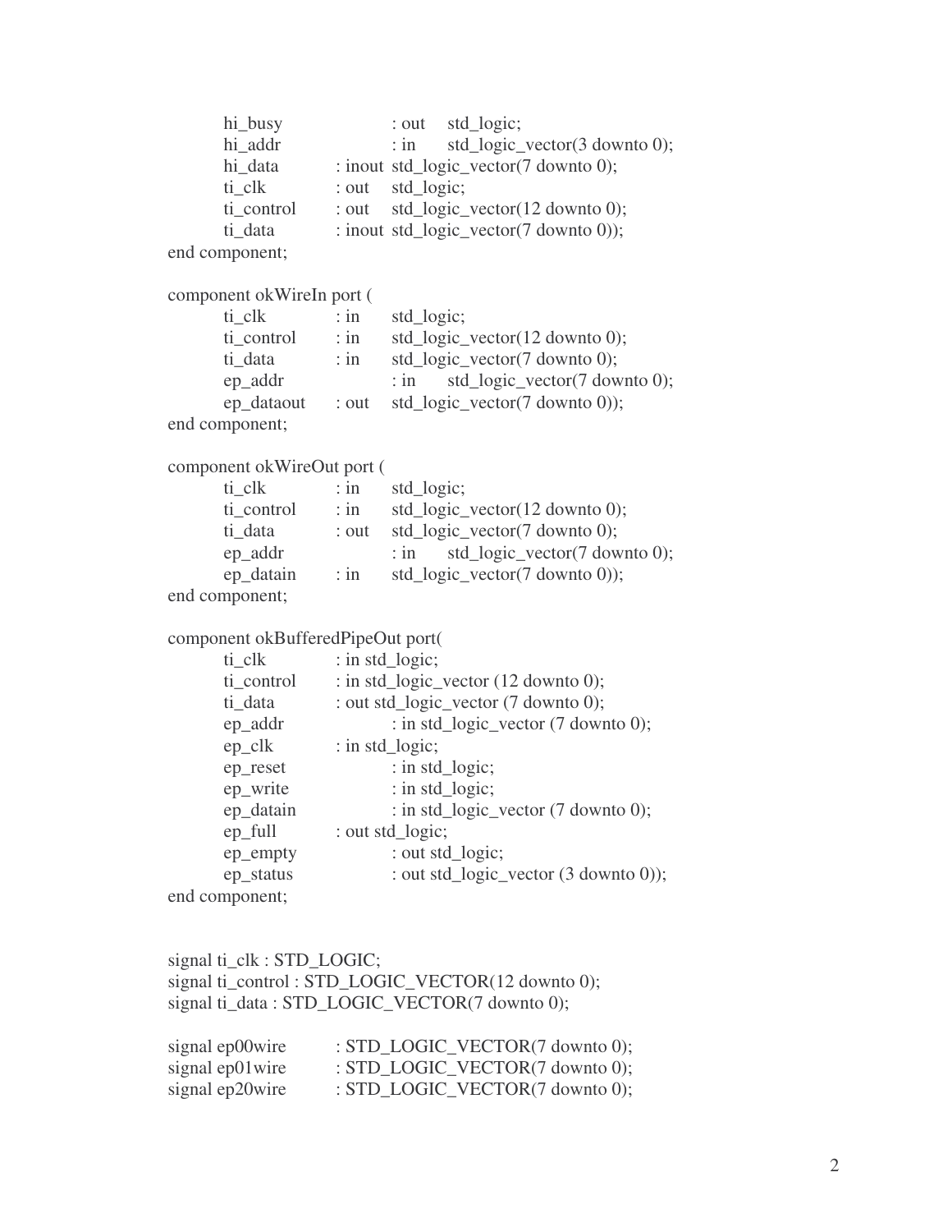```vhdl
		hi_busy			: out	std_logic;
		hi_addr			: in	std_logic_vector(3 downto 0);
		hi_data		: inout std_logic_vector(7 downto 0);
		ti_clk		: out	std_logic;
		ti_control	: out	std_logic_vector(12 downto 0);
		ti_data		: inout std_logic_vector(7 downto 0));
end component;

component okWireIn port (
		ti_clk		: in	std_logic;
		ti_control	: in	std_logic_vector(12 downto 0);
		ti_data		: in	std_logic_vector(7 downto 0);
		ep_addr			: in	std_logic_vector(7 downto 0);
		ep_dataout	: out	std_logic_vector(7 downto 0));
end component;

component okWireOut port (
		ti_clk		: in	std_logic;
		ti_control	: in	std_logic_vector(12 downto 0);
		ti_data		: out	std_logic_vector(7 downto 0);
		ep_addr			: in	std_logic_vector(7 downto 0);
		ep_datain	: in	std_logic_vector(7 downto 0));
end component;

component okBufferedPipeOut port(
		ti_clk		: in std_logic;
		ti_control	: in std_logic_vector (12 downto 0);
		ti_data		: out std_logic_vector (7 downto 0);
		ep_addr			: in std_logic_vector (7 downto 0);
		ep_clk		: in std_logic;
		ep_reset		: in std_logic;
		ep_write		: in std_logic;
		ep_datain		: in std_logic_vector (7 downto 0);
		ep_full		: out std_logic;
		ep_empty		: out std_logic;
		ep_status		: out std_logic_vector (3 downto 0));
end component;


signal ti_clk : STD_LOGIC;
signal ti_control : STD_LOGIC_VECTOR(12 downto 0);
signal ti_data : STD_LOGIC_VECTOR(7 downto 0);

signal ep00wire		: STD_LOGIC_VECTOR(7 downto 0);
signal ep01wire		: STD_LOGIC_VECTOR(7 downto 0);
signal ep20wire		: STD_LOGIC_VECTOR(7 downto 0);
```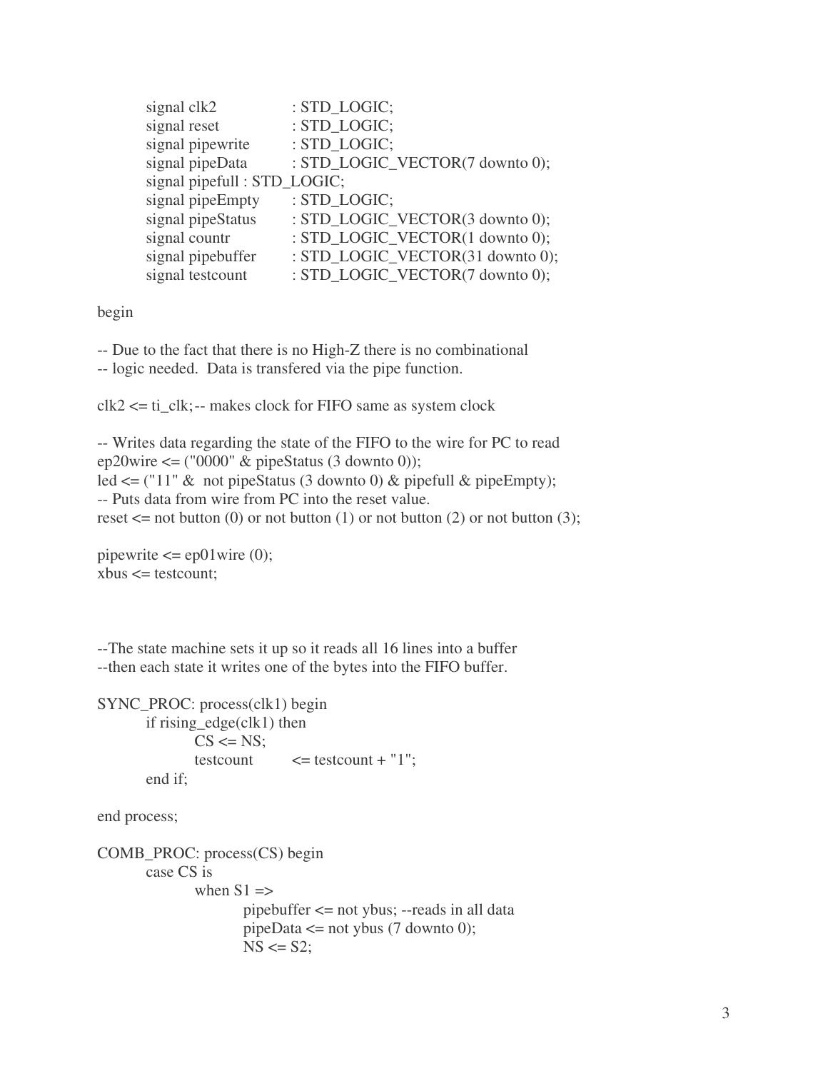```vhdl
        signal clk2             : STD_LOGIC;
        signal reset            : STD_LOGIC;
        signal pipewrite        : STD_LOGIC;
        signal pipeData         : STD_LOGIC_VECTOR(7 downto 0);
        signal pipefull : STD_LOGIC;
        signal pipeEmpty        : STD_LOGIC;
        signal pipeStatus       : STD_LOGIC_VECTOR(3 downto 0);
        signal countr           : STD_LOGIC_VECTOR(1 downto 0);
        signal pipebuffer       : STD_LOGIC_VECTOR(31 downto 0);
        signal testcount        : STD_LOGIC_VECTOR(7 downto 0);

begin

-- Due to the fact that there is no High-Z there is no combinational
-- logic needed.  Data is transfered via the pipe function.

clk2 <= ti_clk;-- makes clock for FIFO same as system clock

-- Writes data regarding the state of the FIFO to the wire for PC to read
ep20wire <= ("0000" & pipeStatus (3 downto 0));
led <= ("11" &  not pipeStatus (3 downto 0) & pipefull & pipeEmpty);
-- Puts data from wire from PC into the reset value.
reset <= not button (0) or not button (1) or not button (2) or not button (3);

pipewrite <= ep01wire (0);
xbus <= testcount;



--The state machine sets it up so it reads all 16 lines into a buffer
--then each state it writes one of the bytes into the FIFO buffer.

SYNC_PROC: process(clk1) begin
        if rising_edge(clk1) then
                CS <= NS;
                testcount       <= testcount + "1";
        end if;

end process;

COMB_PROC: process(CS) begin
        case CS is
                when S1 =>
                        pipebuffer <= not ybus; --reads in all data
                        pipeData <= not ybus (7 downto 0);
                        NS <= S2;
```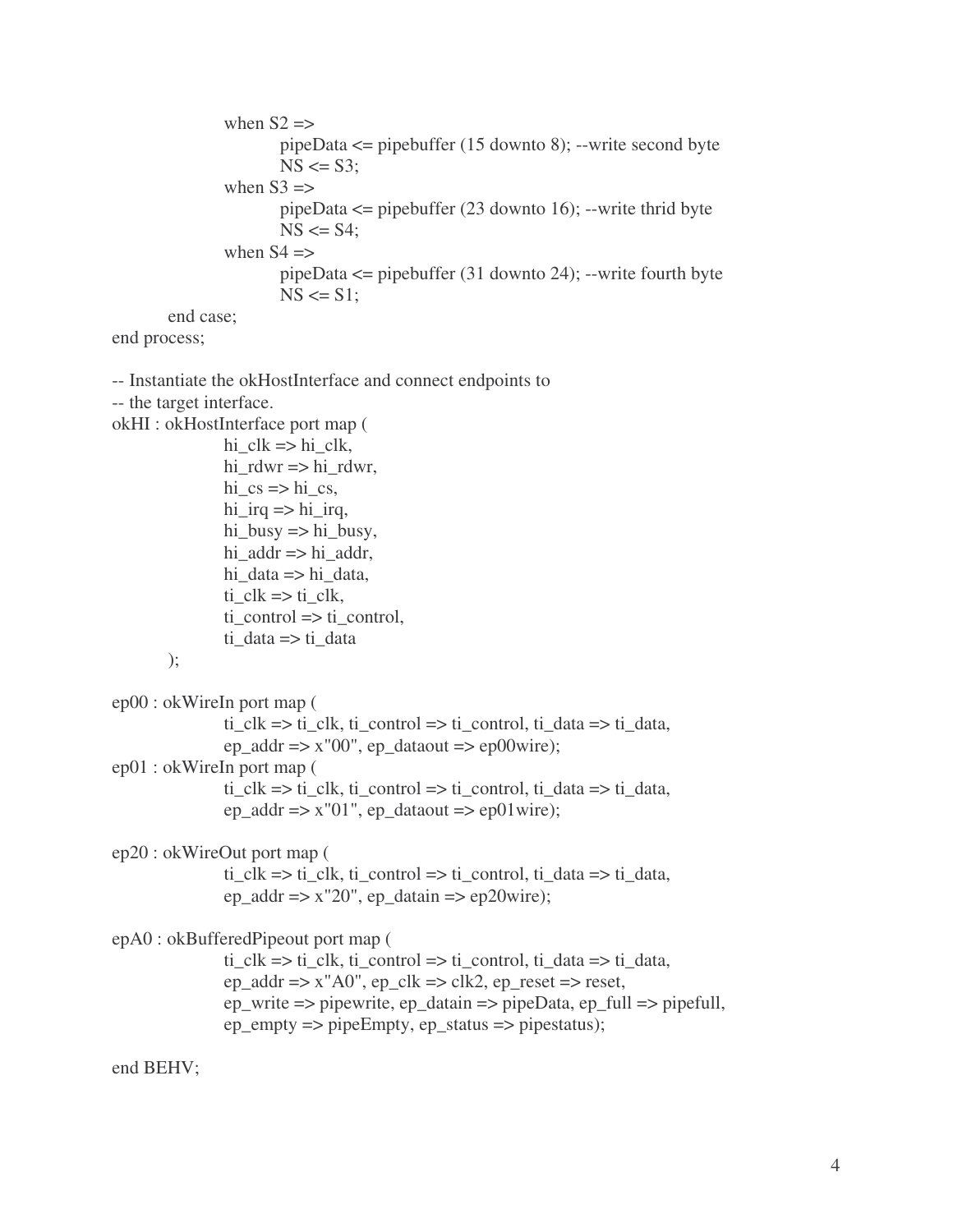```vhdl
            when S2 =>
                pipeData <= pipebuffer (15 downto 8); --write second byte
                NS <= S3;
            when S3 =>
                pipeData <= pipebuffer (23 downto 16); --write thrid byte
                NS <= S4;
            when S4 =>
                pipeData <= pipebuffer (31 downto 24); --write fourth byte
                NS <= S1;
        end case;
end process;

-- Instantiate the okHostInterface and connect endpoints to
-- the target interface.
okHI : okHostInterface port map (
            hi_clk => hi_clk,
            hi_rdwr => hi_rdwr,
            hi_cs => hi_cs,
            hi_irq => hi_irq,
            hi_busy => hi_busy,
            hi_addr => hi_addr,
            hi_data => hi_data,
            ti_clk => ti_clk,
            ti_control => ti_control,
            ti_data => ti_data
        );

ep00 : okWireIn port map (
            ti_clk => ti_clk, ti_control => ti_control, ti_data => ti_data,
            ep_addr => x"00", ep_dataout => ep00wire);
ep01 : okWireIn port map (
            ti_clk => ti_clk, ti_control => ti_control, ti_data => ti_data,
            ep_addr => x"01", ep_dataout => ep01wire);

ep20 : okWireOut port map (
            ti_clk => ti_clk, ti_control => ti_control, ti_data => ti_data,
            ep_addr => x"20", ep_datain => ep20wire);

epA0 : okBufferedPipeout port map (
            ti_clk => ti_clk, ti_control => ti_control, ti_data => ti_data,
            ep_addr => x"A0", ep_clk => clk2, ep_reset => reset,
            ep_write => pipewrite, ep_datain => pipeData, ep_full => pipefull,
            ep_empty => pipeEmpty, ep_status => pipestatus);

end BEHV;
```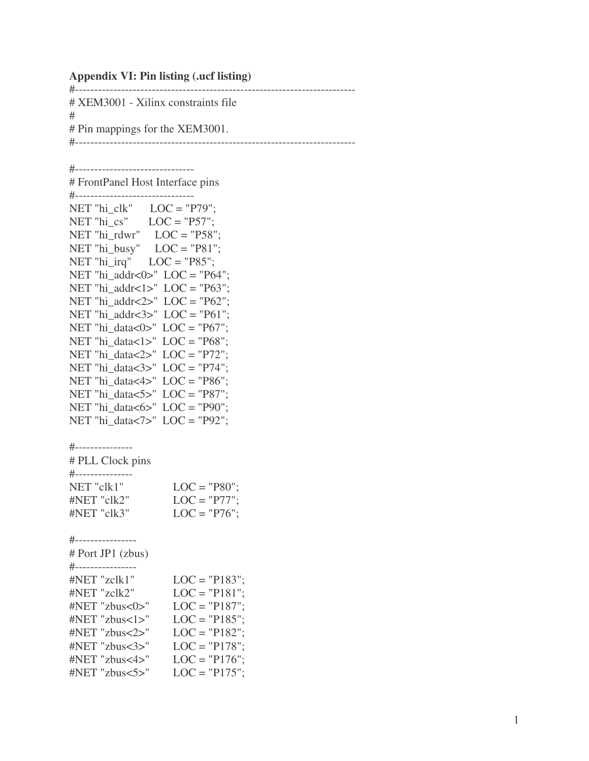**Appendix VI: Pin listing (.ucf listing)**

```
#-------------------------------------------------------------------------
# XEM3001 - Xilinx constraints file
#
# Pin mappings for the XEM3001.
#-------------------------------------------------------------------------

#-------------------------------
# FrontPanel Host Interface pins
#-------------------------------
NET "hi_clk"      LOC = "P79";
NET "hi_cs"       LOC = "P57";
NET "hi_rdwr"     LOC = "P58";
NET "hi_busy"     LOC = "P81";
NET "hi_irq"      LOC = "P85";
NET "hi_addr<0>"  LOC = "P64";
NET "hi_addr<1>"  LOC = "P63";
NET "hi_addr<2>"  LOC = "P62";
NET "hi_addr<3>"  LOC = "P61";
NET "hi_data<0>"  LOC = "P67";
NET "hi_data<1>"  LOC = "P68";
NET "hi_data<2>"  LOC = "P72";
NET "hi_data<3>"  LOC = "P74";
NET "hi_data<4>"  LOC = "P86";
NET "hi_data<5>"  LOC = "P87";
NET "hi_data<6>"  LOC = "P90";
NET "hi_data<7>"  LOC = "P92";

#---------------
# PLL Clock pins
#---------------
NET "clk1"            LOC = "P80";
#NET "clk2"           LOC = "P77";
#NET "clk3"           LOC = "P76";

#----------------
# Port JP1 (zbus)
#----------------
#NET "zclk1"          LOC = "P183";
#NET "zclk2"          LOC = "P181";
#NET "zbus<0>"        LOC = "P187";
#NET "zbus<1>"        LOC = "P185";
#NET "zbus<2>"        LOC = "P182";
#NET "zbus<3>"        LOC = "P178";
#NET "zbus<4>"        LOC = "P176";
#NET "zbus<5>"        LOC = "P175";
```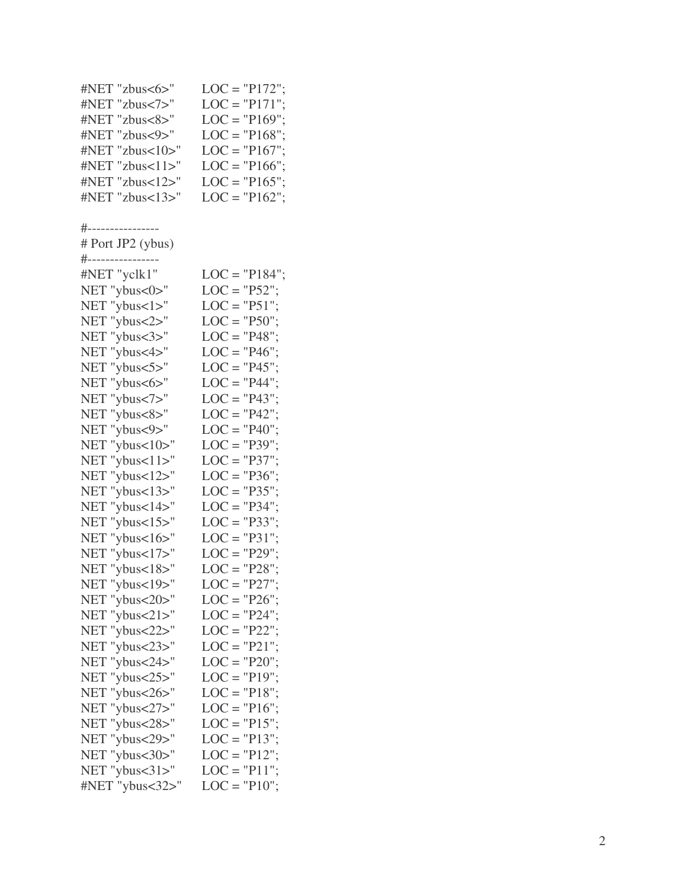```
#NET "zbus<6>"      LOC = "P172";
#NET "zbus<7>"      LOC = "P171";
#NET "zbus<8>"      LOC = "P169";
#NET "zbus<9>"      LOC = "P168";
#NET "zbus<10>"     LOC = "P167";
#NET "zbus<11>"     LOC = "P166";
#NET "zbus<12>"     LOC = "P165";
#NET "zbus<13>"     LOC = "P162";

#----------------
# Port JP2 (ybus)
#----------------
#NET "yclk1"        LOC = "P184";
NET "ybus<0>"       LOC = "P52";
NET "ybus<1>"       LOC = "P51";
NET "ybus<2>"       LOC = "P50";
NET "ybus<3>"       LOC = "P48";
NET "ybus<4>"       LOC = "P46";
NET "ybus<5>"       LOC = "P45";
NET "ybus<6>"       LOC = "P44";
NET "ybus<7>"       LOC = "P43";
NET "ybus<8>"       LOC = "P42";
NET "ybus<9>"       LOC = "P40";
NET "ybus<10>"      LOC = "P39";
NET "ybus<11>"      LOC = "P37";
NET "ybus<12>"      LOC = "P36";
NET "ybus<13>"      LOC = "P35";
NET "ybus<14>"      LOC = "P34";
NET "ybus<15>"      LOC = "P33";
NET "ybus<16>"      LOC = "P31";
NET "ybus<17>"      LOC = "P29";
NET "ybus<18>"      LOC = "P28";
NET "ybus<19>"      LOC = "P27";
NET "ybus<20>"      LOC = "P26";
NET "ybus<21>"      LOC = "P24";
NET "ybus<22>"      LOC = "P22";
NET "ybus<23>"      LOC = "P21";
NET "ybus<24>"      LOC = "P20";
NET "ybus<25>"      LOC = "P19";
NET "ybus<26>"      LOC = "P18";
NET "ybus<27>"      LOC = "P16";
NET "ybus<28>"      LOC = "P15";
NET "ybus<29>"      LOC = "P13";
NET "ybus<30>"      LOC = "P12";
NET "ybus<31>"      LOC = "P11";
#NET "ybus<32>"     LOC = "P10";
```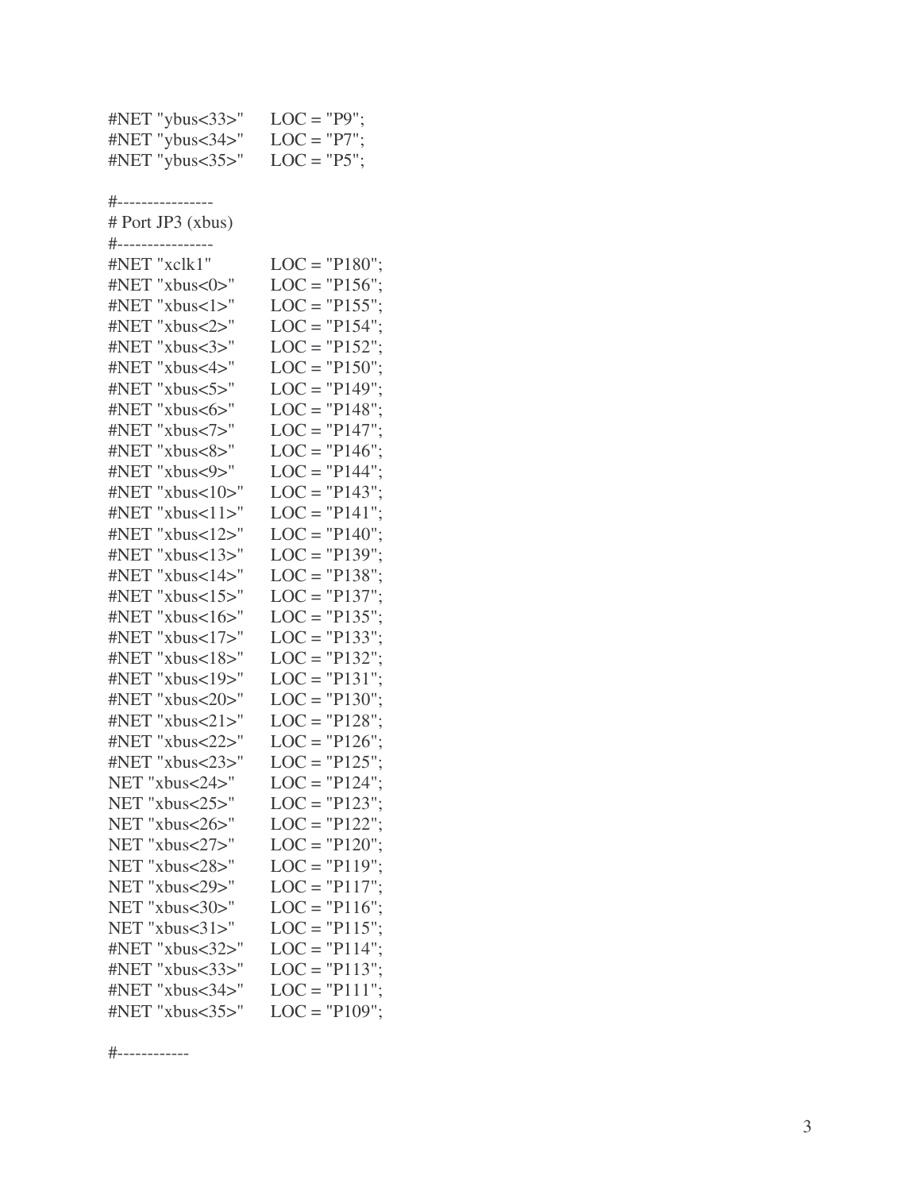```
#NET "ybus<33>"     LOC = "P9";
#NET "ybus<34>"     LOC = "P7";
#NET "ybus<35>"     LOC = "P5";

#----------------
# Port JP3 (xbus)
#----------------
#NET "xclk1"        LOC = "P180";
#NET "xbus<0>"      LOC = "P156";
#NET "xbus<1>"      LOC = "P155";
#NET "xbus<2>"      LOC = "P154";
#NET "xbus<3>"      LOC = "P152";
#NET "xbus<4>"      LOC = "P150";
#NET "xbus<5>"      LOC = "P149";
#NET "xbus<6>"      LOC = "P148";
#NET "xbus<7>"      LOC = "P147";
#NET "xbus<8>"      LOC = "P146";
#NET "xbus<9>"      LOC = "P144";
#NET "xbus<10>"     LOC = "P143";
#NET "xbus<11>"     LOC = "P141";
#NET "xbus<12>"     LOC = "P140";
#NET "xbus<13>"     LOC = "P139";
#NET "xbus<14>"     LOC = "P138";
#NET "xbus<15>"     LOC = "P137";
#NET "xbus<16>"     LOC = "P135";
#NET "xbus<17>"     LOC = "P133";
#NET "xbus<18>"     LOC = "P132";
#NET "xbus<19>"     LOC = "P131";
#NET "xbus<20>"     LOC = "P130";
#NET "xbus<21>"     LOC = "P128";
#NET "xbus<22>"     LOC = "P126";
#NET "xbus<23>"     LOC = "P125";
NET "xbus<24>"      LOC = "P124";
NET "xbus<25>"      LOC = "P123";
NET "xbus<26>"      LOC = "P122";
NET "xbus<27>"      LOC = "P120";
NET "xbus<28>"      LOC = "P119";
NET "xbus<29>"      LOC = "P117";
NET "xbus<30>"      LOC = "P116";
NET "xbus<31>"      LOC = "P115";
#NET "xbus<32>"     LOC = "P114";
#NET "xbus<33>"     LOC = "P113";
#NET "xbus<34>"     LOC = "P111";
#NET "xbus<35>"     LOC = "P109";

#------------
```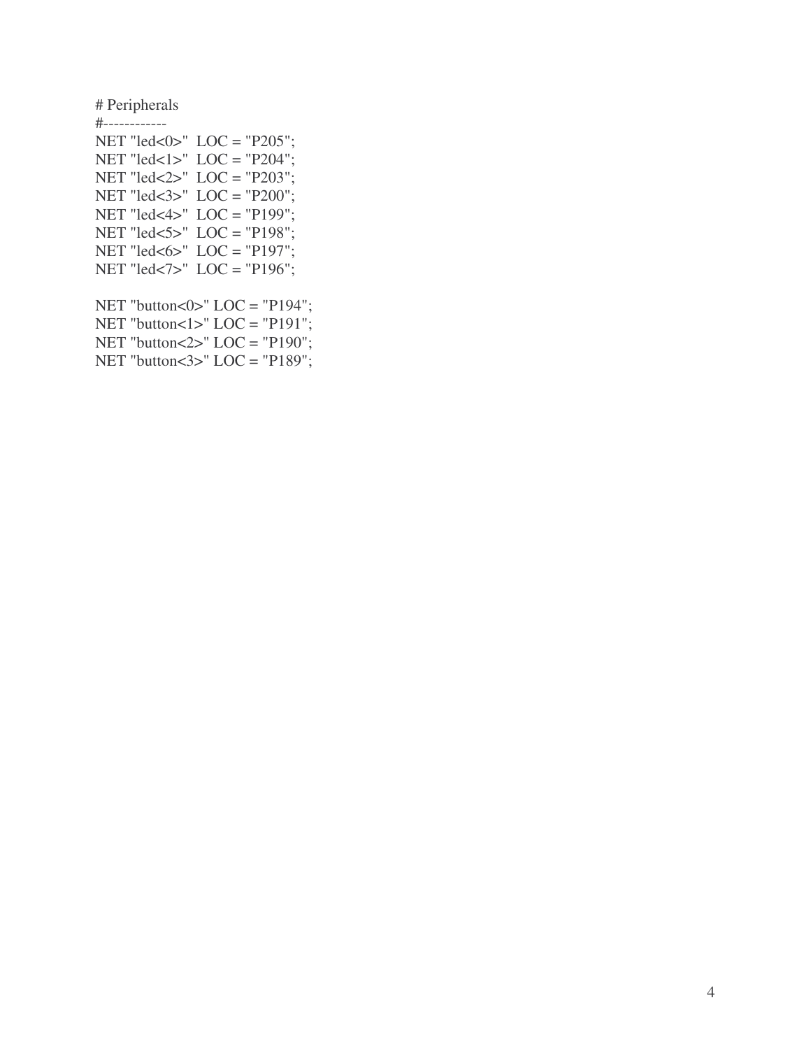```
# Peripherals
#------------
NET "led<0>"  LOC = "P205";
NET "led<1>"  LOC = "P204";
NET "led<2>"  LOC = "P203";
NET "led<3>"  LOC = "P200";
NET "led<4>"  LOC = "P199";
NET "led<5>"  LOC = "P198";
NET "led<6>"  LOC = "P197";
NET "led<7>"  LOC = "P196";

NET "button<0>" LOC = "P194";
NET "button<1>" LOC = "P191";
NET "button<2>" LOC = "P190";
NET "button<3>" LOC = "P189";
```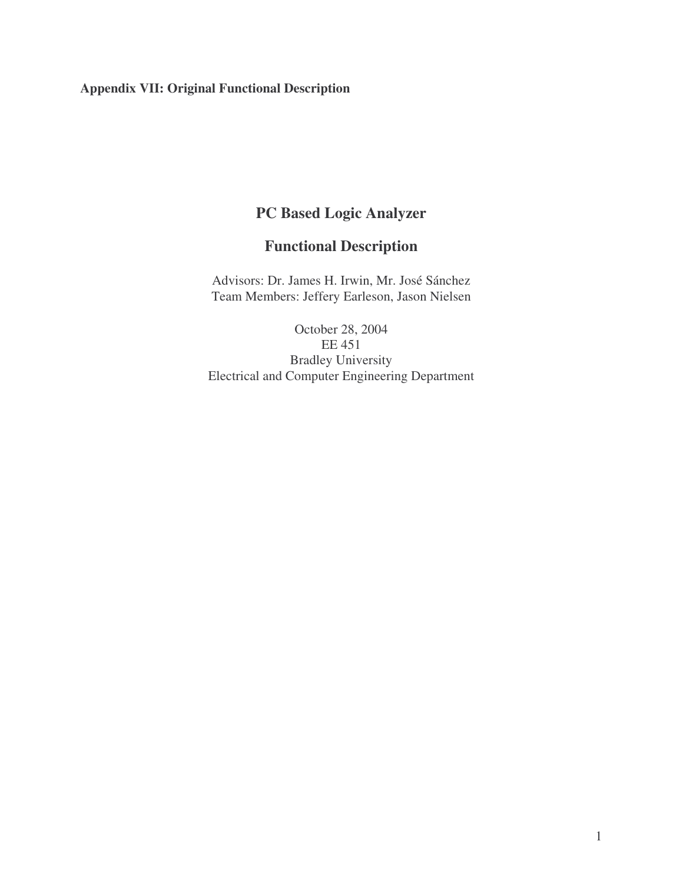**Appendix VII: Original Functional Description**

# PC Based Logic Analyzer

## Functional Description

Advisors: Dr. James H. Irwin, Mr. José Sánchez
Team Members: Jeffery Earleson, Jason Nielsen

October 28, 2004
EE 451
Bradley University
Electrical and Computer Engineering Department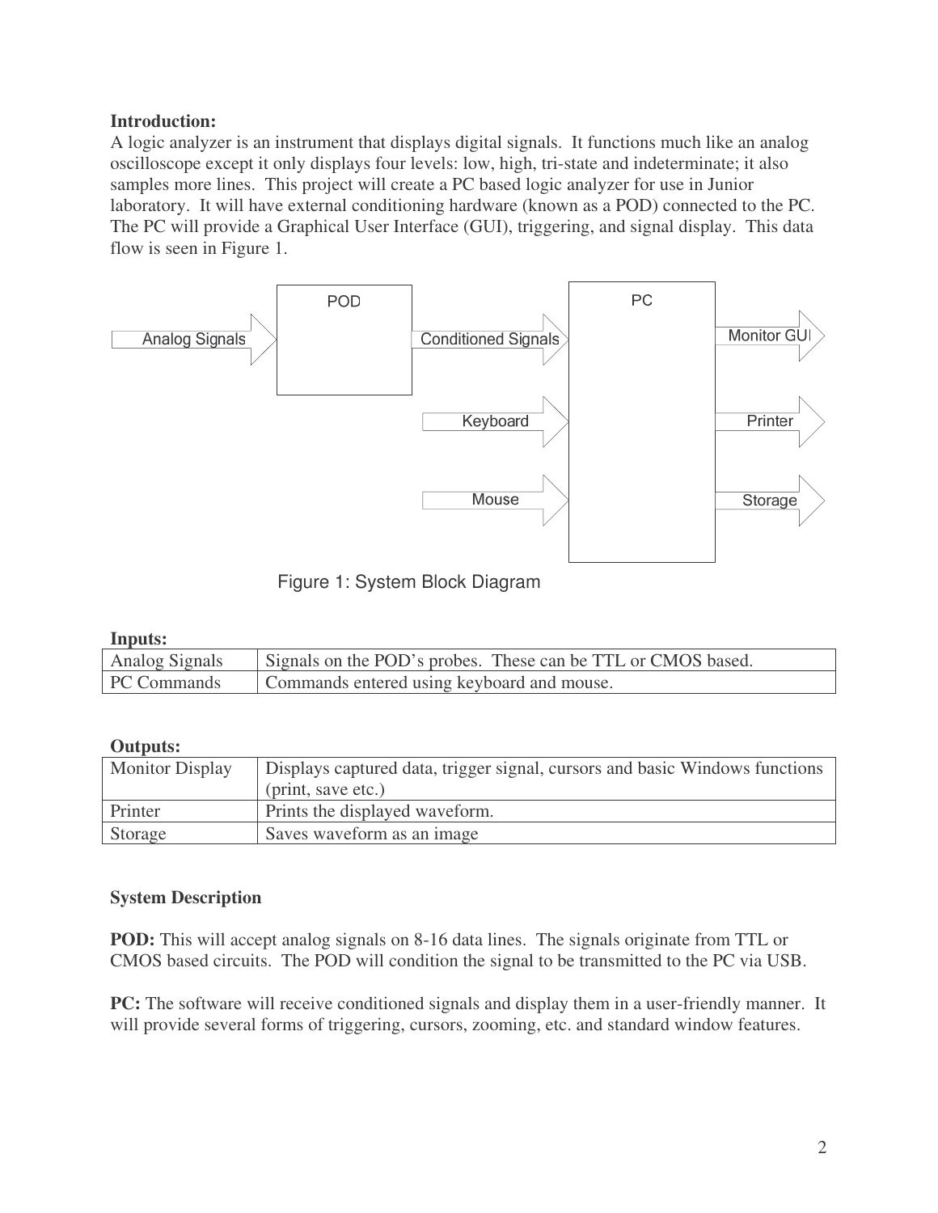**Introduction:**
A logic analyzer is an instrument that displays digital signals. It functions much like an analog oscilloscope except it only displays four levels: low, high, tri-state and indeterminate; it also samples more lines. This project will create a PC based logic analyzer for use in Junior laboratory. It will have external conditioning hardware (known as a POD) connected to the PC. The PC will provide a Graphical User Interface (GUI), triggering, and signal display. This data flow is seen in Figure 1.

Figure 1: System Block Diagram

**Inputs:**

| Analog Signals | Signals on the POD's probes. These can be TTL or CMOS based. |
|---|---|
| PC Commands | Commands entered using keyboard and mouse. |

**Outputs:**

| Monitor Display | Displays captured data, trigger signal, cursors and basic Windows functions (print, save etc.) |
|---|---|
| Printer | Prints the displayed waveform. |
| Storage | Saves waveform as an image |

**System Description**

**POD:** This will accept analog signals on 8-16 data lines. The signals originate from TTL or CMOS based circuits. The POD will condition the signal to be transmitted to the PC via USB.

**PC:** The software will receive conditioned signals and display them in a user-friendly manner. It will provide several forms of triggering, cursors, zooming, etc. and standard window features.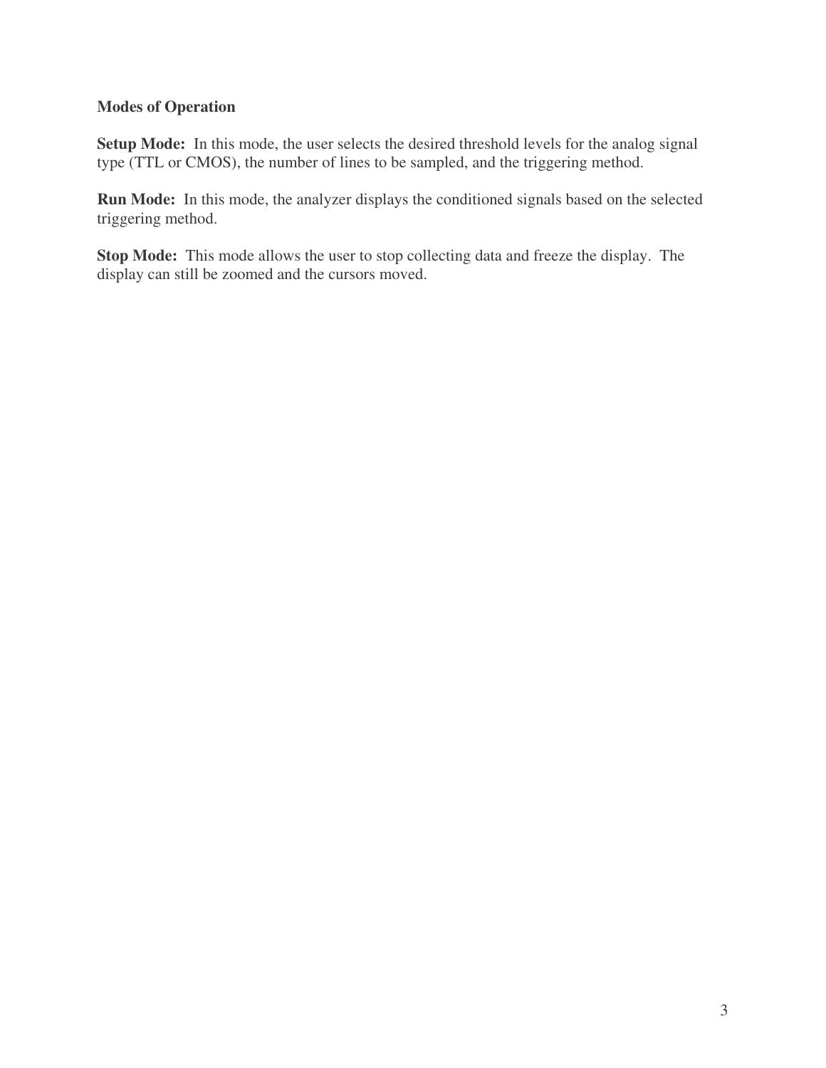**Modes of Operation**

**Setup Mode:** In this mode, the user selects the desired threshold levels for the analog signal type (TTL or CMOS), the number of lines to be sampled, and the triggering method.

**Run Mode:** In this mode, the analyzer displays the conditioned signals based on the selected triggering method.

**Stop Mode:** This mode allows the user to stop collecting data and freeze the display. The display can still be zoomed and the cursors moved.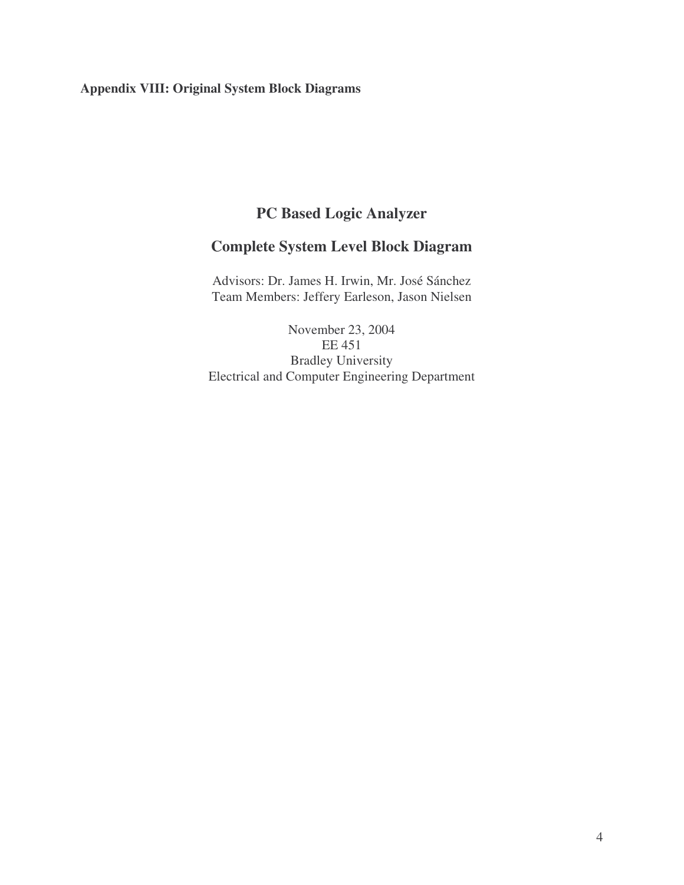**Appendix VIII: Original System Block Diagrams**

# PC Based Logic Analyzer

## Complete System Level Block Diagram

Advisors: Dr. James H. Irwin, Mr. José Sánchez
Team Members: Jeffery Earleson, Jason Nielsen

November 23, 2004
EE 451
Bradley University
Electrical and Computer Engineering Department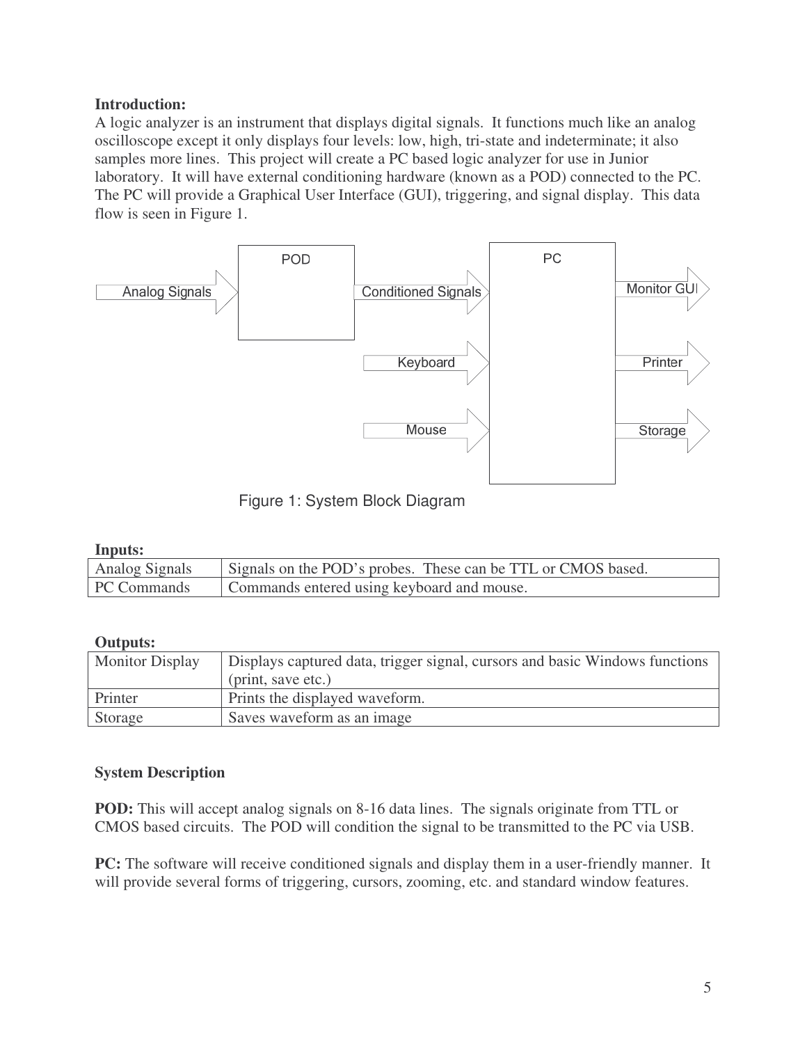**Introduction:**

A logic analyzer is an instrument that displays digital signals. It functions much like an analog oscilloscope except it only displays four levels: low, high, tri-state and indeterminate; it also samples more lines. This project will create a PC based logic analyzer for use in Junior laboratory. It will have external conditioning hardware (known as a POD) connected to the PC. The PC will provide a Graphical User Interface (GUI), triggering, and signal display. This data flow is seen in Figure 1.

Figure 1: System Block Diagram

**Inputs:**

| Analog Signals | Signals on the POD's probes. These can be TTL or CMOS based. |
|---|---|
| PC Commands | Commands entered using keyboard and mouse. |

**Outputs:**

| Monitor Display | Displays captured data, trigger signal, cursors and basic Windows functions (print, save etc.) |
|---|---|
| Printer | Prints the displayed waveform. |
| Storage | Saves waveform as an image |

**System Description**

**POD:** This will accept analog signals on 8-16 data lines. The signals originate from TTL or CMOS based circuits. The POD will condition the signal to be transmitted to the PC via USB.

**PC:** The software will receive conditioned signals and display them in a user-friendly manner. It will provide several forms of triggering, cursors, zooming, etc. and standard window features.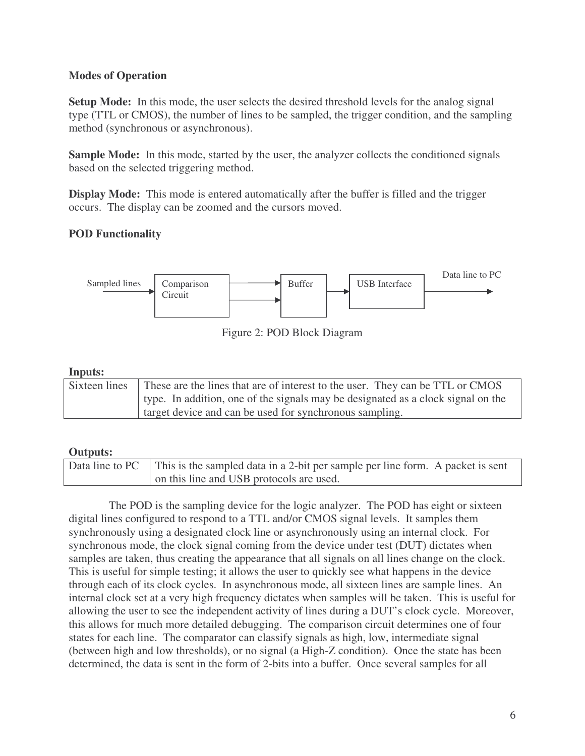**Modes of Operation**

**Setup Mode:** In this mode, the user selects the desired threshold levels for the analog signal type (TTL or CMOS), the number of lines to be sampled, the trigger condition, and the sampling method (synchronous or asynchronous).

**Sample Mode:** In this mode, started by the user, the analyzer collects the conditioned signals based on the selected triggering method.

**Display Mode:** This mode is entered automatically after the buffer is filled and the trigger occurs. The display can be zoomed and the cursors moved.

**POD Functionality**

Sampled lines → Comparison Circuit ⇉ Buffer → USB Interface → Data line to PC

Figure 2: POD Block Diagram

**Inputs:**

| | |
|---|---|
| Sixteen lines | These are the lines that are of interest to the user. They can be TTL or CMOS type. In addition, one of the signals may be designated as a clock signal on the target device and can be used for synchronous sampling. |

**Outputs:**

| | |
|---|---|
| Data line to PC | This is the sampled data in a 2-bit per sample per line form. A packet is sent on this line and USB protocols are used. |

The POD is the sampling device for the logic analyzer. The POD has eight or sixteen digital lines configured to respond to a TTL and/or CMOS signal levels. It samples them synchronously using a designated clock line or asynchronously using an internal clock. For synchronous mode, the clock signal coming from the device under test (DUT) dictates when samples are taken, thus creating the appearance that all signals on all lines change on the clock. This is useful for simple testing; it allows the user to quickly see what happens in the device through each of its clock cycles. In asynchronous mode, all sixteen lines are sample lines. An internal clock set at a very high frequency dictates when samples will be taken. This is useful for allowing the user to see the independent activity of lines during a DUT's clock cycle. Moreover, this allows for much more detailed debugging. The comparison circuit determines one of four states for each line. The comparator can classify signals as high, low, intermediate signal (between high and low thresholds), or no signal (a High-Z condition). Once the state has been determined, the data is sent in the form of 2-bits into a buffer. Once several samples for all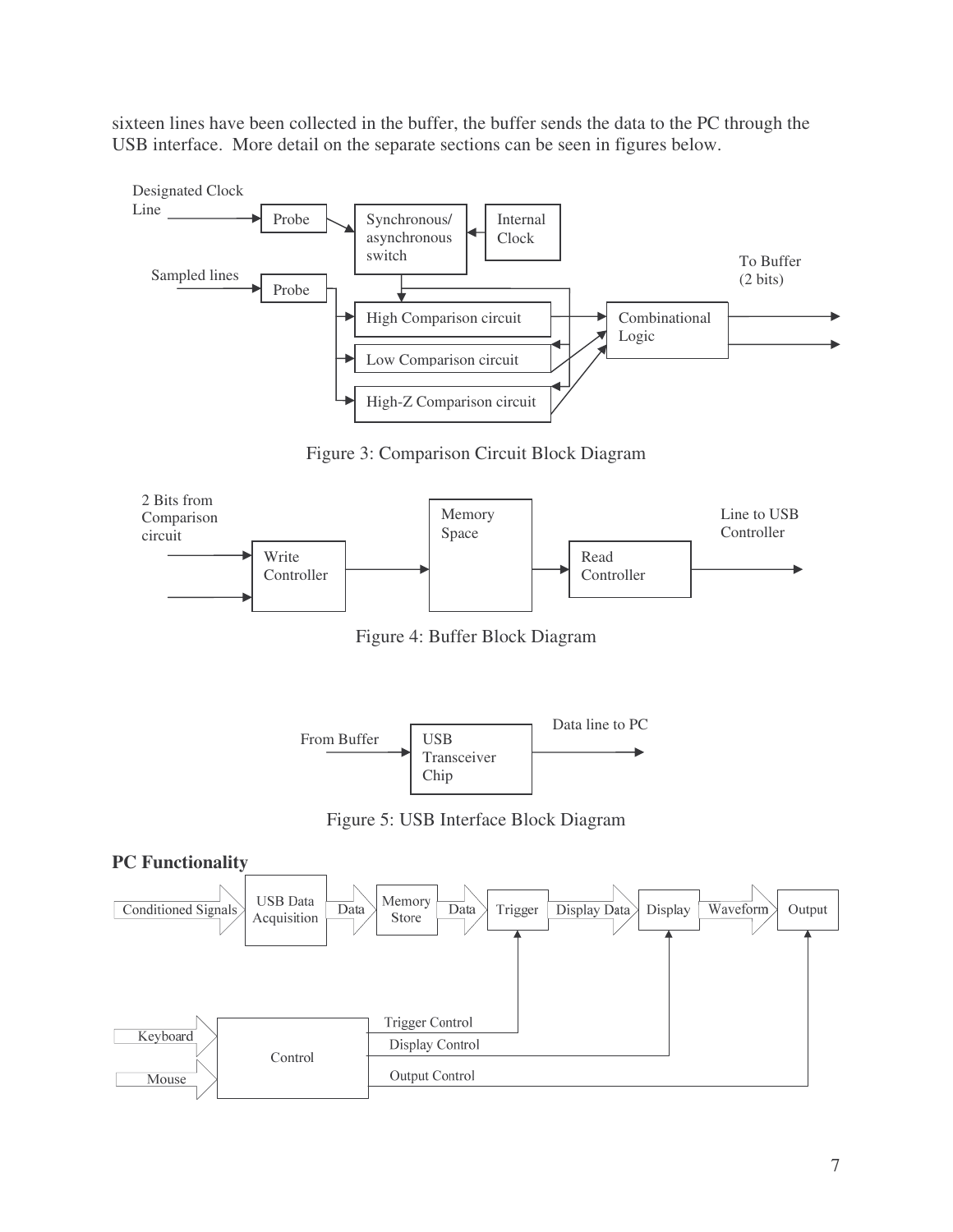sixteen lines have been collected in the buffer, the buffer sends the data to the PC through the USB interface. More detail on the separate sections can be seen in figures below.

Figure 3: Comparison Circuit Block Diagram

Figure 4: Buffer Block Diagram

Figure 5: USB Interface Block Diagram

**PC Functionality**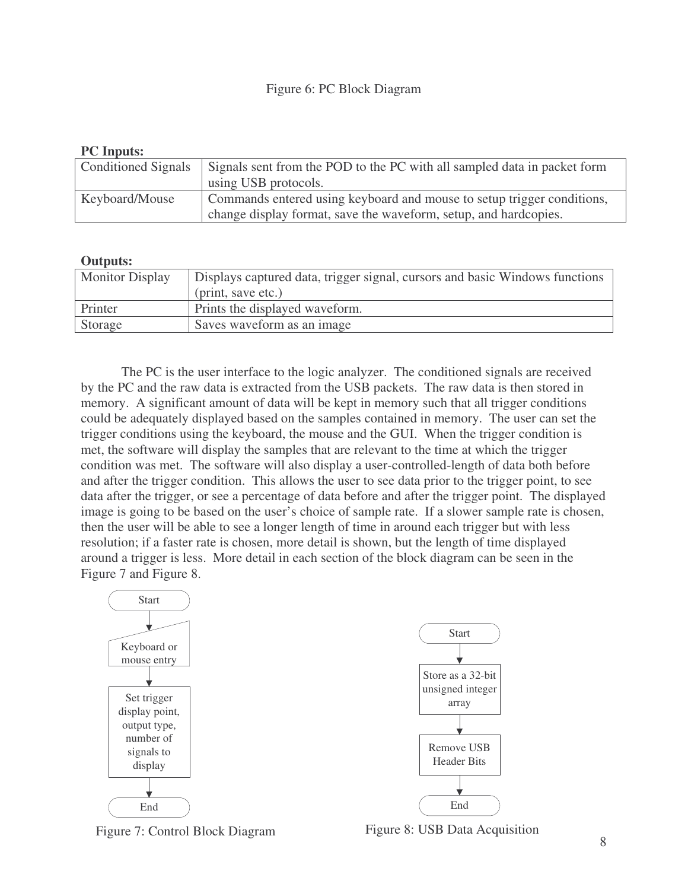Figure 6: PC Block Diagram

**PC Inputs:**

| Conditioned Signals | Signals sent from the POD to the PC with all sampled data in packet form using USB protocols. |
|---|---|
| Keyboard/Mouse | Commands entered using keyboard and mouse to setup trigger conditions, change display format, save the waveform, setup, and hardcopies. |

**Outputs:**

| Monitor Display | Displays captured data, trigger signal, cursors and basic Windows functions (print, save etc.) |
|---|---|
| Printer | Prints the displayed waveform. |
| Storage | Saves waveform as an image |

The PC is the user interface to the logic analyzer. The conditioned signals are received by the PC and the raw data is extracted from the USB packets. The raw data is then stored in memory. A significant amount of data will be kept in memory such that all trigger conditions could be adequately displayed based on the samples contained in memory. The user can set the trigger conditions using the keyboard, the mouse and the GUI. When the trigger condition is met, the software will display the samples that are relevant to the time at which the trigger condition was met. The software will also display a user-controlled-length of data both before and after the trigger condition. This allows the user to see data prior to the trigger point, to see data after the trigger, or see a percentage of data before and after the trigger point. The displayed image is going to be based on the user's choice of sample rate. If a slower sample rate is chosen, then the user will be able to see a longer length of time in around each trigger but with less resolution; if a faster rate is chosen, more detail is shown, but the length of time displayed around a trigger is less. More detail in each section of the block diagram can be seen in the Figure 7 and Figure 8.

Start → Keyboard or mouse entry → Set trigger display point, output type, number of signals to display → End

Figure 7: Control Block Diagram

Start → Store as a 32-bit unsigned integer array → Remove USB Header Bits → End

Figure 8: USB Data Acquisition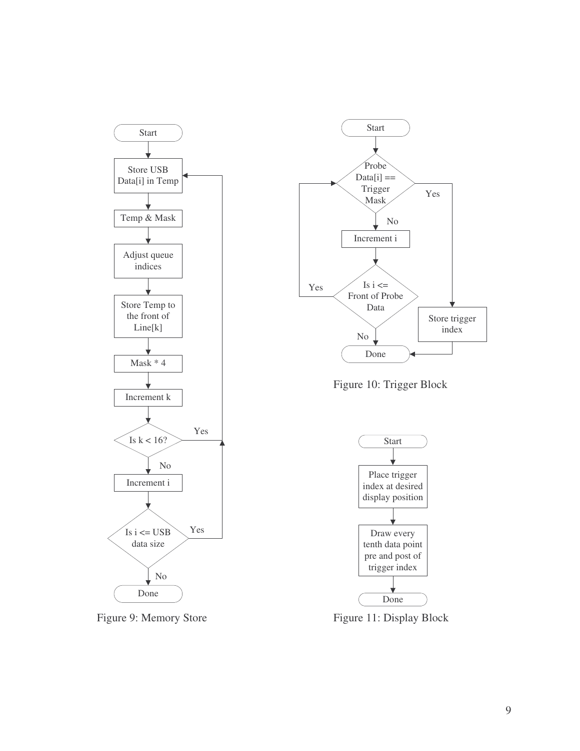```
Start
  ↓
Store USB Data[i] in Temp  ←──────────┐
  ↓                                   │
Temp & Mask                           │
  ↓                                   │
Adjust queue indices                  │
  ↓                                   │
Store Temp to the front of Line[k]    │
  ↓                                   │
Mask * 4                              │
  ↓                                   │
Increment k                           │
  ↓                                   │
Is k < 16? ──Yes──────────────────────┤
  ↓ No                                │
Increment i                           │
  ↓                                   │
Is i <= USB data size ──Yes───────────┘
  ↓ No
Done
```

Figure 9: Memory Store

```
Start
  ↓
Probe Data[i] == Trigger Mask ←──────┐ ──Yes──→ Store trigger index ──→ Done
  ↓ No                               │
Increment i                          │
  ↓                                  │
Is i <= Front of Probe Data ──Yes────┘
  ↓ No
Done
```

Figure 10: Trigger Block

```
Start
  ↓
Place trigger index at desired display position
  ↓
Draw every tenth data point pre and post of trigger index
  ↓
Done
```

Figure 11: Display Block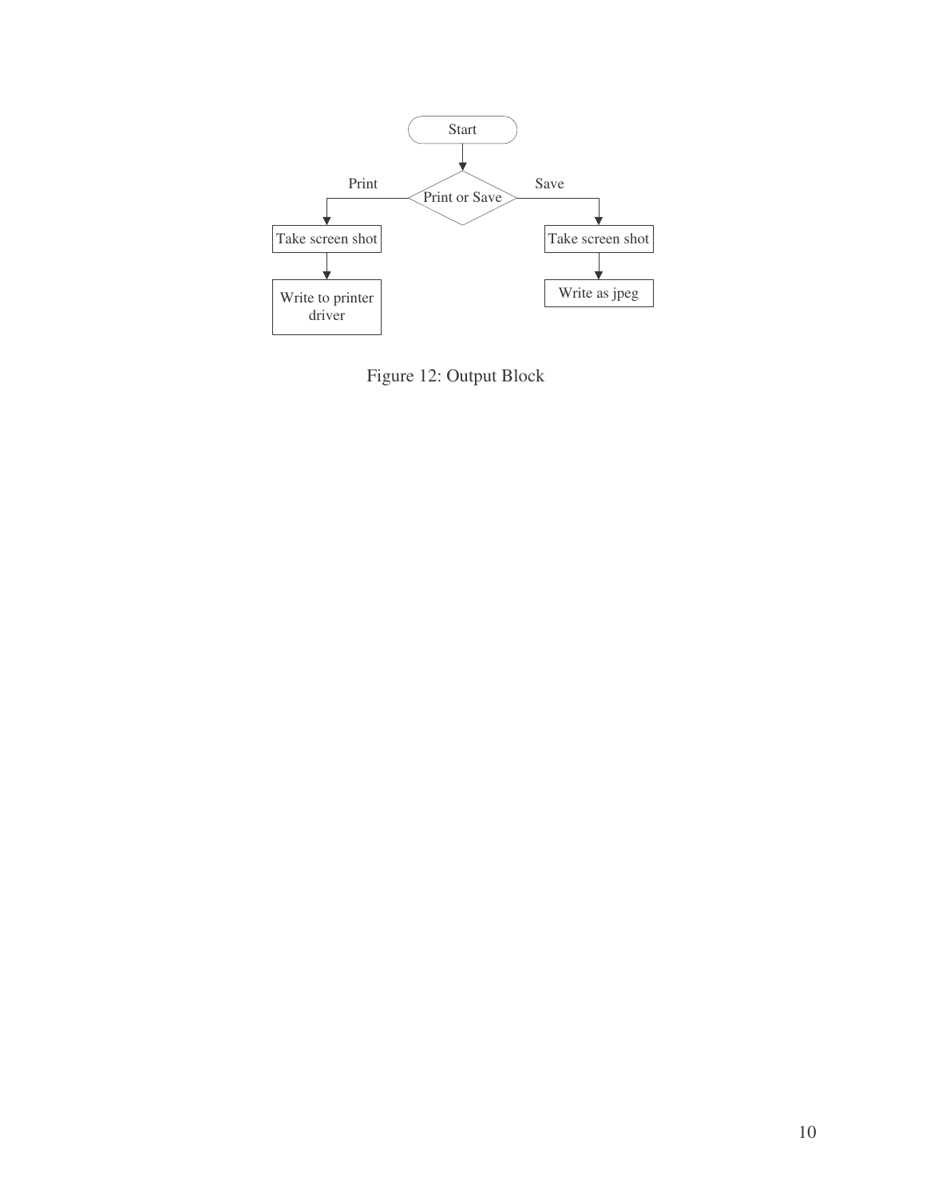Figure 12: Output Block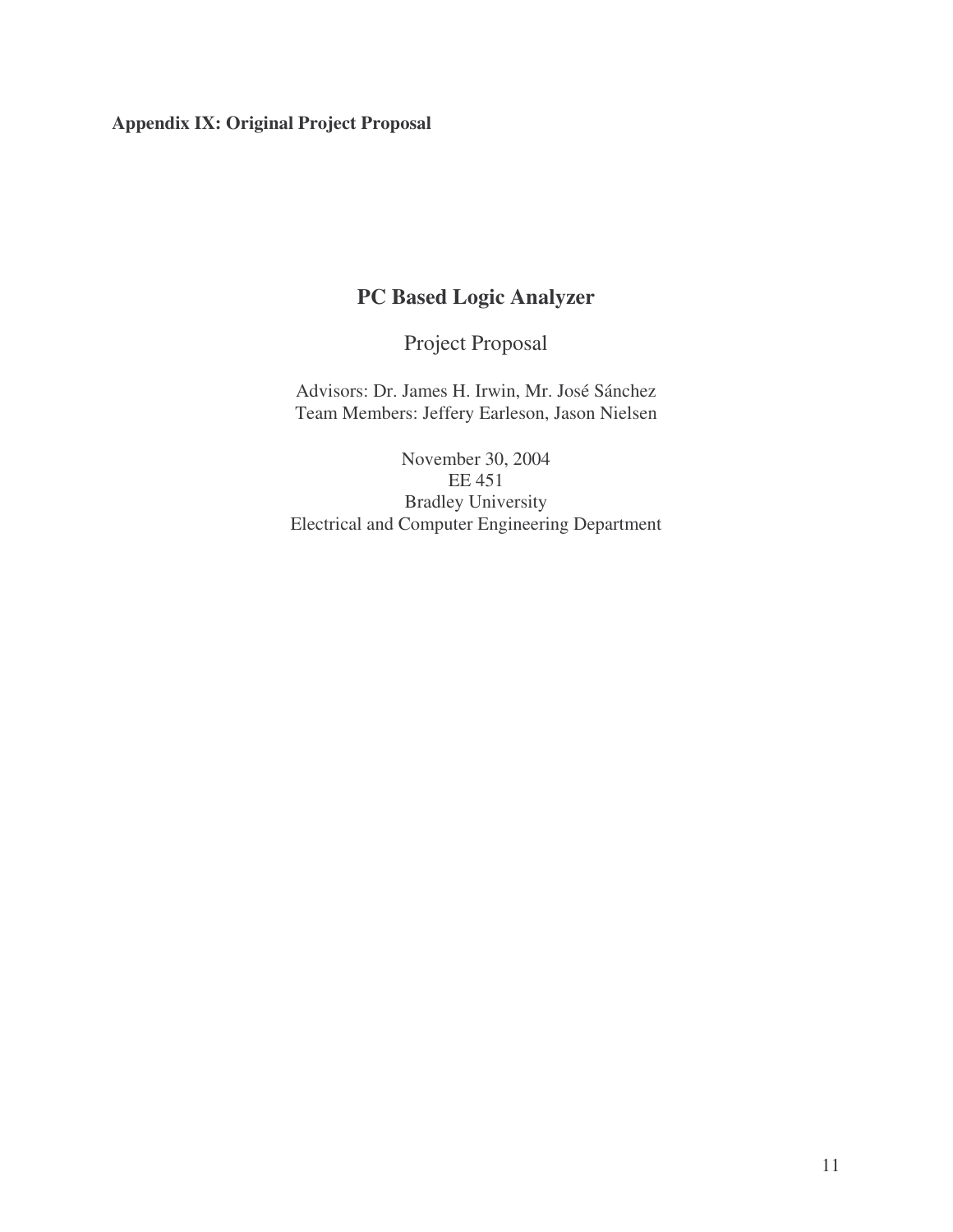**Appendix IX: Original Project Proposal**

# PC Based Logic Analyzer

Project Proposal

Advisors: Dr. James H. Irwin, Mr. José Sánchez
Team Members: Jeffery Earleson, Jason Nielsen

November 30, 2004
EE 451
Bradley University
Electrical and Computer Engineering Department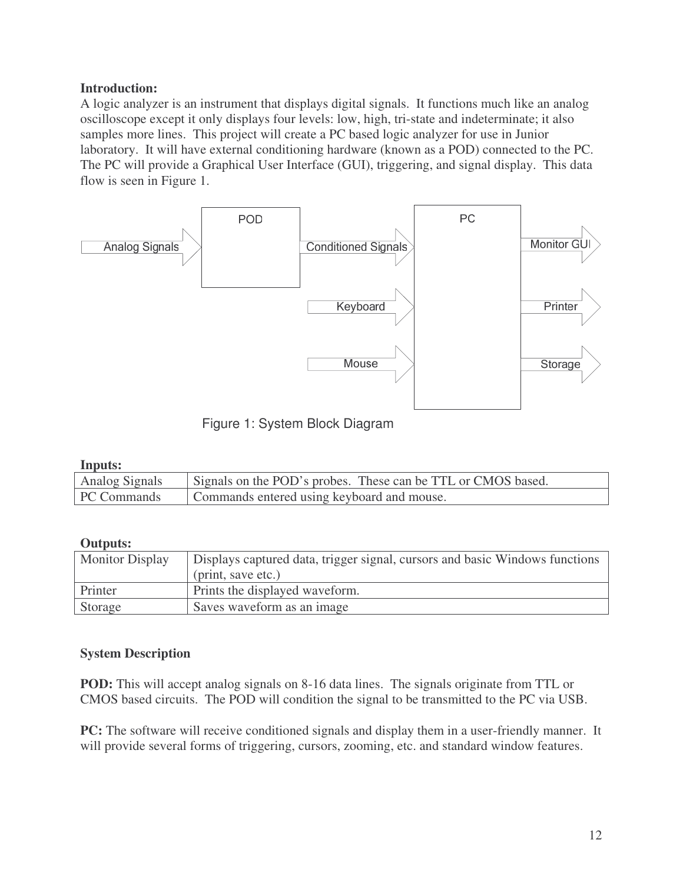**Introduction:**

A logic analyzer is an instrument that displays digital signals. It functions much like an analog oscilloscope except it only displays four levels: low, high, tri-state and indeterminate; it also samples more lines. This project will create a PC based logic analyzer for use in Junior laboratory. It will have external conditioning hardware (known as a POD) connected to the PC. The PC will provide a Graphical User Interface (GUI), triggering, and signal display. This data flow is seen in Figure 1.

Figure 1: System Block Diagram

**Inputs:**

| Analog Signals | Signals on the POD's probes. These can be TTL or CMOS based. |
|---|---|
| PC Commands | Commands entered using keyboard and mouse. |

**Outputs:**

| Monitor Display | Displays captured data, trigger signal, cursors and basic Windows functions (print, save etc.) |
|---|---|
| Printer | Prints the displayed waveform. |
| Storage | Saves waveform as an image |

**System Description**

**POD:** This will accept analog signals on 8-16 data lines. The signals originate from TTL or CMOS based circuits. The POD will condition the signal to be transmitted to the PC via USB.

**PC:** The software will receive conditioned signals and display them in a user-friendly manner. It will provide several forms of triggering, cursors, zooming, etc. and standard window features.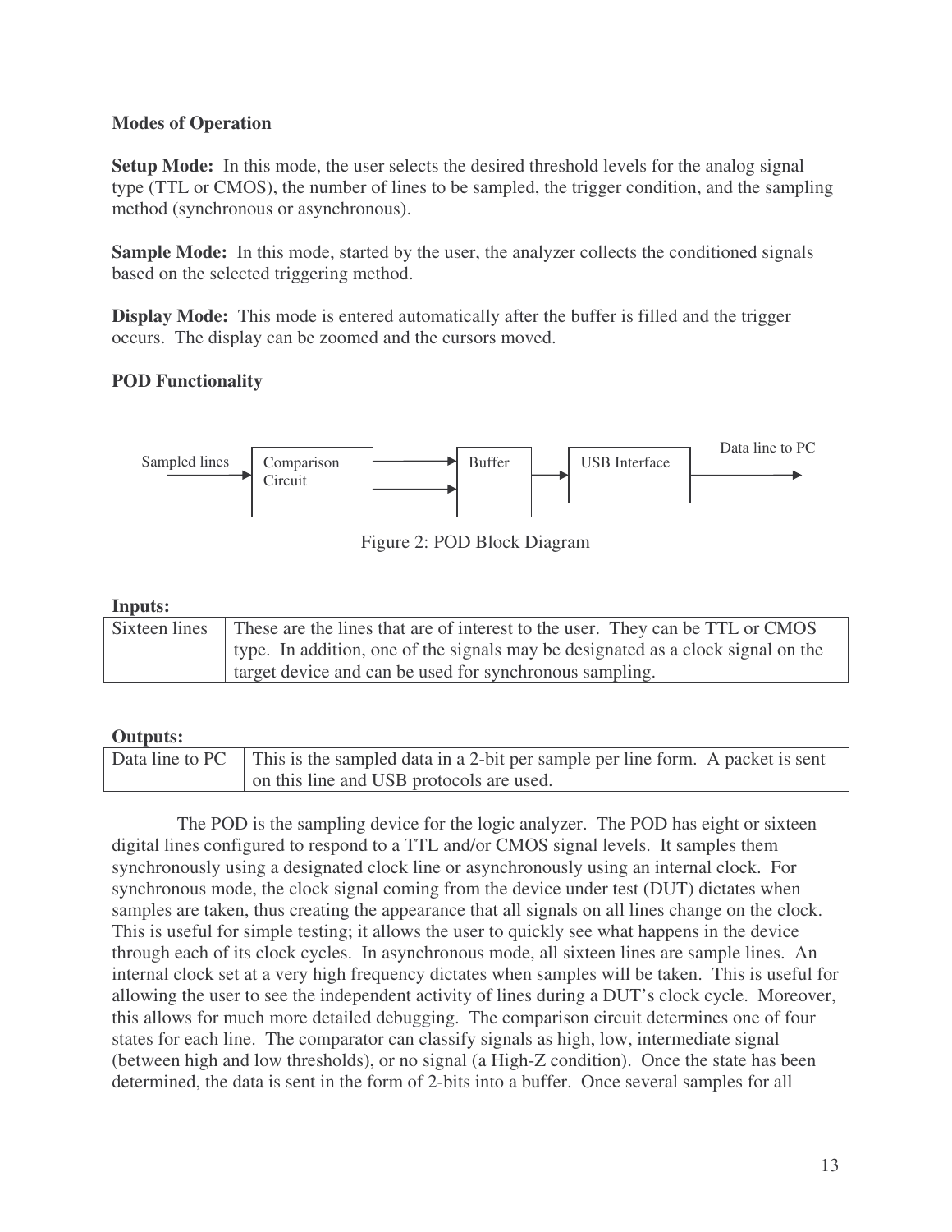**Modes of Operation**

**Setup Mode:** In this mode, the user selects the desired threshold levels for the analog signal type (TTL or CMOS), the number of lines to be sampled, the trigger condition, and the sampling method (synchronous or asynchronous).

**Sample Mode:** In this mode, started by the user, the analyzer collects the conditioned signals based on the selected triggering method.

**Display Mode:** This mode is entered automatically after the buffer is filled and the trigger occurs. The display can be zoomed and the cursors moved.

**POD Functionality**

Sampled lines → Comparison Circuit → Buffer → USB Interface → Data line to PC

Figure 2: POD Block Diagram

**Inputs:**

| | |
|---|---|
| Sixteen lines | These are the lines that are of interest to the user. They can be TTL or CMOS type. In addition, one of the signals may be designated as a clock signal on the target device and can be used for synchronous sampling. |

**Outputs:**

| | |
|---|---|
| Data line to PC | This is the sampled data in a 2-bit per sample per line form. A packet is sent on this line and USB protocols are used. |

The POD is the sampling device for the logic analyzer. The POD has eight or sixteen digital lines configured to respond to a TTL and/or CMOS signal levels. It samples them synchronously using a designated clock line or asynchronously using an internal clock. For synchronous mode, the clock signal coming from the device under test (DUT) dictates when samples are taken, thus creating the appearance that all signals on all lines change on the clock. This is useful for simple testing; it allows the user to quickly see what happens in the device through each of its clock cycles. In asynchronous mode, all sixteen lines are sample lines. An internal clock set at a very high frequency dictates when samples will be taken. This is useful for allowing the user to see the independent activity of lines during a DUT's clock cycle. Moreover, this allows for much more detailed debugging. The comparison circuit determines one of four states for each line. The comparator can classify signals as high, low, intermediate signal (between high and low thresholds), or no signal (a High-Z condition). Once the state has been determined, the data is sent in the form of 2-bits into a buffer. Once several samples for all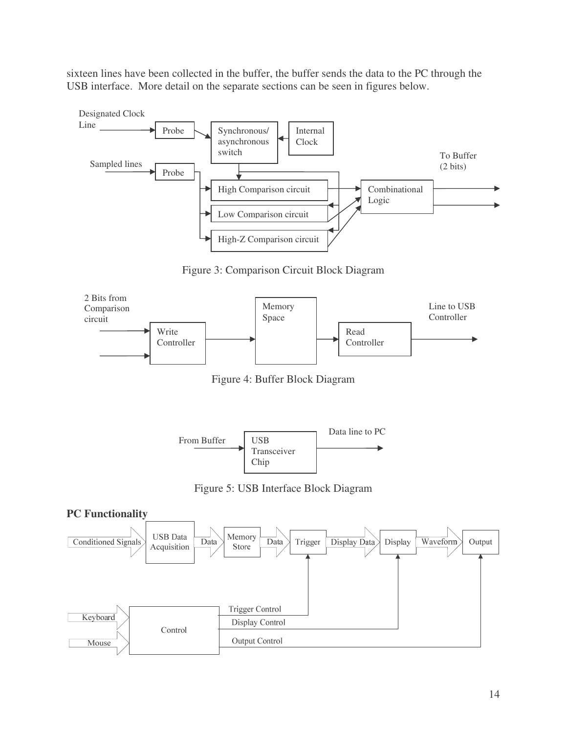sixteen lines have been collected in the buffer, the buffer sends the data to the PC through the USB interface. More detail on the separate sections can be seen in figures below.

Figure 3: Comparison Circuit Block Diagram

Figure 4: Buffer Block Diagram

Figure 5: USB Interface Block Diagram

**PC Functionality**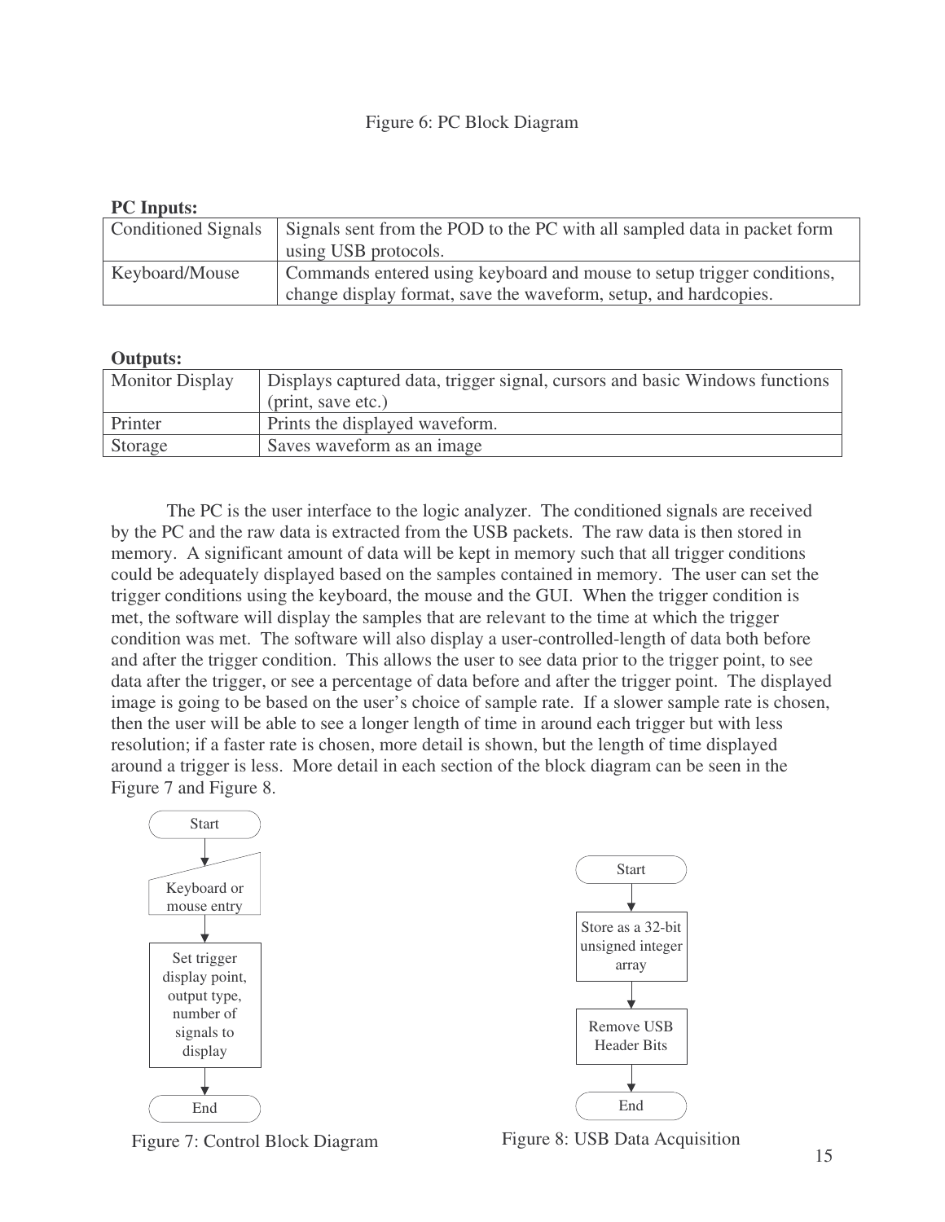Figure 6: PC Block Diagram

**PC Inputs:**

| | |
|---|---|
| Conditioned Signals | Signals sent from the POD to the PC with all sampled data in packet form using USB protocols. |
| Keyboard/Mouse | Commands entered using keyboard and mouse to setup trigger conditions, change display format, save the waveform, setup, and hardcopies. |

**Outputs:**

| | |
|---|---|
| Monitor Display | Displays captured data, trigger signal, cursors and basic Windows functions (print, save etc.) |
| Printer | Prints the displayed waveform. |
| Storage | Saves waveform as an image |

The PC is the user interface to the logic analyzer. The conditioned signals are received by the PC and the raw data is extracted from the USB packets. The raw data is then stored in memory. A significant amount of data will be kept in memory such that all trigger conditions could be adequately displayed based on the samples contained in memory. The user can set the trigger conditions using the keyboard, the mouse and the GUI. When the trigger condition is met, the software will display the samples that are relevant to the time at which the trigger condition was met. The software will also display a user-controlled-length of data both before and after the trigger condition. This allows the user to see data prior to the trigger point, to see data after the trigger, or see a percentage of data before and after the trigger point. The displayed image is going to be based on the user's choice of sample rate. If a slower sample rate is chosen, then the user will be able to see a longer length of time in around each trigger but with less resolution; if a faster rate is chosen, more detail is shown, but the length of time displayed around a trigger is less. More detail in each section of the block diagram can be seen in the Figure 7 and Figure 8.

Start → Keyboard or mouse entry → Set trigger display point, output type, number of signals to display → End

Figure 7: Control Block Diagram

Start → Store as a 32-bit unsigned integer array → Remove USB Header Bits → End

Figure 8: USB Data Acquisition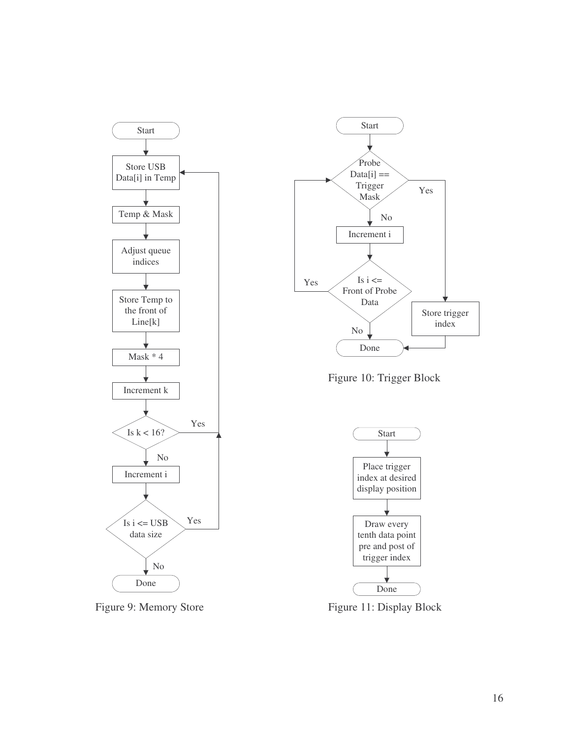Start

Store USB Data[i] in Temp

Temp & Mask

Adjust queue indices

Store Temp to the front of Line[k]

Mask * 4

Increment k

Is k < 16? — Yes / No

Increment i

Is i <= USB data size — Yes / No

Done

Figure 9: Memory Store

Start

Probe Data[i] == Trigger Mask — Yes / No

Increment i

Is i <= Front of Probe Data — Yes / No

Store trigger index

Done

Figure 10: Trigger Block

Start

Place trigger index at desired display position

Draw every tenth data point pre and post of trigger index

Done

Figure 11: Display Block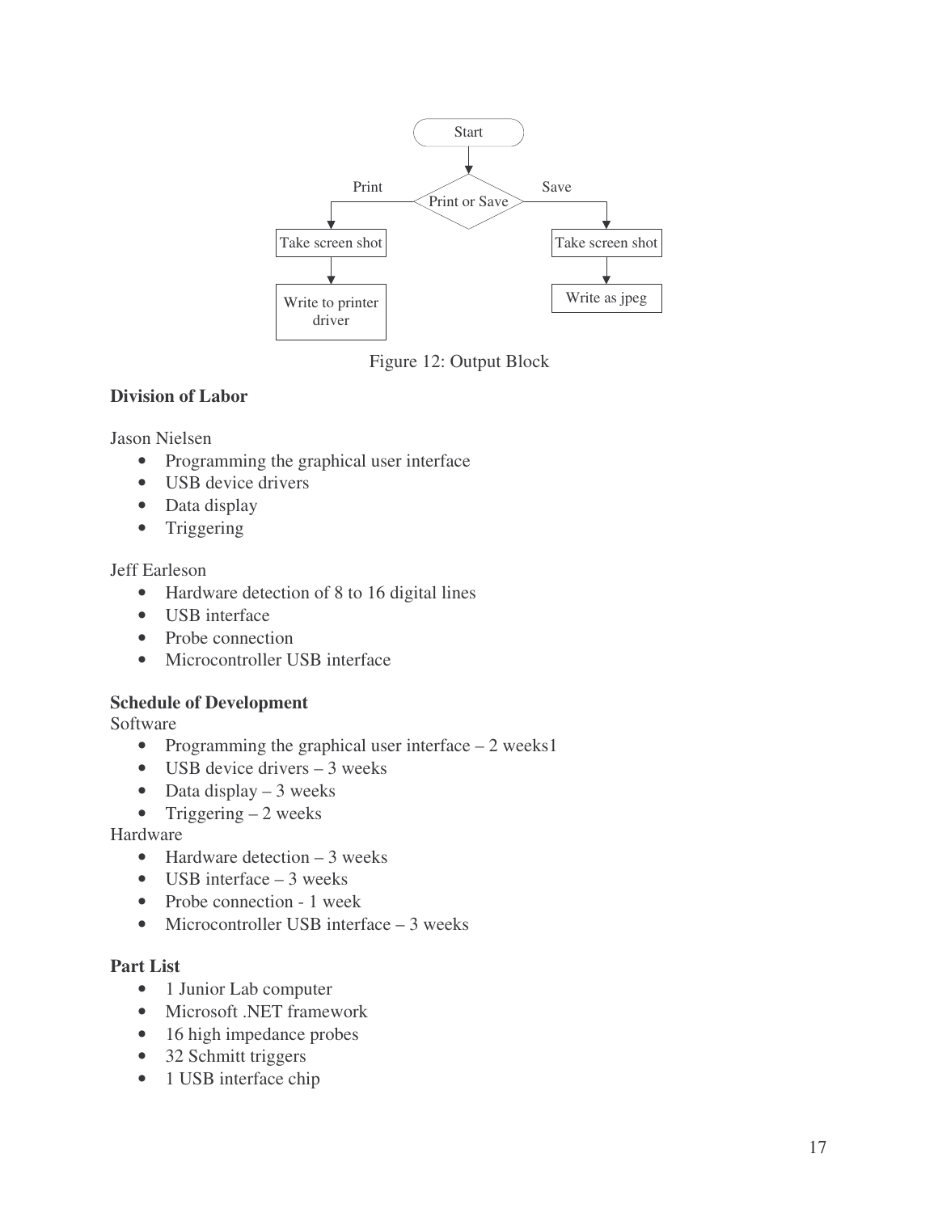Figure 12: Output Block

**Division of Labor**

Jason Nielsen

- Programming the graphical user interface
- USB device drivers
- Data display
- Triggering

Jeff Earleson

- Hardware detection of 8 to 16 digital lines
- USB interface
- Probe connection
- Microcontroller USB interface

**Schedule of Development**

Software

- Programming the graphical user interface – 2 weeks1
- USB device drivers – 3 weeks
- Data display – 3 weeks
- Triggering – 2 weeks

Hardware

- Hardware detection – 3 weeks
- USB interface – 3 weeks
- Probe connection - 1 week
- Microcontroller USB interface – 3 weeks

**Part List**

- 1 Junior Lab computer
- Microsoft .NET framework
- 16 high impedance probes
- 32 Schmitt triggers
- 1 USB interface chip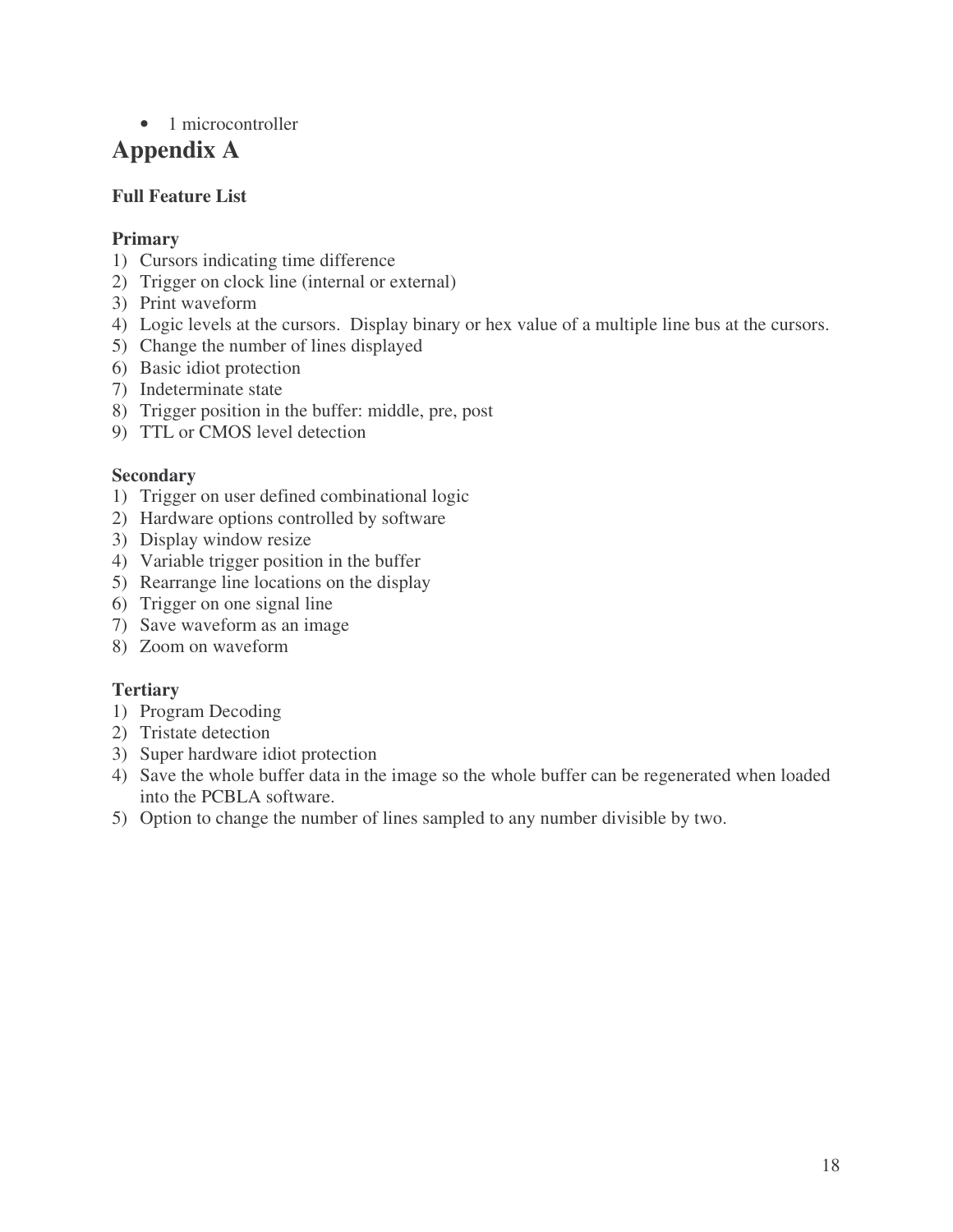- 1 microcontroller

# Appendix A

**Full Feature List**

**Primary**

1) Cursors indicating time difference
2) Trigger on clock line (internal or external)
3) Print waveform
4) Logic levels at the cursors. Display binary or hex value of a multiple line bus at the cursors.
5) Change the number of lines displayed
6) Basic idiot protection
7) Indeterminate state
8) Trigger position in the buffer: middle, pre, post
9) TTL or CMOS level detection

**Secondary**

1) Trigger on user defined combinational logic
2) Hardware options controlled by software
3) Display window resize
4) Variable trigger position in the buffer
5) Rearrange line locations on the display
6) Trigger on one signal line
7) Save waveform as an image
8) Zoom on waveform

**Tertiary**

1) Program Decoding
2) Tristate detection
3) Super hardware idiot protection
4) Save the whole buffer data in the image so the whole buffer can be regenerated when loaded into the PCBLA software.
5) Option to change the number of lines sampled to any number divisible by two.